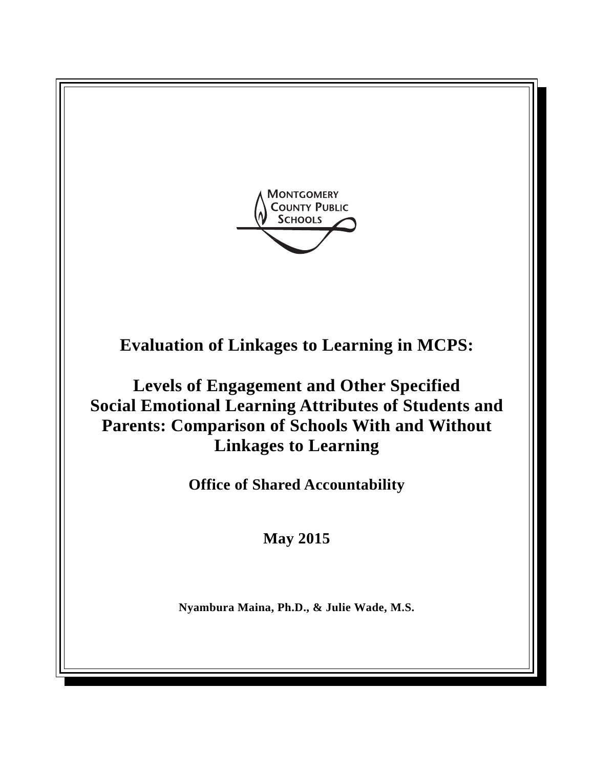MONTGOMERY COUNTY PUBLIC SCHOOLS

# Evaluation of Linkages to Learning in MCPS:

## Levels of Engagement and Other Specified Social Emotional Learning Attributes of Students and Parents: Comparison of Schools With and Without Linkages to Learning

**Office of Shared Accountability**

**May 2015**

**Nyambura Maina, Ph.D., & Julie Wade, M.S.**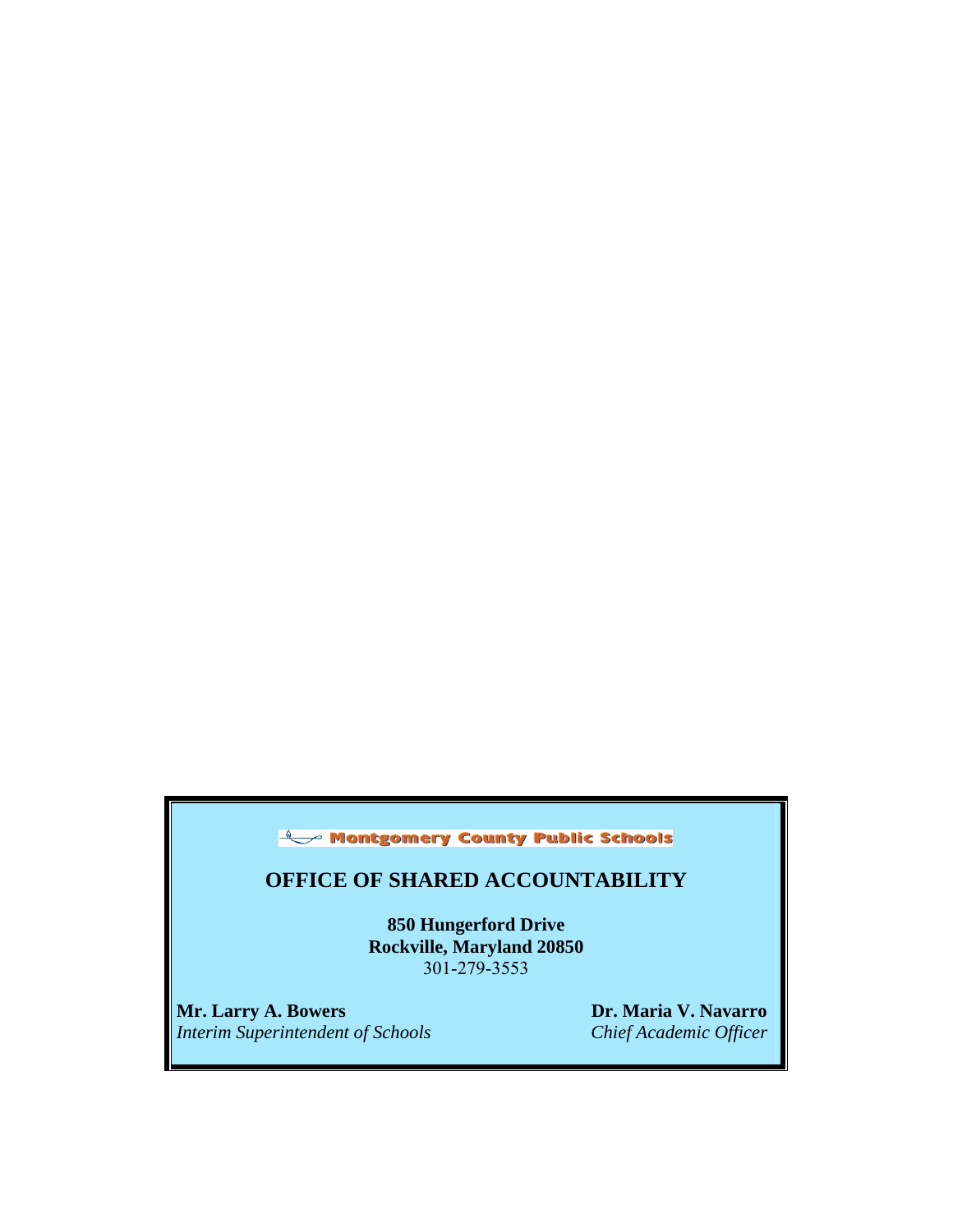Montgomery County Public Schools

## OFFICE OF SHARED ACCOUNTABILITY

**850 Hungerford Drive**
**Rockville, Maryland 20850**
301-279-3553

**Mr. Larry A. Bowers**
*Interim Superintendent of Schools*

**Dr. Maria V. Navarro**
*Chief Academic Officer*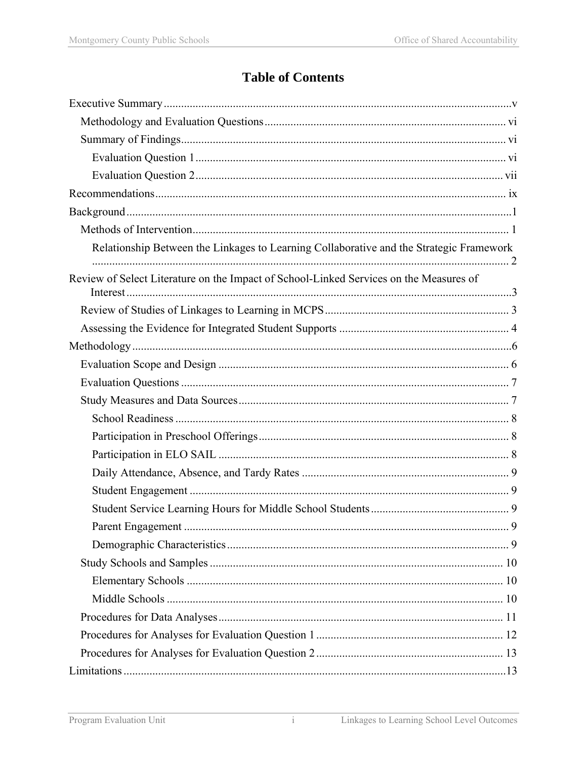# Table of Contents

Executive Summary ........................................................................................................................v

- Methodology and Evaluation Questions ................................................................................... vi
- Summary of Findings ................................................................................................................ vi
  - Evaluation Question 1 ........................................................................................................... vi
  - Evaluation Question 2 .......................................................................................................... vii

Recommendations ......................................................................................................................... ix

Background ....................................................................................................................................1

- Methods of Intervention ............................................................................................................. 1
  - Relationship Between the Linkages to Learning Collaborative and the Strategic Framework ............................................................................................................................................... 2

Review of Select Literature on the Impact of School-Linked Services on the Measures of Interest .....................................................................................................................................3

- Review of Studies of Linkages to Learning in MCPS ............................................................... 3
- Assessing the Evidence for Integrated Student Supports ........................................................... 4

Methodology ..................................................................................................................................6

- Evaluation Scope and Design .................................................................................................... 6
- Evaluation Questions ................................................................................................................. 7
- Study Measures and Data Sources ............................................................................................. 7
  - School Readiness ................................................................................................................... 8
  - Participation in Preschool Offerings ...................................................................................... 8
  - Participation in ELO SAIL .................................................................................................... 8
  - Daily Attendance, Absence, and Tardy Rates ....................................................................... 9
  - Student Engagement .............................................................................................................. 9
  - Student Service Learning Hours for Middle School Students ............................................... 9
  - Parent Engagement ................................................................................................................ 9
  - Demographic Characteristics ................................................................................................. 9
- Study Schools and Samples ..................................................................................................... 10
  - Elementary Schools ............................................................................................................. 10
  - Middle Schools .................................................................................................................... 10
- Procedures for Data Analyses .................................................................................................. 11
- Procedures for Analyses for Evaluation Question 1 ................................................................ 12
- Procedures for Analyses for Evaluation Question 2 ................................................................ 13

Limitations ....................................................................................................................................13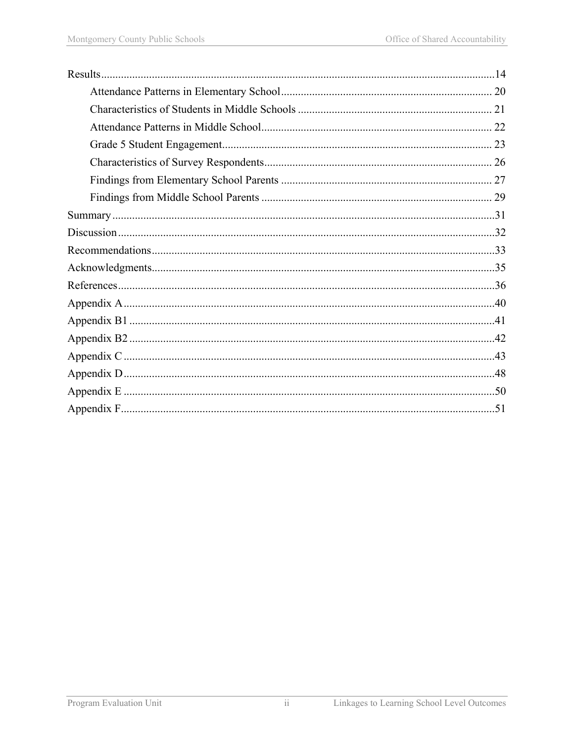Results..........14

- Attendance Patterns in Elementary School..........20
- Characteristics of Students in Middle Schools..........21
- Attendance Patterns in Middle School..........22
- Grade 5 Student Engagement..........23
- Characteristics of Survey Respondents..........26
- Findings from Elementary School Parents..........27
- Findings from Middle School Parents..........29

Summary..........31

Discussion..........32

Recommendations..........33

Acknowledgments..........35

References..........36

Appendix A..........40

Appendix B1..........41

Appendix B2..........42

Appendix C..........43

Appendix D..........48

Appendix E..........50

Appendix F..........51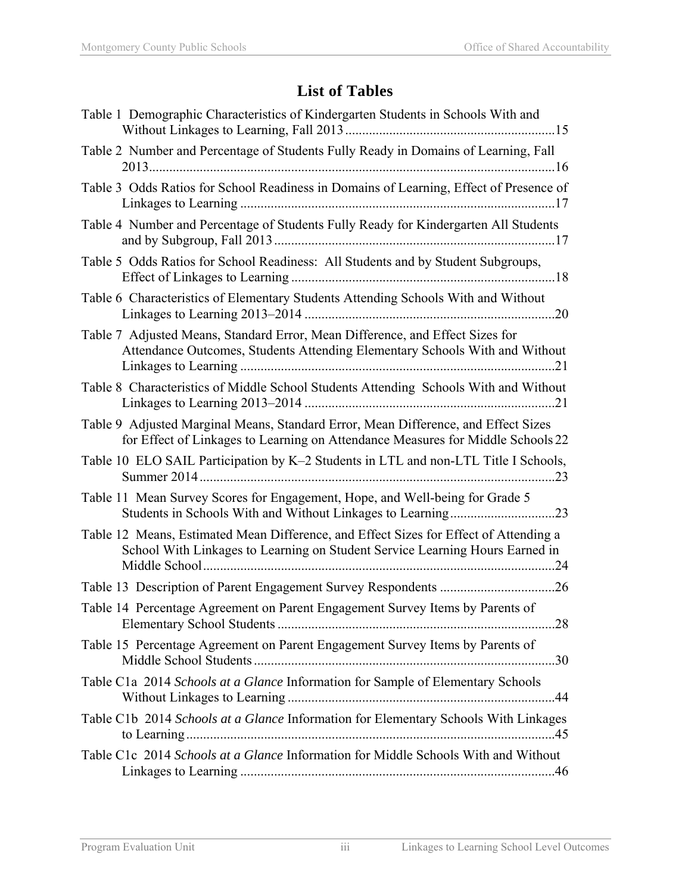# List of Tables

Table 1 Demographic Characteristics of Kindergarten Students in Schools With and Without Linkages to Learning, Fall 2013 .....15

Table 2 Number and Percentage of Students Fully Ready in Domains of Learning, Fall 2013 .....16

Table 3 Odds Ratios for School Readiness in Domains of Learning, Effect of Presence of Linkages to Learning .....17

Table 4 Number and Percentage of Students Fully Ready for Kindergarten All Students and by Subgroup, Fall 2013 .....17

Table 5 Odds Ratios for School Readiness: All Students and by Student Subgroups, Effect of Linkages to Learning .....18

Table 6 Characteristics of Elementary Students Attending Schools With and Without Linkages to Learning 2013–2014 .....20

Table 7 Adjusted Means, Standard Error, Mean Difference, and Effect Sizes for Attendance Outcomes, Students Attending Elementary Schools With and Without Linkages to Learning .....21

Table 8 Characteristics of Middle School Students Attending Schools With and Without Linkages to Learning 2013–2014 .....21

Table 9 Adjusted Marginal Means, Standard Error, Mean Difference, and Effect Sizes for Effect of Linkages to Learning on Attendance Measures for Middle Schools 22

Table 10 ELO SAIL Participation by K–2 Students in LTL and non-LTL Title I Schools, Summer 2014 .....23

Table 11 Mean Survey Scores for Engagement, Hope, and Well-being for Grade 5 Students in Schools With and Without Linkages to Learning .....23

Table 12 Means, Estimated Mean Difference, and Effect Sizes for Effect of Attending a School With Linkages to Learning on Student Service Learning Hours Earned in Middle School .....24

Table 13 Description of Parent Engagement Survey Respondents .....26

Table 14 Percentage Agreement on Parent Engagement Survey Items by Parents of Elementary School Students .....28

Table 15 Percentage Agreement on Parent Engagement Survey Items by Parents of Middle School Students .....30

Table C1a 2014 *Schools at a Glance* Information for Sample of Elementary Schools Without Linkages to Learning .....44

Table C1b 2014 *Schools at a Glance* Information for Elementary Schools With Linkages to Learning .....45

Table C1c 2014 *Schools at a Glance* Information for Middle Schools With and Without Linkages to Learning .....46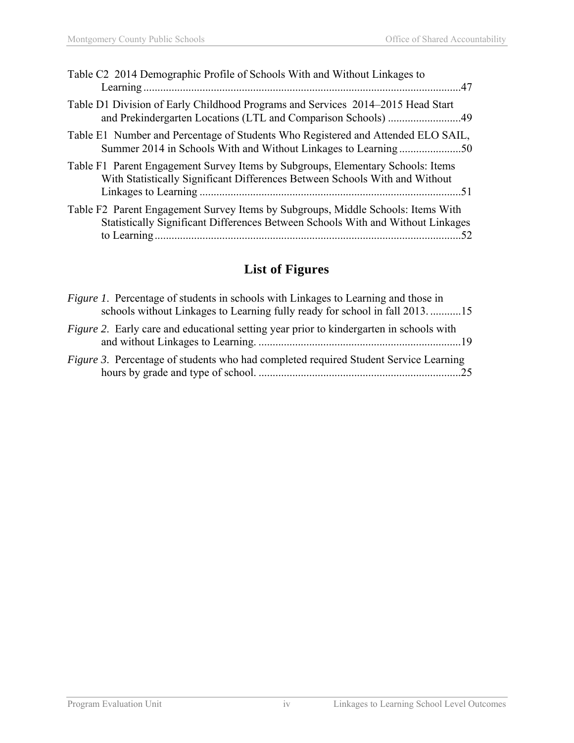Table C2 2014 Demographic Profile of Schools With and Without Linkages to Learning ..................................................................................................................47

Table D1 Division of Early Childhood Programs and Services 2014–2015 Head Start and Prekindergarten Locations (LTL and Comparison Schools) ..........................49

Table E1 Number and Percentage of Students Who Registered and Attended ELO SAIL, Summer 2014 in Schools With and Without Linkages to Learning ......................50

Table F1 Parent Engagement Survey Items by Subgroups, Elementary Schools: Items With Statistically Significant Differences Between Schools With and Without Linkages to Learning ............................................................................................51

Table F2 Parent Engagement Survey Items by Subgroups, Middle Schools: Items With Statistically Significant Differences Between Schools With and Without Linkages to Learning ............................................................................................................52

## List of Figures

*Figure 1*. Percentage of students in schools with Linkages to Learning and those in schools without Linkages to Learning fully ready for school in fall 2013. ...........15

*Figure 2*. Early care and educational setting year prior to kindergarten in schools with and without Linkages to Learning. ........................................................................19

*Figure 3*. Percentage of students who had completed required Student Service Learning hours by grade and type of school. .......................................................................25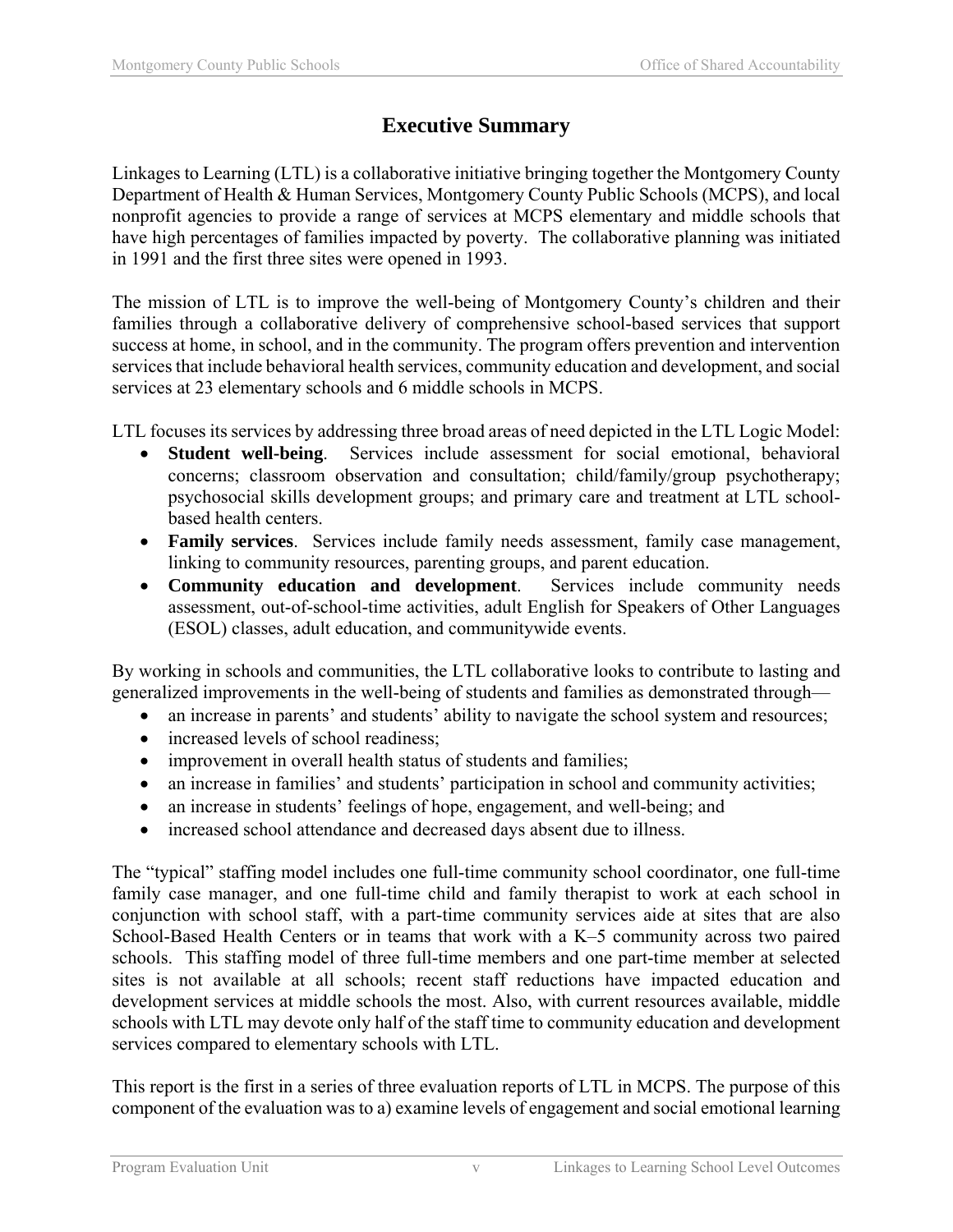# Executive Summary

Linkages to Learning (LTL) is a collaborative initiative bringing together the Montgomery County Department of Health & Human Services, Montgomery County Public Schools (MCPS), and local nonprofit agencies to provide a range of services at MCPS elementary and middle schools that have high percentages of families impacted by poverty. The collaborative planning was initiated in 1991 and the first three sites were opened in 1993.

The mission of LTL is to improve the well-being of Montgomery County's children and their families through a collaborative delivery of comprehensive school-based services that support success at home, in school, and in the community. The program offers prevention and intervention services that include behavioral health services, community education and development, and social services at 23 elementary schools and 6 middle schools in MCPS.

LTL focuses its services by addressing three broad areas of need depicted in the LTL Logic Model:

- **Student well-being**. Services include assessment for social emotional, behavioral concerns; classroom observation and consultation; child/family/group psychotherapy; psychosocial skills development groups; and primary care and treatment at LTL school-based health centers.
- **Family services**. Services include family needs assessment, family case management, linking to community resources, parenting groups, and parent education.
- **Community education and development**. Services include community needs assessment, out-of-school-time activities, adult English for Speakers of Other Languages (ESOL) classes, adult education, and communitywide events.

By working in schools and communities, the LTL collaborative looks to contribute to lasting and generalized improvements in the well-being of students and families as demonstrated through—

- an increase in parents' and students' ability to navigate the school system and resources;
- increased levels of school readiness;
- improvement in overall health status of students and families;
- an increase in families' and students' participation in school and community activities;
- an increase in students' feelings of hope, engagement, and well-being; and
- increased school attendance and decreased days absent due to illness.

The "typical" staffing model includes one full-time community school coordinator, one full-time family case manager, and one full-time child and family therapist to work at each school in conjunction with school staff, with a part-time community services aide at sites that are also School-Based Health Centers or in teams that work with a K–5 community across two paired schools. This staffing model of three full-time members and one part-time member at selected sites is not available at all schools; recent staff reductions have impacted education and development services at middle schools the most. Also, with current resources available, middle schools with LTL may devote only half of the staff time to community education and development services compared to elementary schools with LTL.

This report is the first in a series of three evaluation reports of LTL in MCPS. The purpose of this component of the evaluation was to a) examine levels of engagement and social emotional learning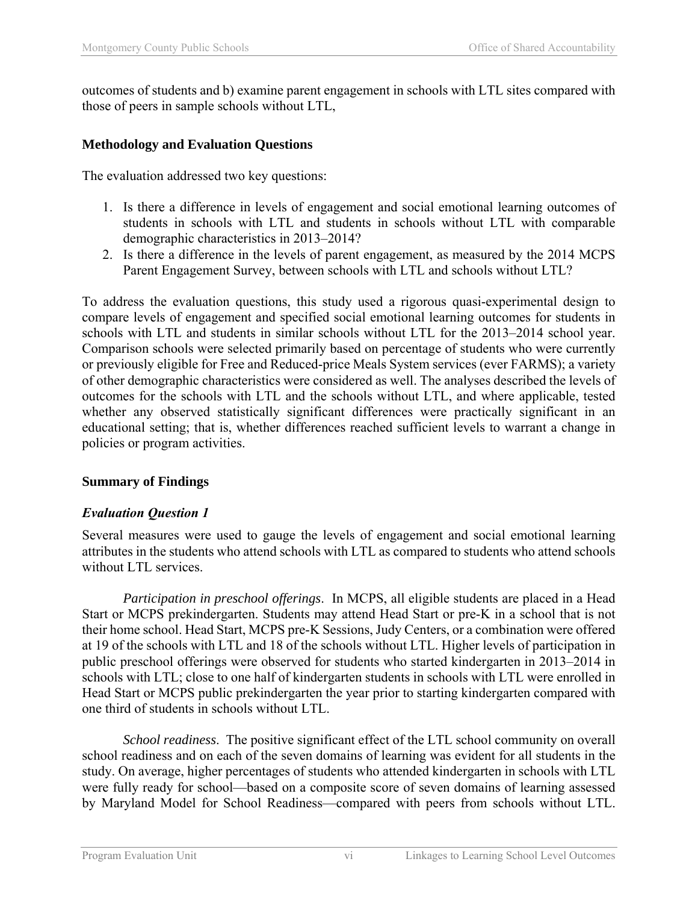outcomes of students and b) examine parent engagement in schools with LTL sites compared with those of peers in sample schools without LTL,

### Methodology and Evaluation Questions

The evaluation addressed two key questions:

1. Is there a difference in levels of engagement and social emotional learning outcomes of students in schools with LTL and students in schools without LTL with comparable demographic characteristics in 2013–2014?
2. Is there a difference in the levels of parent engagement, as measured by the 2014 MCPS Parent Engagement Survey, between schools with LTL and schools without LTL?

To address the evaluation questions, this study used a rigorous quasi-experimental design to compare levels of engagement and specified social emotional learning outcomes for students in schools with LTL and students in similar schools without LTL for the 2013–2014 school year. Comparison schools were selected primarily based on percentage of students who were currently or previously eligible for Free and Reduced-price Meals System services (ever FARMS); a variety of other demographic characteristics were considered as well. The analyses described the levels of outcomes for the schools with LTL and the schools without LTL, and where applicable, tested whether any observed statistically significant differences were practically significant in an educational setting; that is, whether differences reached sufficient levels to warrant a change in policies or program activities.

### Summary of Findings

#### *Evaluation Question 1*

Several measures were used to gauge the levels of engagement and social emotional learning attributes in the students who attend schools with LTL as compared to students who attend schools without LTL services.

*Participation in preschool offerings*. In MCPS, all eligible students are placed in a Head Start or MCPS prekindergarten. Students may attend Head Start or pre-K in a school that is not their home school. Head Start, MCPS pre-K Sessions, Judy Centers, or a combination were offered at 19 of the schools with LTL and 18 of the schools without LTL. Higher levels of participation in public preschool offerings were observed for students who started kindergarten in 2013–2014 in schools with LTL; close to one half of kindergarten students in schools with LTL were enrolled in Head Start or MCPS public prekindergarten the year prior to starting kindergarten compared with one third of students in schools without LTL.

*School readiness*. The positive significant effect of the LTL school community on overall school readiness and on each of the seven domains of learning was evident for all students in the study. On average, higher percentages of students who attended kindergarten in schools with LTL were fully ready for school—based on a composite score of seven domains of learning assessed by Maryland Model for School Readiness—compared with peers from schools without LTL.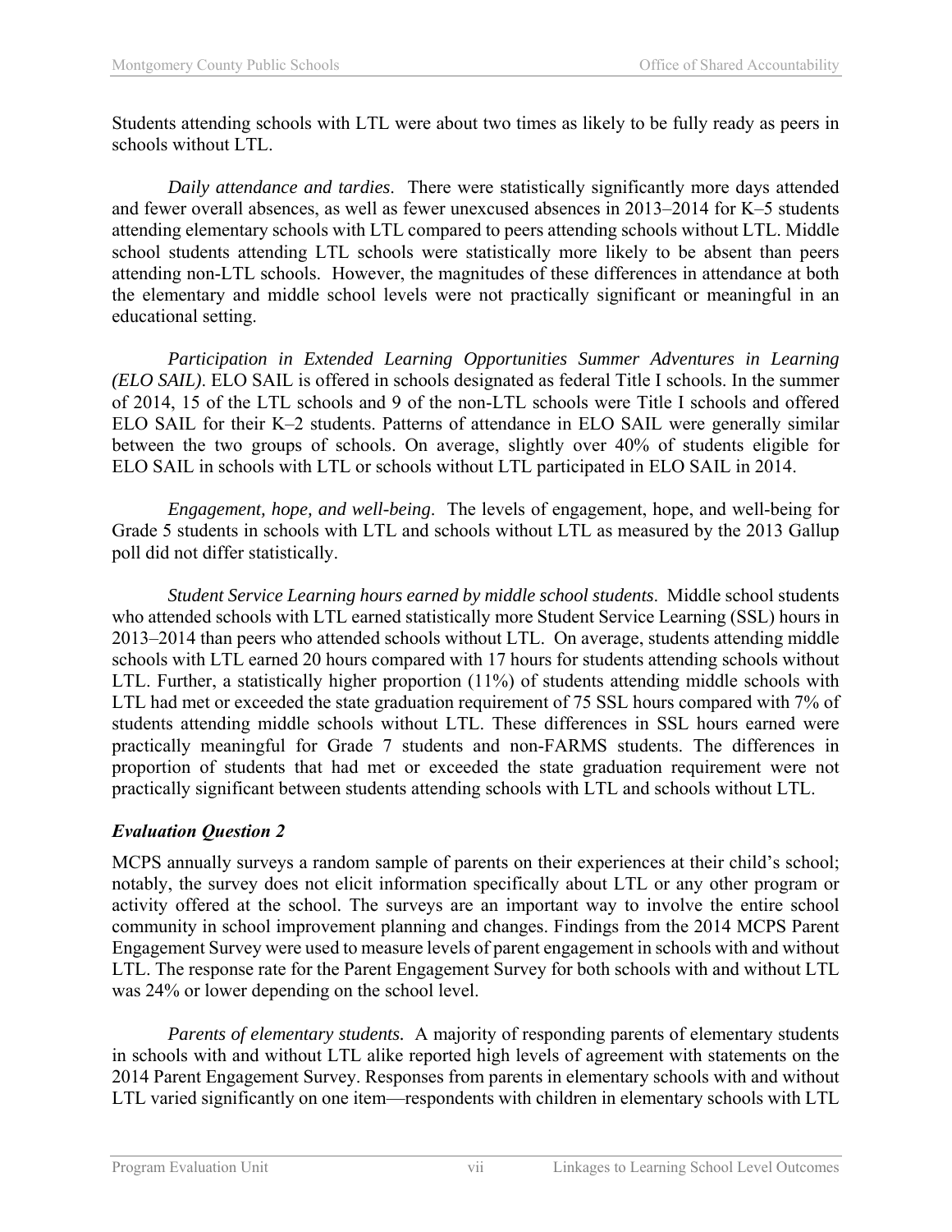Students attending schools with LTL were about two times as likely to be fully ready as peers in schools without LTL.

*Daily attendance and tardies*. There were statistically significantly more days attended and fewer overall absences, as well as fewer unexcused absences in 2013–2014 for K–5 students attending elementary schools with LTL compared to peers attending schools without LTL. Middle school students attending LTL schools were statistically more likely to be absent than peers attending non-LTL schools. However, the magnitudes of these differences in attendance at both the elementary and middle school levels were not practically significant or meaningful in an educational setting.

*Participation in Extended Learning Opportunities Summer Adventures in Learning (ELO SAIL)*. ELO SAIL is offered in schools designated as federal Title I schools. In the summer of 2014, 15 of the LTL schools and 9 of the non-LTL schools were Title I schools and offered ELO SAIL for their K–2 students. Patterns of attendance in ELO SAIL were generally similar between the two groups of schools. On average, slightly over 40% of students eligible for ELO SAIL in schools with LTL or schools without LTL participated in ELO SAIL in 2014.

*Engagement, hope, and well-being*. The levels of engagement, hope, and well-being for Grade 5 students in schools with LTL and schools without LTL as measured by the 2013 Gallup poll did not differ statistically.

*Student Service Learning hours earned by middle school students*. Middle school students who attended schools with LTL earned statistically more Student Service Learning (SSL) hours in 2013–2014 than peers who attended schools without LTL. On average, students attending middle schools with LTL earned 20 hours compared with 17 hours for students attending schools without LTL. Further, a statistically higher proportion (11%) of students attending middle schools with LTL had met or exceeded the state graduation requirement of 75 SSL hours compared with 7% of students attending middle schools without LTL. These differences in SSL hours earned were practically meaningful for Grade 7 students and non-FARMS students. The differences in proportion of students that had met or exceeded the state graduation requirement were not practically significant between students attending schools with LTL and schools without LTL.

### *Evaluation Question 2*

MCPS annually surveys a random sample of parents on their experiences at their child's school; notably, the survey does not elicit information specifically about LTL or any other program or activity offered at the school. The surveys are an important way to involve the entire school community in school improvement planning and changes. Findings from the 2014 MCPS Parent Engagement Survey were used to measure levels of parent engagement in schools with and without LTL. The response rate for the Parent Engagement Survey for both schools with and without LTL was 24% or lower depending on the school level.

*Parents of elementary students.* A majority of responding parents of elementary students in schools with and without LTL alike reported high levels of agreement with statements on the 2014 Parent Engagement Survey. Responses from parents in elementary schools with and without LTL varied significantly on one item—respondents with children in elementary schools with LTL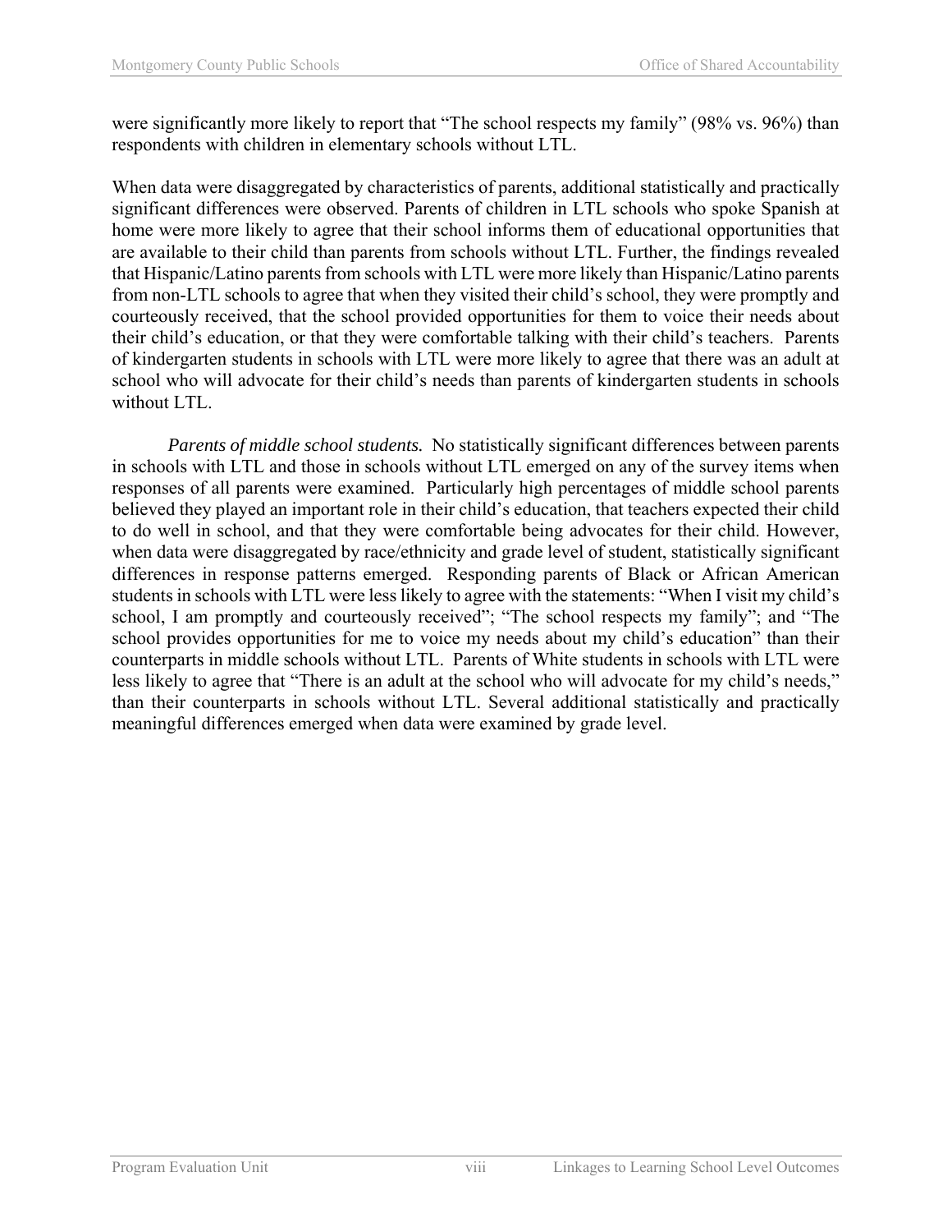were significantly more likely to report that “The school respects my family” (98% vs. 96%) than respondents with children in elementary schools without LTL.

When data were disaggregated by characteristics of parents, additional statistically and practically significant differences were observed. Parents of children in LTL schools who spoke Spanish at home were more likely to agree that their school informs them of educational opportunities that are available to their child than parents from schools without LTL. Further, the findings revealed that Hispanic/Latino parents from schools with LTL were more likely than Hispanic/Latino parents from non-LTL schools to agree that when they visited their child’s school, they were promptly and courteously received, that the school provided opportunities for them to voice their needs about their child’s education, or that they were comfortable talking with their child’s teachers. Parents of kindergarten students in schools with LTL were more likely to agree that there was an adult at school who will advocate for their child’s needs than parents of kindergarten students in schools without LTL.

*Parents of middle school students.* No statistically significant differences between parents in schools with LTL and those in schools without LTL emerged on any of the survey items when responses of all parents were examined. Particularly high percentages of middle school parents believed they played an important role in their child’s education, that teachers expected their child to do well in school, and that they were comfortable being advocates for their child. However, when data were disaggregated by race/ethnicity and grade level of student, statistically significant differences in response patterns emerged. Responding parents of Black or African American students in schools with LTL were less likely to agree with the statements: “When I visit my child’s school, I am promptly and courteously received”; “The school respects my family”; and “The school provides opportunities for me to voice my needs about my child’s education” than their counterparts in middle schools without LTL. Parents of White students in schools with LTL were less likely to agree that “There is an adult at the school who will advocate for my child’s needs,” than their counterparts in schools without LTL. Several additional statistically and practically meaningful differences emerged when data were examined by grade level.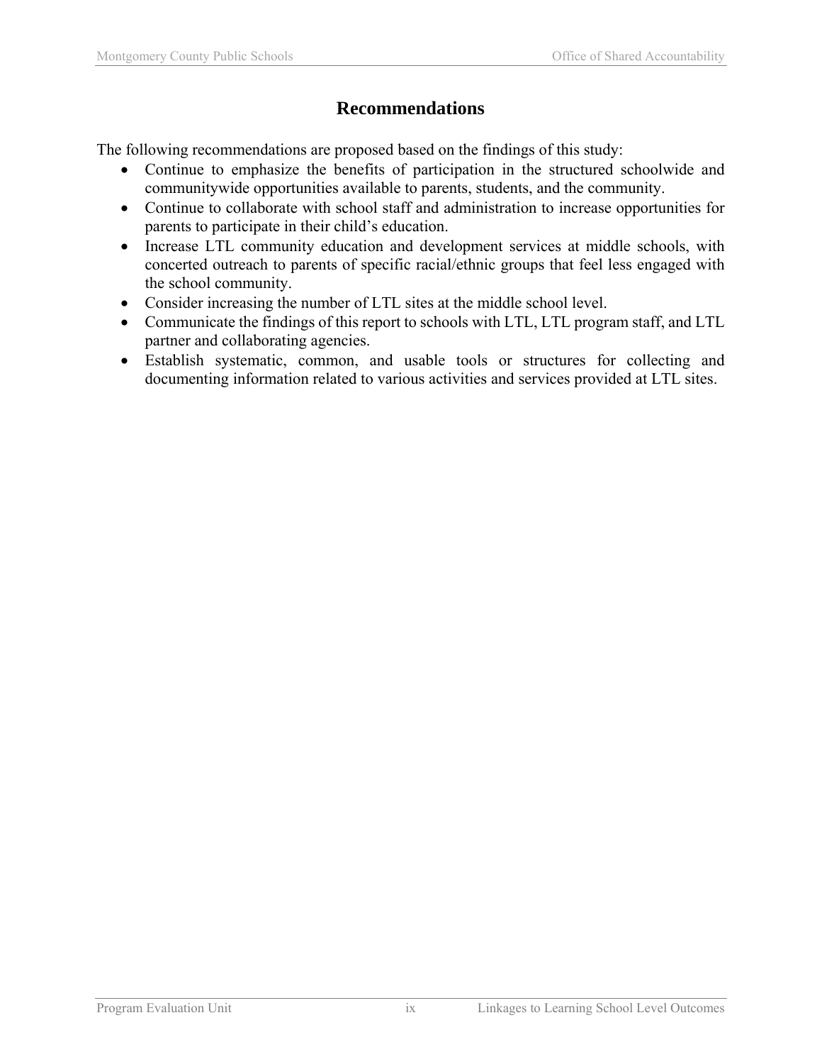# Recommendations

The following recommendations are proposed based on the findings of this study:

- Continue to emphasize the benefits of participation in the structured schoolwide and communitywide opportunities available to parents, students, and the community.
- Continue to collaborate with school staff and administration to increase opportunities for parents to participate in their child's education.
- Increase LTL community education and development services at middle schools, with concerted outreach to parents of specific racial/ethnic groups that feel less engaged with the school community.
- Consider increasing the number of LTL sites at the middle school level.
- Communicate the findings of this report to schools with LTL, LTL program staff, and LTL partner and collaborating agencies.
- Establish systematic, common, and usable tools or structures for collecting and documenting information related to various activities and services provided at LTL sites.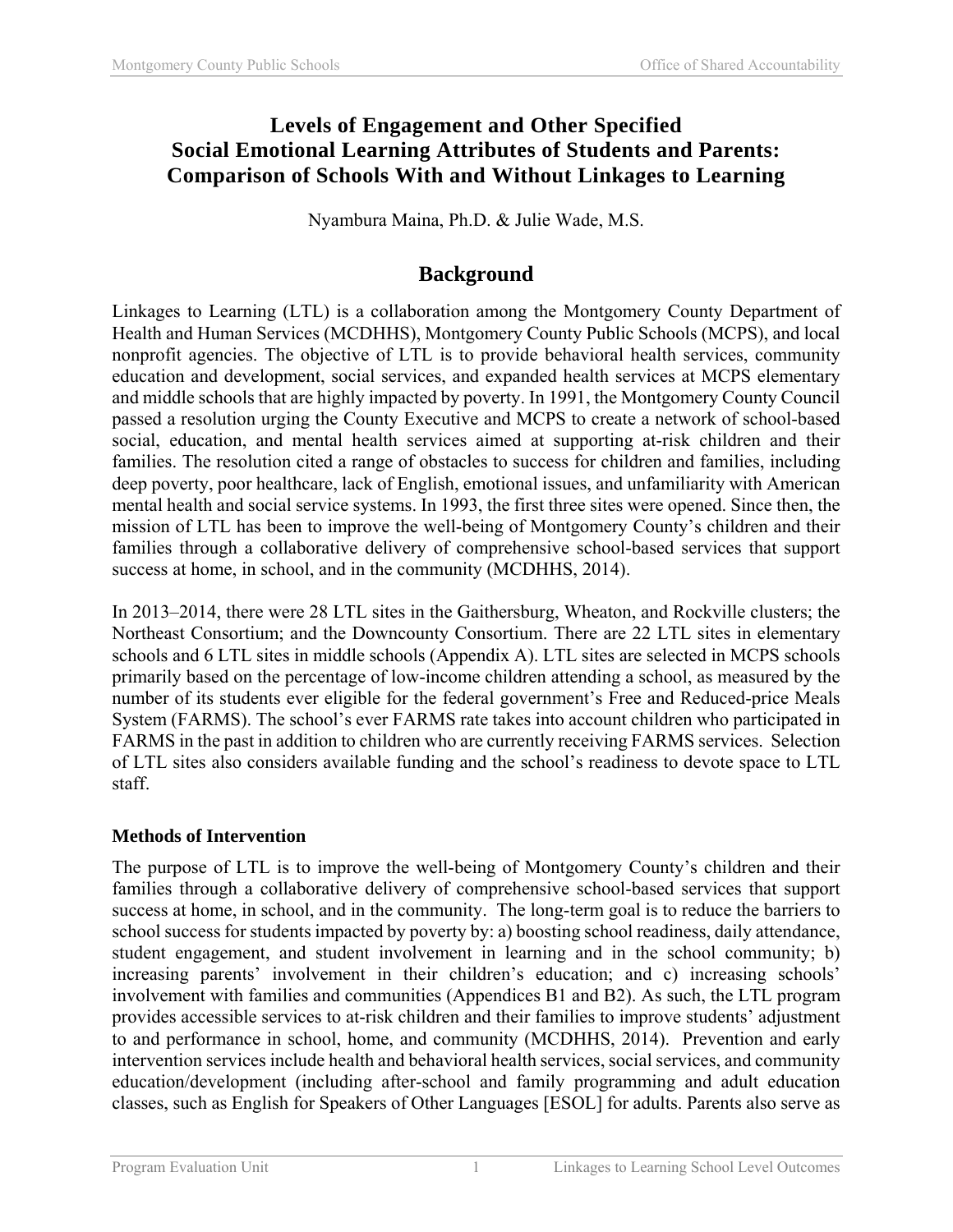# Levels of Engagement and Other Specified Social Emotional Learning Attributes of Students and Parents: Comparison of Schools With and Without Linkages to Learning

Nyambura Maina, Ph.D. & Julie Wade, M.S.

## Background

Linkages to Learning (LTL) is a collaboration among the Montgomery County Department of Health and Human Services (MCDHHS), Montgomery County Public Schools (MCPS), and local nonprofit agencies. The objective of LTL is to provide behavioral health services, community education and development, social services, and expanded health services at MCPS elementary and middle schools that are highly impacted by poverty. In 1991, the Montgomery County Council passed a resolution urging the County Executive and MCPS to create a network of school-based social, education, and mental health services aimed at supporting at-risk children and their families. The resolution cited a range of obstacles to success for children and families, including deep poverty, poor healthcare, lack of English, emotional issues, and unfamiliarity with American mental health and social service systems. In 1993, the first three sites were opened. Since then, the mission of LTL has been to improve the well-being of Montgomery County's children and their families through a collaborative delivery of comprehensive school-based services that support success at home, in school, and in the community (MCDHHS, 2014).

In 2013–2014, there were 28 LTL sites in the Gaithersburg, Wheaton, and Rockville clusters; the Northeast Consortium; and the Downcounty Consortium. There are 22 LTL sites in elementary schools and 6 LTL sites in middle schools (Appendix A). LTL sites are selected in MCPS schools primarily based on the percentage of low-income children attending a school, as measured by the number of its students ever eligible for the federal government's Free and Reduced-price Meals System (FARMS). The school's ever FARMS rate takes into account children who participated in FARMS in the past in addition to children who are currently receiving FARMS services. Selection of LTL sites also considers available funding and the school's readiness to devote space to LTL staff.

### Methods of Intervention

The purpose of LTL is to improve the well-being of Montgomery County's children and their families through a collaborative delivery of comprehensive school-based services that support success at home, in school, and in the community. The long-term goal is to reduce the barriers to school success for students impacted by poverty by: a) boosting school readiness, daily attendance, student engagement, and student involvement in learning and in the school community; b) increasing parents' involvement in their children's education; and c) increasing schools' involvement with families and communities (Appendices B1 and B2). As such, the LTL program provides accessible services to at-risk children and their families to improve students' adjustment to and performance in school, home, and community (MCDHHS, 2014). Prevention and early intervention services include health and behavioral health services, social services, and community education/development (including after-school and family programming and adult education classes, such as English for Speakers of Other Languages [ESOL] for adults. Parents also serve as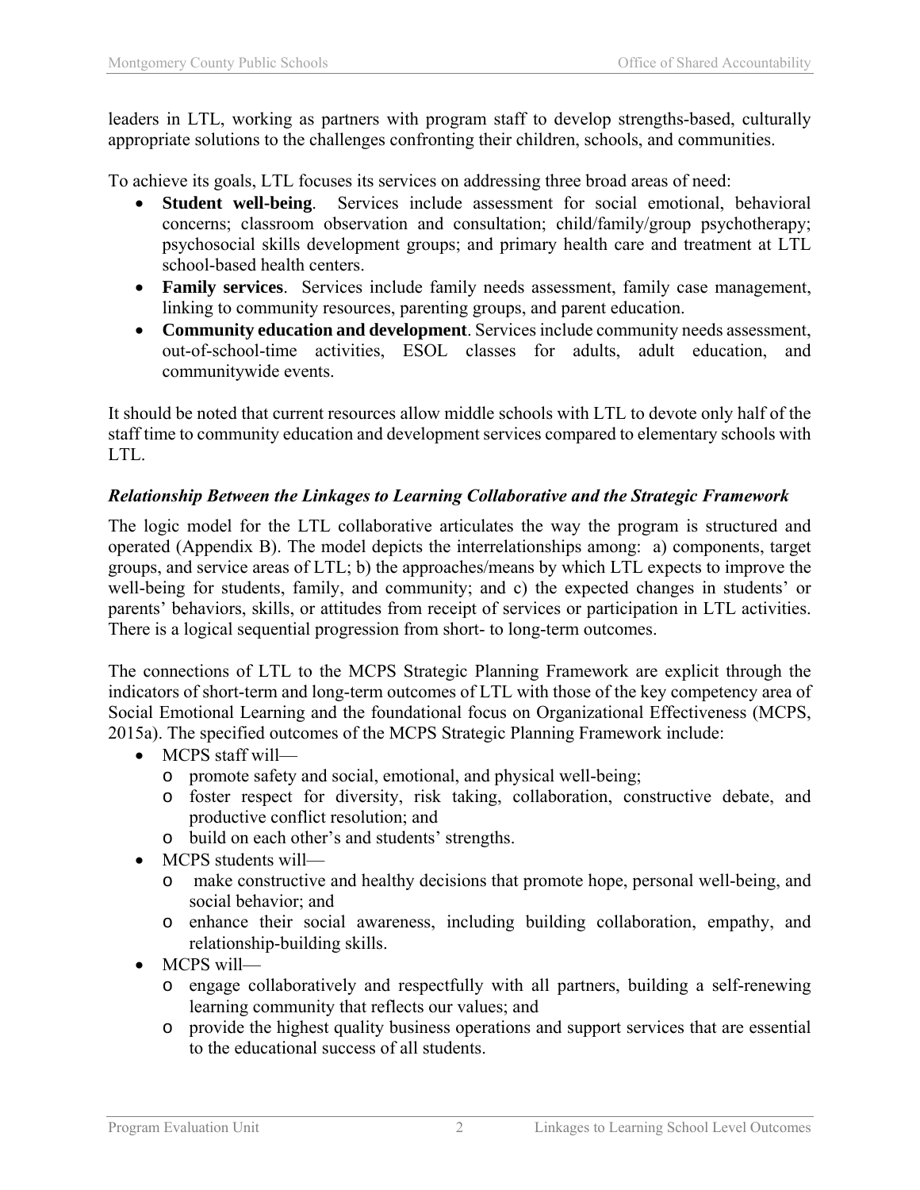leaders in LTL, working as partners with program staff to develop strengths-based, culturally appropriate solutions to the challenges confronting their children, schools, and communities.

To achieve its goals, LTL focuses its services on addressing three broad areas of need:

- **Student well-being**. Services include assessment for social emotional, behavioral concerns; classroom observation and consultation; child/family/group psychotherapy; psychosocial skills development groups; and primary health care and treatment at LTL school-based health centers.
- **Family services**. Services include family needs assessment, family case management, linking to community resources, parenting groups, and parent education.
- **Community education and development**. Services include community needs assessment, out-of-school-time activities, ESOL classes for adults, adult education, and communitywide events.

It should be noted that current resources allow middle schools with LTL to devote only half of the staff time to community education and development services compared to elementary schools with LTL.

### *Relationship Between the Linkages to Learning Collaborative and the Strategic Framework*

The logic model for the LTL collaborative articulates the way the program is structured and operated (Appendix B). The model depicts the interrelationships among: a) components, target groups, and service areas of LTL; b) the approaches/means by which LTL expects to improve the well-being for students, family, and community; and c) the expected changes in students' or parents' behaviors, skills, or attitudes from receipt of services or participation in LTL activities. There is a logical sequential progression from short- to long-term outcomes.

The connections of LTL to the MCPS Strategic Planning Framework are explicit through the indicators of short-term and long-term outcomes of LTL with those of the key competency area of Social Emotional Learning and the foundational focus on Organizational Effectiveness (MCPS, 2015a). The specified outcomes of the MCPS Strategic Planning Framework include:

- MCPS staff will—
  - promote safety and social, emotional, and physical well-being;
  - foster respect for diversity, risk taking, collaboration, constructive debate, and productive conflict resolution; and
  - build on each other's and students' strengths.
- MCPS students will—
  - make constructive and healthy decisions that promote hope, personal well-being, and social behavior; and
  - enhance their social awareness, including building collaboration, empathy, and relationship-building skills.
- MCPS will—
  - engage collaboratively and respectfully with all partners, building a self-renewing learning community that reflects our values; and
  - provide the highest quality business operations and support services that are essential to the educational success of all students.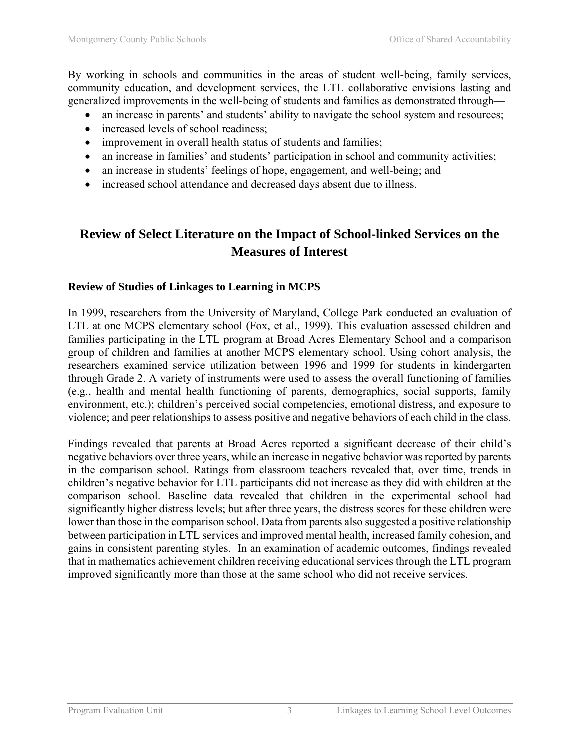By working in schools and communities in the areas of student well-being, family services, community education, and development services, the LTL collaborative envisions lasting and generalized improvements in the well-being of students and families as demonstrated through—

- an increase in parents' and students' ability to navigate the school system and resources;
- increased levels of school readiness;
- improvement in overall health status of students and families;
- an increase in families' and students' participation in school and community activities;
- an increase in students' feelings of hope, engagement, and well-being; and
- increased school attendance and decreased days absent due to illness.

## Review of Select Literature on the Impact of School-linked Services on the Measures of Interest

### Review of Studies of Linkages to Learning in MCPS

In 1999, researchers from the University of Maryland, College Park conducted an evaluation of LTL at one MCPS elementary school (Fox, et al., 1999). This evaluation assessed children and families participating in the LTL program at Broad Acres Elementary School and a comparison group of children and families at another MCPS elementary school. Using cohort analysis, the researchers examined service utilization between 1996 and 1999 for students in kindergarten through Grade 2. A variety of instruments were used to assess the overall functioning of families (e.g., health and mental health functioning of parents, demographics, social supports, family environment, etc.); children's perceived social competencies, emotional distress, and exposure to violence; and peer relationships to assess positive and negative behaviors of each child in the class.

Findings revealed that parents at Broad Acres reported a significant decrease of their child's negative behaviors over three years, while an increase in negative behavior was reported by parents in the comparison school. Ratings from classroom teachers revealed that, over time, trends in children's negative behavior for LTL participants did not increase as they did with children at the comparison school. Baseline data revealed that children in the experimental school had significantly higher distress levels; but after three years, the distress scores for these children were lower than those in the comparison school. Data from parents also suggested a positive relationship between participation in LTL services and improved mental health, increased family cohesion, and gains in consistent parenting styles. In an examination of academic outcomes, findings revealed that in mathematics achievement children receiving educational services through the LTL program improved significantly more than those at the same school who did not receive services.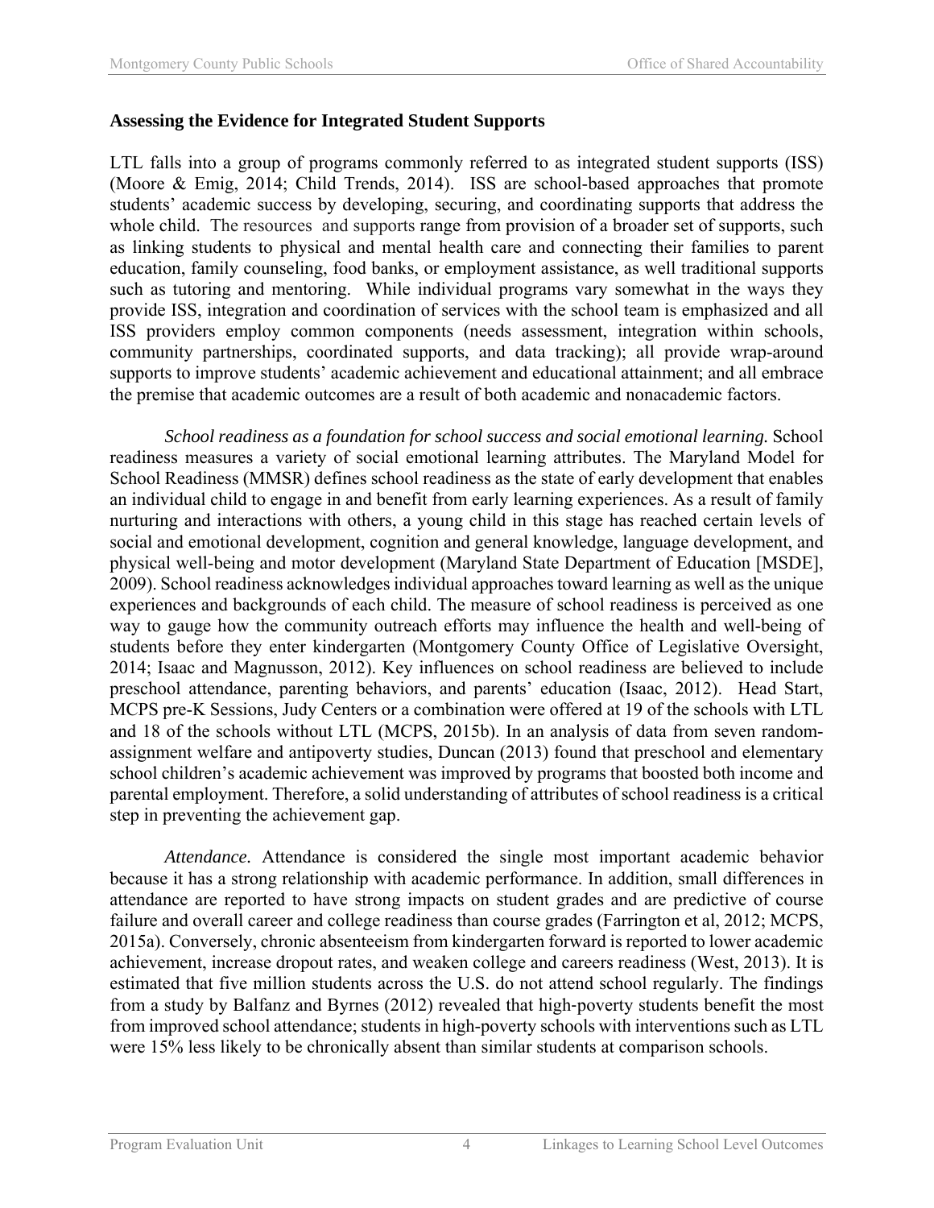**Assessing the Evidence for Integrated Student Supports**

LTL falls into a group of programs commonly referred to as integrated student supports (ISS) (Moore & Emig, 2014; Child Trends, 2014). ISS are school-based approaches that promote students' academic success by developing, securing, and coordinating supports that address the whole child. The resources and supports range from provision of a broader set of supports, such as linking students to physical and mental health care and connecting their families to parent education, family counseling, food banks, or employment assistance, as well traditional supports such as tutoring and mentoring. While individual programs vary somewhat in the ways they provide ISS, integration and coordination of services with the school team is emphasized and all ISS providers employ common components (needs assessment, integration within schools, community partnerships, coordinated supports, and data tracking); all provide wrap-around supports to improve students' academic achievement and educational attainment; and all embrace the premise that academic outcomes are a result of both academic and nonacademic factors.

*School readiness as a foundation for school success and social emotional learning.* School readiness measures a variety of social emotional learning attributes. The Maryland Model for School Readiness (MMSR) defines school readiness as the state of early development that enables an individual child to engage in and benefit from early learning experiences. As a result of family nurturing and interactions with others, a young child in this stage has reached certain levels of social and emotional development, cognition and general knowledge, language development, and physical well-being and motor development (Maryland State Department of Education [MSDE], 2009). School readiness acknowledges individual approaches toward learning as well as the unique experiences and backgrounds of each child. The measure of school readiness is perceived as one way to gauge how the community outreach efforts may influence the health and well-being of students before they enter kindergarten (Montgomery County Office of Legislative Oversight, 2014; Isaac and Magnusson, 2012). Key influences on school readiness are believed to include preschool attendance, parenting behaviors, and parents' education (Isaac, 2012). Head Start, MCPS pre-K Sessions, Judy Centers or a combination were offered at 19 of the schools with LTL and 18 of the schools without LTL (MCPS, 2015b). In an analysis of data from seven random-assignment welfare and antipoverty studies, Duncan (2013) found that preschool and elementary school children's academic achievement was improved by programs that boosted both income and parental employment. Therefore, a solid understanding of attributes of school readiness is a critical step in preventing the achievement gap.

*Attendance.* Attendance is considered the single most important academic behavior because it has a strong relationship with academic performance. In addition, small differences in attendance are reported to have strong impacts on student grades and are predictive of course failure and overall career and college readiness than course grades (Farrington et al, 2012; MCPS, 2015a). Conversely, chronic absenteeism from kindergarten forward is reported to lower academic achievement, increase dropout rates, and weaken college and careers readiness (West, 2013). It is estimated that five million students across the U.S. do not attend school regularly. The findings from a study by Balfanz and Byrnes (2012) revealed that high-poverty students benefit the most from improved school attendance; students in high-poverty schools with interventions such as LTL were 15% less likely to be chronically absent than similar students at comparison schools.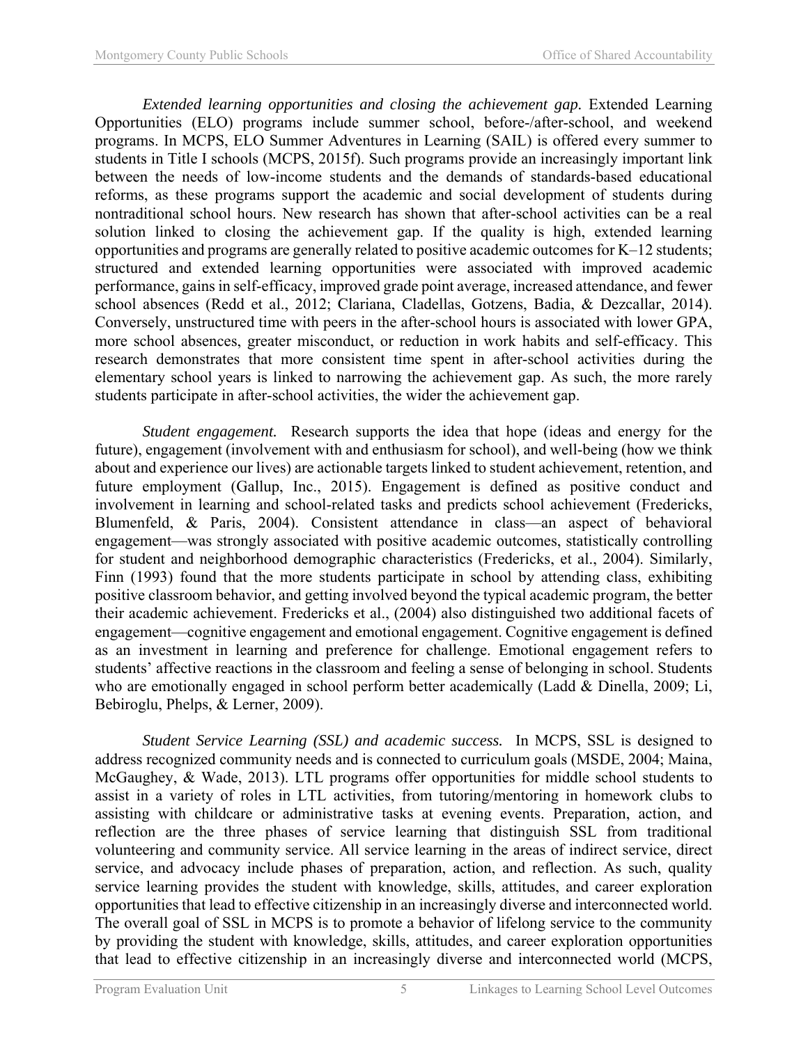*Extended learning opportunities and closing the achievement gap.* Extended Learning Opportunities (ELO) programs include summer school, before-/after-school, and weekend programs. In MCPS, ELO Summer Adventures in Learning (SAIL) is offered every summer to students in Title I schools (MCPS, 2015f). Such programs provide an increasingly important link between the needs of low-income students and the demands of standards-based educational reforms, as these programs support the academic and social development of students during nontraditional school hours. New research has shown that after-school activities can be a real solution linked to closing the achievement gap. If the quality is high, extended learning opportunities and programs are generally related to positive academic outcomes for K–12 students; structured and extended learning opportunities were associated with improved academic performance, gains in self-efficacy, improved grade point average, increased attendance, and fewer school absences (Redd et al., 2012; Clariana, Cladellas, Gotzens, Badia, & Dezcallar, 2014). Conversely, unstructured time with peers in the after-school hours is associated with lower GPA, more school absences, greater misconduct, or reduction in work habits and self-efficacy. This research demonstrates that more consistent time spent in after-school activities during the elementary school years is linked to narrowing the achievement gap. As such, the more rarely students participate in after-school activities, the wider the achievement gap.

*Student engagement.* Research supports the idea that hope (ideas and energy for the future), engagement (involvement with and enthusiasm for school), and well-being (how we think about and experience our lives) are actionable targets linked to student achievement, retention, and future employment (Gallup, Inc., 2015). Engagement is defined as positive conduct and involvement in learning and school-related tasks and predicts school achievement (Fredericks, Blumenfeld, & Paris, 2004). Consistent attendance in class—an aspect of behavioral engagement—was strongly associated with positive academic outcomes, statistically controlling for student and neighborhood demographic characteristics (Fredericks, et al., 2004). Similarly, Finn (1993) found that the more students participate in school by attending class, exhibiting positive classroom behavior, and getting involved beyond the typical academic program, the better their academic achievement. Fredericks et al., (2004) also distinguished two additional facets of engagement—cognitive engagement and emotional engagement. Cognitive engagement is defined as an investment in learning and preference for challenge. Emotional engagement refers to students' affective reactions in the classroom and feeling a sense of belonging in school. Students who are emotionally engaged in school perform better academically (Ladd & Dinella, 2009; Li, Bebiroglu, Phelps, & Lerner, 2009).

*Student Service Learning (SSL) and academic success.* In MCPS, SSL is designed to address recognized community needs and is connected to curriculum goals (MSDE, 2004; Maina, McGaughey, & Wade, 2013). LTL programs offer opportunities for middle school students to assist in a variety of roles in LTL activities, from tutoring/mentoring in homework clubs to assisting with childcare or administrative tasks at evening events. Preparation, action, and reflection are the three phases of service learning that distinguish SSL from traditional volunteering and community service. All service learning in the areas of indirect service, direct service, and advocacy include phases of preparation, action, and reflection. As such, quality service learning provides the student with knowledge, skills, attitudes, and career exploration opportunities that lead to effective citizenship in an increasingly diverse and interconnected world. The overall goal of SSL in MCPS is to promote a behavior of lifelong service to the community by providing the student with knowledge, skills, attitudes, and career exploration opportunities that lead to effective citizenship in an increasingly diverse and interconnected world (MCPS,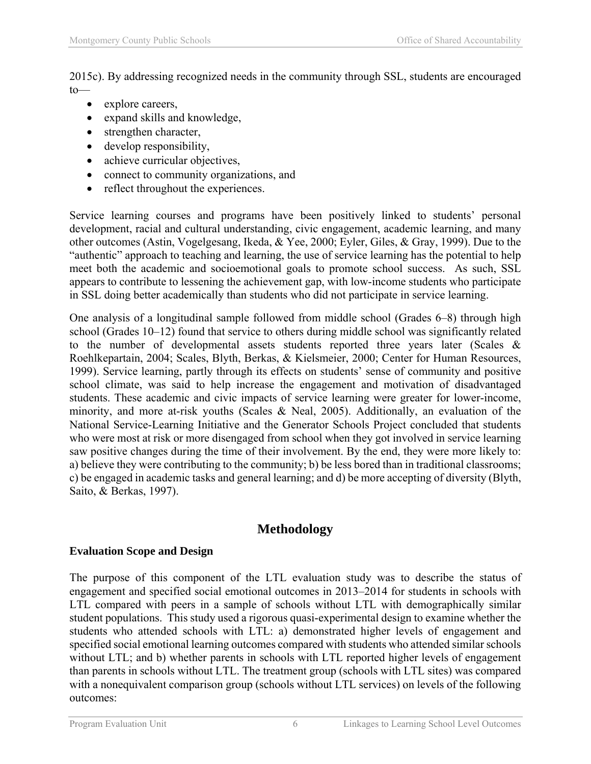2015c). By addressing recognized needs in the community through SSL, students are encouraged to—

- explore careers,
- expand skills and knowledge,
- strengthen character,
- develop responsibility,
- achieve curricular objectives,
- connect to community organizations, and
- reflect throughout the experiences.

Service learning courses and programs have been positively linked to students' personal development, racial and cultural understanding, civic engagement, academic learning, and many other outcomes (Astin, Vogelgesang, Ikeda, & Yee, 2000; Eyler, Giles, & Gray, 1999). Due to the "authentic" approach to teaching and learning, the use of service learning has the potential to help meet both the academic and socioemotional goals to promote school success. As such, SSL appears to contribute to lessening the achievement gap, with low-income students who participate in SSL doing better academically than students who did not participate in service learning.

One analysis of a longitudinal sample followed from middle school (Grades 6–8) through high school (Grades 10–12) found that service to others during middle school was significantly related to the number of developmental assets students reported three years later (Scales & Roehlkepartain, 2004; Scales, Blyth, Berkas, & Kielsmeier, 2000; Center for Human Resources, 1999). Service learning, partly through its effects on students' sense of community and positive school climate, was said to help increase the engagement and motivation of disadvantaged students. These academic and civic impacts of service learning were greater for lower-income, minority, and more at-risk youths (Scales & Neal, 2005). Additionally, an evaluation of the National Service-Learning Initiative and the Generator Schools Project concluded that students who were most at risk or more disengaged from school when they got involved in service learning saw positive changes during the time of their involvement. By the end, they were more likely to: a) believe they were contributing to the community; b) be less bored than in traditional classrooms; c) be engaged in academic tasks and general learning; and d) be more accepting of diversity (Blyth, Saito, & Berkas, 1997).

## Methodology

### Evaluation Scope and Design

The purpose of this component of the LTL evaluation study was to describe the status of engagement and specified social emotional outcomes in 2013–2014 for students in schools with LTL compared with peers in a sample of schools without LTL with demographically similar student populations. This study used a rigorous quasi-experimental design to examine whether the students who attended schools with LTL: a) demonstrated higher levels of engagement and specified social emotional learning outcomes compared with students who attended similar schools without LTL; and b) whether parents in schools with LTL reported higher levels of engagement than parents in schools without LTL. The treatment group (schools with LTL sites) was compared with a nonequivalent comparison group (schools without LTL services) on levels of the following outcomes: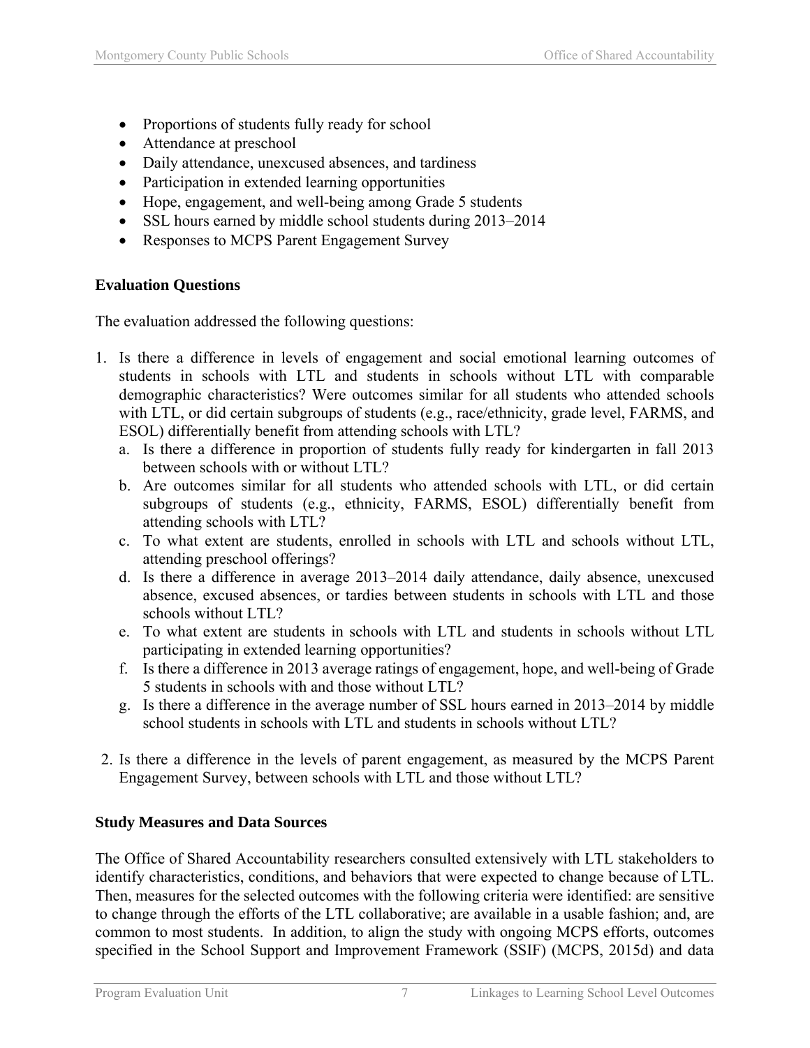- Proportions of students fully ready for school
- Attendance at preschool
- Daily attendance, unexcused absences, and tardiness
- Participation in extended learning opportunities
- Hope, engagement, and well-being among Grade 5 students
- SSL hours earned by middle school students during 2013–2014
- Responses to MCPS Parent Engagement Survey

**Evaluation Questions**

The evaluation addressed the following questions:

1. Is there a difference in levels of engagement and social emotional learning outcomes of students in schools with LTL and students in schools without LTL with comparable demographic characteristics? Were outcomes similar for all students who attended schools with LTL, or did certain subgroups of students (e.g., race/ethnicity, grade level, FARMS, and ESOL) differentially benefit from attending schools with LTL?
   a. Is there a difference in proportion of students fully ready for kindergarten in fall 2013 between schools with or without LTL?
   b. Are outcomes similar for all students who attended schools with LTL, or did certain subgroups of students (e.g., ethnicity, FARMS, ESOL) differentially benefit from attending schools with LTL?
   c. To what extent are students, enrolled in schools with LTL and schools without LTL, attending preschool offerings?
   d. Is there a difference in average 2013–2014 daily attendance, daily absence, unexcused absence, excused absences, or tardies between students in schools with LTL and those schools without LTL?
   e. To what extent are students in schools with LTL and students in schools without LTL participating in extended learning opportunities?
   f. Is there a difference in 2013 average ratings of engagement, hope, and well-being of Grade 5 students in schools with and those without LTL?
   g. Is there a difference in the average number of SSL hours earned in 2013–2014 by middle school students in schools with LTL and students in schools without LTL?

2. Is there a difference in the levels of parent engagement, as measured by the MCPS Parent Engagement Survey, between schools with LTL and those without LTL?

**Study Measures and Data Sources**

The Office of Shared Accountability researchers consulted extensively with LTL stakeholders to identify characteristics, conditions, and behaviors that were expected to change because of LTL. Then, measures for the selected outcomes with the following criteria were identified: are sensitive to change through the efforts of the LTL collaborative; are available in a usable fashion; and, are common to most students. In addition, to align the study with ongoing MCPS efforts, outcomes specified in the School Support and Improvement Framework (SSIF) (MCPS, 2015d) and data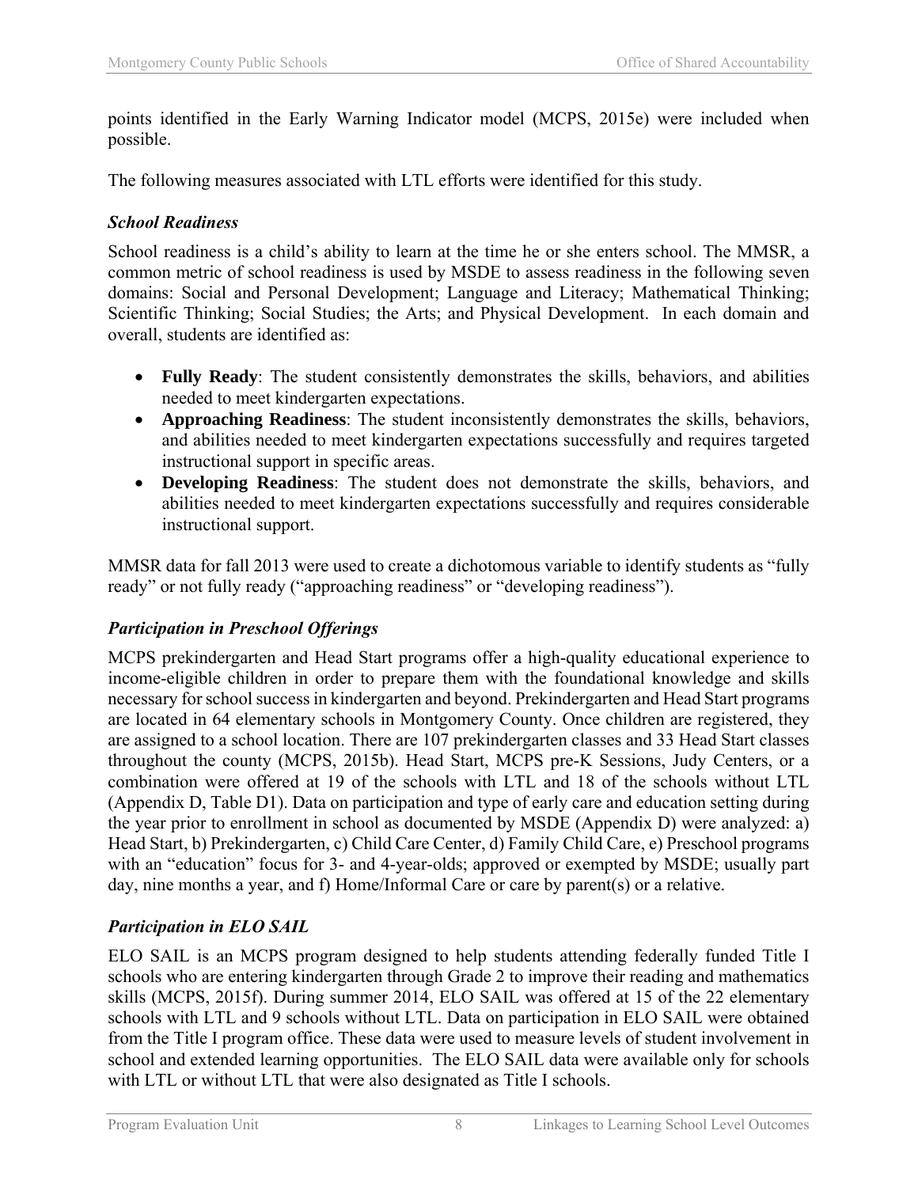points identified in the Early Warning Indicator model (MCPS, 2015e) were included when possible.

The following measures associated with LTL efforts were identified for this study.

### *School Readiness*

School readiness is a child's ability to learn at the time he or she enters school. The MMSR, a common metric of school readiness is used by MSDE to assess readiness in the following seven domains: Social and Personal Development; Language and Literacy; Mathematical Thinking; Scientific Thinking; Social Studies; the Arts; and Physical Development. In each domain and overall, students are identified as:

- **Fully Ready**: The student consistently demonstrates the skills, behaviors, and abilities needed to meet kindergarten expectations.
- **Approaching Readiness**: The student inconsistently demonstrates the skills, behaviors, and abilities needed to meet kindergarten expectations successfully and requires targeted instructional support in specific areas.
- **Developing Readiness**: The student does not demonstrate the skills, behaviors, and abilities needed to meet kindergarten expectations successfully and requires considerable instructional support.

MMSR data for fall 2013 were used to create a dichotomous variable to identify students as "fully ready" or not fully ready ("approaching readiness" or "developing readiness").

### *Participation in Preschool Offerings*

MCPS prekindergarten and Head Start programs offer a high-quality educational experience to income-eligible children in order to prepare them with the foundational knowledge and skills necessary for school success in kindergarten and beyond. Prekindergarten and Head Start programs are located in 64 elementary schools in Montgomery County. Once children are registered, they are assigned to a school location. There are 107 prekindergarten classes and 33 Head Start classes throughout the county (MCPS, 2015b). Head Start, MCPS pre-K Sessions, Judy Centers, or a combination were offered at 19 of the schools with LTL and 18 of the schools without LTL (Appendix D, Table D1). Data on participation and type of early care and education setting during the year prior to enrollment in school as documented by MSDE (Appendix D) were analyzed: a) Head Start, b) Prekindergarten, c) Child Care Center, d) Family Child Care, e) Preschool programs with an "education" focus for 3- and 4-year-olds; approved or exempted by MSDE; usually part day, nine months a year, and f) Home/Informal Care or care by parent(s) or a relative.

### *Participation in ELO SAIL*

ELO SAIL is an MCPS program designed to help students attending federally funded Title I schools who are entering kindergarten through Grade 2 to improve their reading and mathematics skills (MCPS, 2015f). During summer 2014, ELO SAIL was offered at 15 of the 22 elementary schools with LTL and 9 schools without LTL. Data on participation in ELO SAIL were obtained from the Title I program office. These data were used to measure levels of student involvement in school and extended learning opportunities. The ELO SAIL data were available only for schools with LTL or without LTL that were also designated as Title I schools.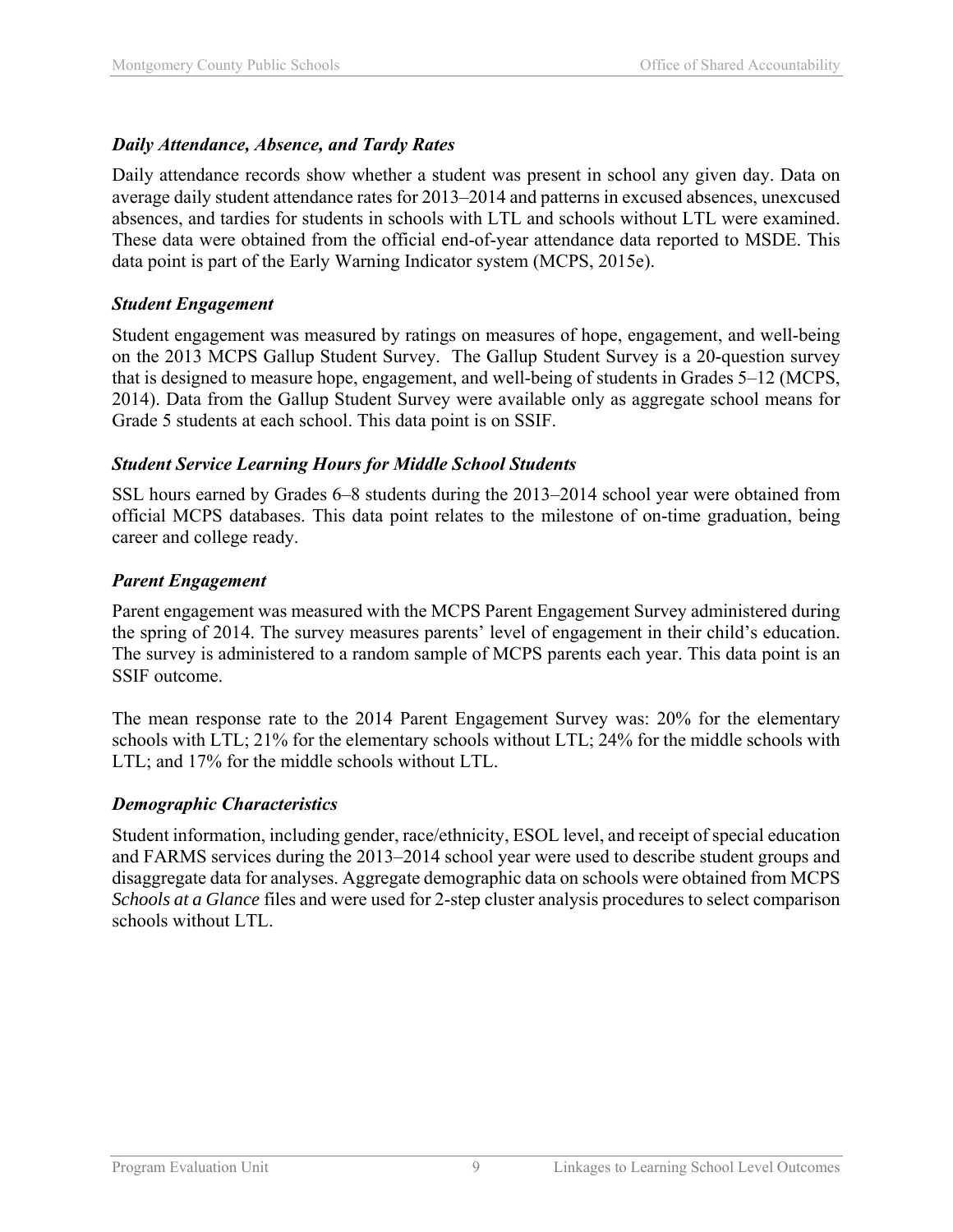### *Daily Attendance, Absence, and Tardy Rates*

Daily attendance records show whether a student was present in school any given day. Data on average daily student attendance rates for 2013–2014 and patterns in excused absences, unexcused absences, and tardies for students in schools with LTL and schools without LTL were examined. These data were obtained from the official end-of-year attendance data reported to MSDE. This data point is part of the Early Warning Indicator system (MCPS, 2015e).

### *Student Engagement*

Student engagement was measured by ratings on measures of hope, engagement, and well-being on the 2013 MCPS Gallup Student Survey. The Gallup Student Survey is a 20-question survey that is designed to measure hope, engagement, and well-being of students in Grades 5–12 (MCPS, 2014). Data from the Gallup Student Survey were available only as aggregate school means for Grade 5 students at each school. This data point is on SSIF.

### *Student Service Learning Hours for Middle School Students*

SSL hours earned by Grades 6–8 students during the 2013–2014 school year were obtained from official MCPS databases. This data point relates to the milestone of on-time graduation, being career and college ready.

### *Parent Engagement*

Parent engagement was measured with the MCPS Parent Engagement Survey administered during the spring of 2014. The survey measures parents' level of engagement in their child's education. The survey is administered to a random sample of MCPS parents each year. This data point is an SSIF outcome.

The mean response rate to the 2014 Parent Engagement Survey was: 20% for the elementary schools with LTL; 21% for the elementary schools without LTL; 24% for the middle schools with LTL; and 17% for the middle schools without LTL.

### *Demographic Characteristics*

Student information, including gender, race/ethnicity, ESOL level, and receipt of special education and FARMS services during the 2013–2014 school year were used to describe student groups and disaggregate data for analyses. Aggregate demographic data on schools were obtained from MCPS *Schools at a Glance* files and were used for 2-step cluster analysis procedures to select comparison schools without LTL.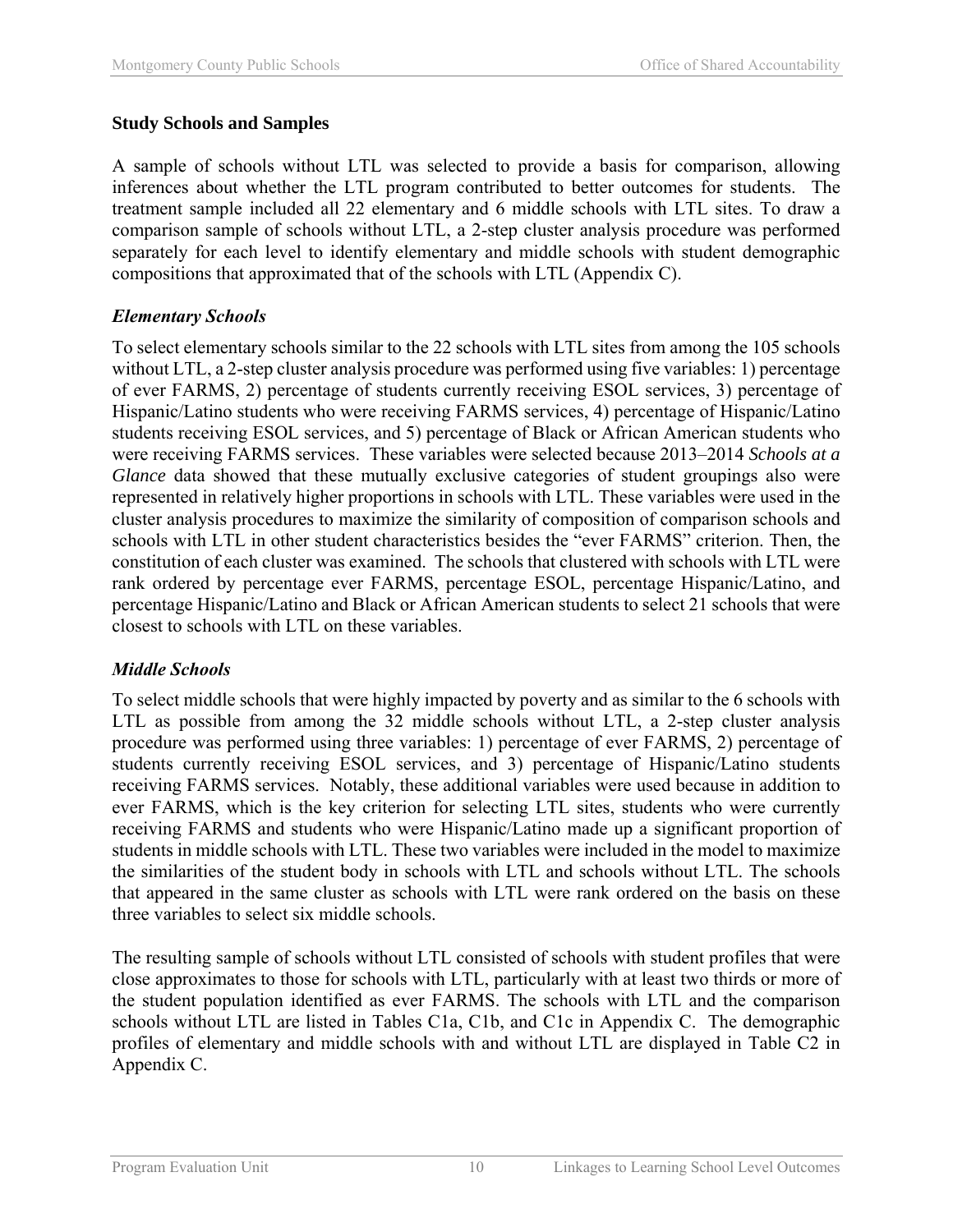## Study Schools and Samples

A sample of schools without LTL was selected to provide a basis for comparison, allowing inferences about whether the LTL program contributed to better outcomes for students. The treatment sample included all 22 elementary and 6 middle schools with LTL sites. To draw a comparison sample of schools without LTL, a 2-step cluster analysis procedure was performed separately for each level to identify elementary and middle schools with student demographic compositions that approximated that of the schools with LTL (Appendix C).

### *Elementary Schools*

To select elementary schools similar to the 22 schools with LTL sites from among the 105 schools without LTL, a 2-step cluster analysis procedure was performed using five variables: 1) percentage of ever FARMS, 2) percentage of students currently receiving ESOL services, 3) percentage of Hispanic/Latino students who were receiving FARMS services, 4) percentage of Hispanic/Latino students receiving ESOL services, and 5) percentage of Black or African American students who were receiving FARMS services. These variables were selected because 2013–2014 *Schools at a Glance* data showed that these mutually exclusive categories of student groupings also were represented in relatively higher proportions in schools with LTL. These variables were used in the cluster analysis procedures to maximize the similarity of composition of comparison schools and schools with LTL in other student characteristics besides the "ever FARMS" criterion. Then, the constitution of each cluster was examined. The schools that clustered with schools with LTL were rank ordered by percentage ever FARMS, percentage ESOL, percentage Hispanic/Latino, and percentage Hispanic/Latino and Black or African American students to select 21 schools that were closest to schools with LTL on these variables.

### *Middle Schools*

To select middle schools that were highly impacted by poverty and as similar to the 6 schools with LTL as possible from among the 32 middle schools without LTL, a 2-step cluster analysis procedure was performed using three variables: 1) percentage of ever FARMS, 2) percentage of students currently receiving ESOL services, and 3) percentage of Hispanic/Latino students receiving FARMS services. Notably, these additional variables were used because in addition to ever FARMS, which is the key criterion for selecting LTL sites, students who were currently receiving FARMS and students who were Hispanic/Latino made up a significant proportion of students in middle schools with LTL. These two variables were included in the model to maximize the similarities of the student body in schools with LTL and schools without LTL. The schools that appeared in the same cluster as schools with LTL were rank ordered on the basis on these three variables to select six middle schools.

The resulting sample of schools without LTL consisted of schools with student profiles that were close approximates to those for schools with LTL, particularly with at least two thirds or more of the student population identified as ever FARMS. The schools with LTL and the comparison schools without LTL are listed in Tables C1a, C1b, and C1c in Appendix C. The demographic profiles of elementary and middle schools with and without LTL are displayed in Table C2 in Appendix C.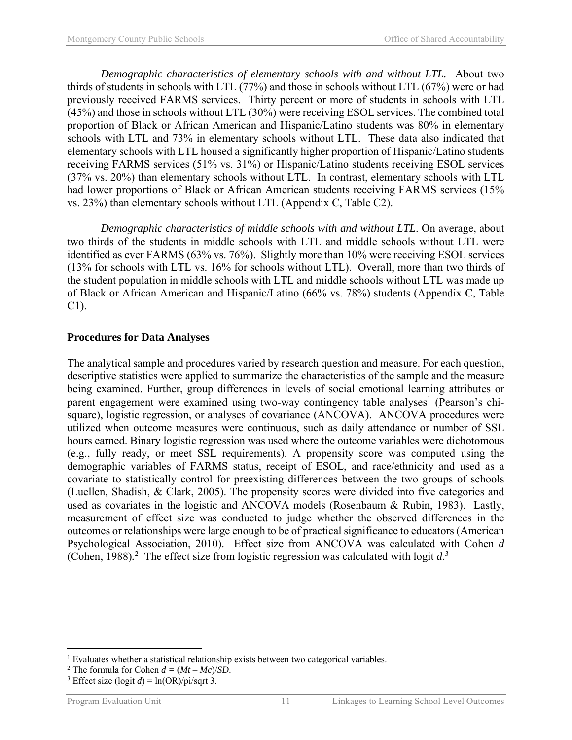*Demographic characteristics of elementary schools with and without LTL.* About two thirds of students in schools with LTL (77%) and those in schools without LTL (67%) were or had previously received FARMS services. Thirty percent or more of students in schools with LTL (45%) and those in schools without LTL (30%) were receiving ESOL services. The combined total proportion of Black or African American and Hispanic/Latino students was 80% in elementary schools with LTL and 73% in elementary schools without LTL. These data also indicated that elementary schools with LTL housed a significantly higher proportion of Hispanic/Latino students receiving FARMS services (51% vs. 31%) or Hispanic/Latino students receiving ESOL services (37% vs. 20%) than elementary schools without LTL. In contrast, elementary schools with LTL had lower proportions of Black or African American students receiving FARMS services (15% vs. 23%) than elementary schools without LTL (Appendix C, Table C2).

*Demographic characteristics of middle schools with and without LTL*. On average, about two thirds of the students in middle schools with LTL and middle schools without LTL were identified as ever FARMS (63% vs. 76%). Slightly more than 10% were receiving ESOL services (13% for schools with LTL vs. 16% for schools without LTL). Overall, more than two thirds of the student population in middle schools with LTL and middle schools without LTL was made up of Black or African American and Hispanic/Latino (66% vs. 78%) students (Appendix C, Table C1).

## Procedures for Data Analyses

The analytical sample and procedures varied by research question and measure. For each question, descriptive statistics were applied to summarize the characteristics of the sample and the measure being examined. Further, group differences in levels of social emotional learning attributes or parent engagement were examined using two-way contingency table analyses[1] (Pearson's chi-square), logistic regression, or analyses of covariance (ANCOVA). ANCOVA procedures were utilized when outcome measures were continuous, such as daily attendance or number of SSL hours earned. Binary logistic regression was used where the outcome variables were dichotomous (e.g., fully ready, or meet SSL requirements). A propensity score was computed using the demographic variables of FARMS status, receipt of ESOL, and race/ethnicity and used as a covariate to statistically control for preexisting differences between the two groups of schools (Luellen, Shadish, & Clark, 2005). The propensity scores were divided into five categories and used as covariates in the logistic and ANCOVA models (Rosenbaum & Rubin, 1983). Lastly, measurement of effect size was conducted to judge whether the observed differences in the outcomes or relationships were large enough to be of practical significance to educators (American Psychological Association, 2010). Effect size from ANCOVA was calculated with Cohen $d$ (Cohen, 1988).[2] The effect size from logistic regression was calculated with logit $d$.[3]

---

[1] Evaluates whether a statistical relationship exists between two categorical variables.

[2] The formula for Cohen $d = (Mt - Mc)/SD$.

[3] Effect size (logit $d$) = ln(OR)/pi/sqrt 3.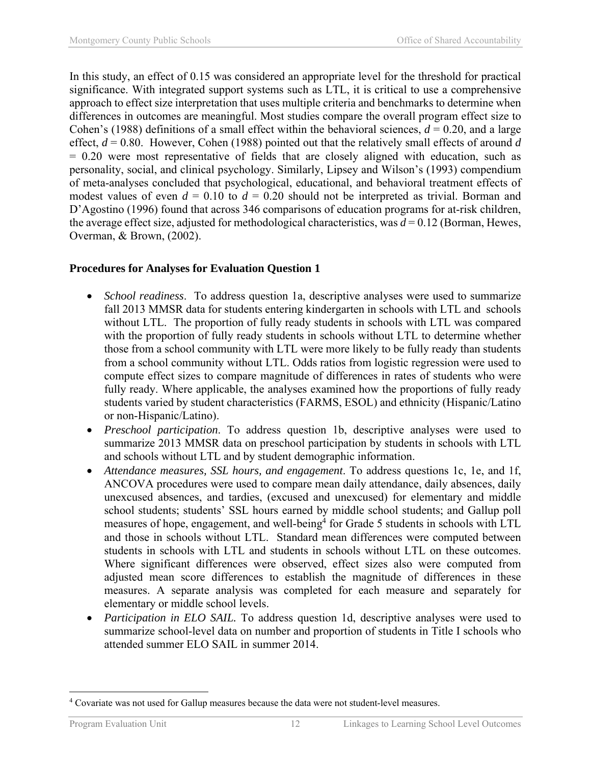In this study, an effect of 0.15 was considered an appropriate level for the threshold for practical significance. With integrated support systems such as LTL, it is critical to use a comprehensive approach to effect size interpretation that uses multiple criteria and benchmarks to determine when differences in outcomes are meaningful. Most studies compare the overall program effect size to Cohen's (1988) definitions of a small effect within the behavioral sciences, $d = 0.20$, and a large effect, $d = 0.80$. However, Cohen (1988) pointed out that the relatively small effects of around $d = 0.20$ were most representative of fields that are closely aligned with education, such as personality, social, and clinical psychology. Similarly, Lipsey and Wilson's (1993) compendium of meta-analyses concluded that psychological, educational, and behavioral treatment effects of modest values of even $d = 0.10$ to $d = 0.20$ should not be interpreted as trivial. Borman and D'Agostino (1996) found that across 346 comparisons of education programs for at-risk children, the average effect size, adjusted for methodological characteristics, was $d = 0.12$ (Borman, Hewes, Overman, & Brown, (2002).

**Procedures for Analyses for Evaluation Question 1**

- *School readiness*. To address question 1a, descriptive analyses were used to summarize fall 2013 MMSR data for students entering kindergarten in schools with LTL and schools without LTL. The proportion of fully ready students in schools with LTL was compared with the proportion of fully ready students in schools without LTL to determine whether those from a school community with LTL were more likely to be fully ready than students from a school community without LTL. Odds ratios from logistic regression were used to compute effect sizes to compare magnitude of differences in rates of students who were fully ready. Where applicable, the analyses examined how the proportions of fully ready students varied by student characteristics (FARMS, ESOL) and ethnicity (Hispanic/Latino or non-Hispanic/Latino).
- *Preschool participation*. To address question 1b, descriptive analyses were used to summarize 2013 MMSR data on preschool participation by students in schools with LTL and schools without LTL and by student demographic information.
- *Attendance measures, SSL hours, and engagement*. To address questions 1c, 1e, and 1f, ANCOVA procedures were used to compare mean daily attendance, daily absences, daily unexcused absences, and tardies, (excused and unexcused) for elementary and middle school students; students' SSL hours earned by middle school students; and Gallup poll measures of hope, engagement, and well-being[4] for Grade 5 students in schools with LTL and those in schools without LTL. Standard mean differences were computed between students in schools with LTL and students in schools without LTL on these outcomes. Where significant differences were observed, effect sizes also were computed from adjusted mean score differences to establish the magnitude of differences in these measures. A separate analysis was completed for each measure and separately for elementary or middle school levels.
- *Participation in ELO SAIL*. To address question 1d, descriptive analyses were used to summarize school-level data on number and proportion of students in Title I schools who attended summer ELO SAIL in summer 2014.

[4] Covariate was not used for Gallup measures because the data were not student-level measures.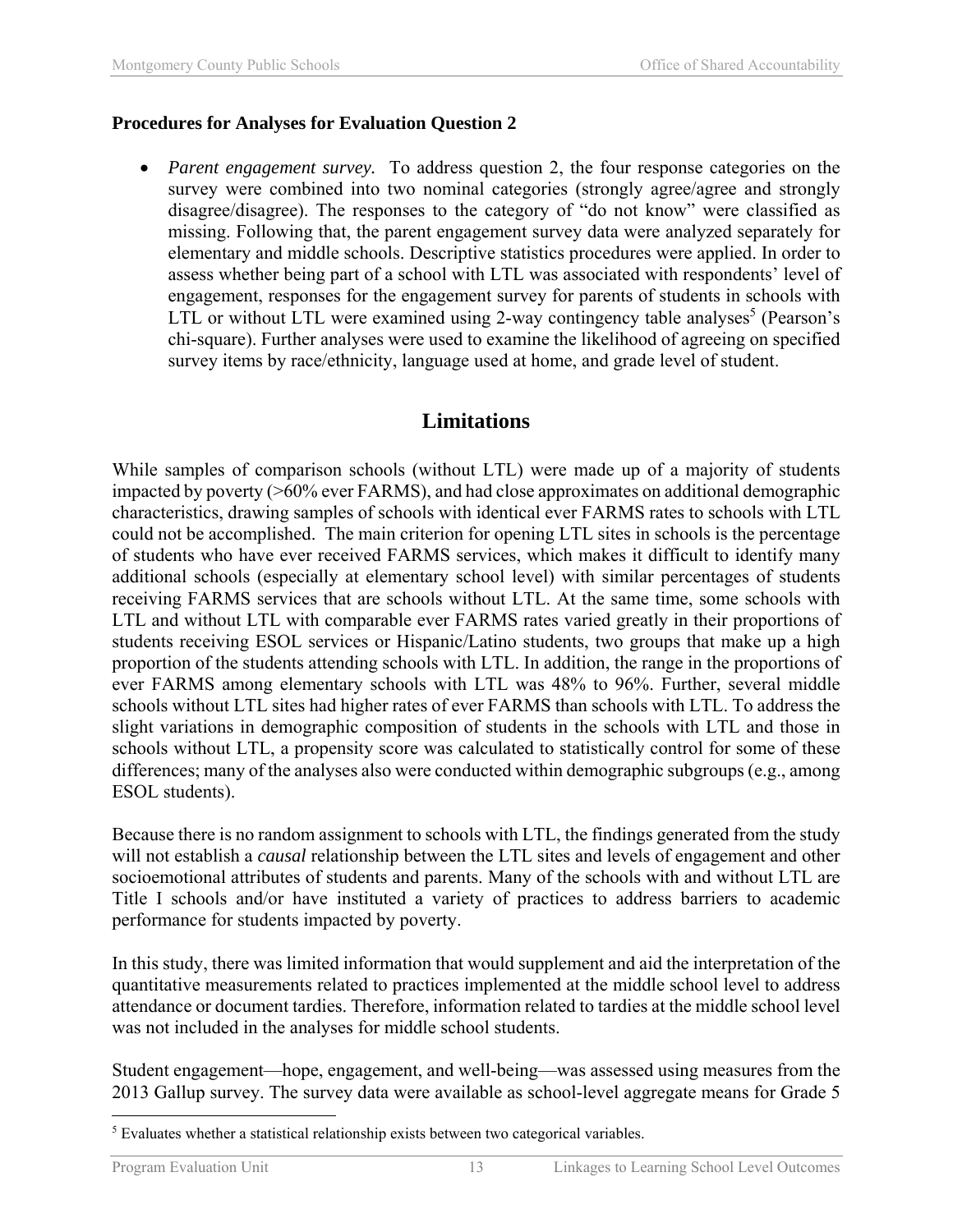**Procedures for Analyses for Evaluation Question 2**

- *Parent engagement survey.* To address question 2, the four response categories on the survey were combined into two nominal categories (strongly agree/agree and strongly disagree/disagree). The responses to the category of "do not know" were classified as missing. Following that, the parent engagement survey data were analyzed separately for elementary and middle schools. Descriptive statistics procedures were applied. In order to assess whether being part of a school with LTL was associated with respondents' level of engagement, responses for the engagement survey for parents of students in schools with LTL or without LTL were examined using 2-way contingency table analyses[5] (Pearson's chi-square). Further analyses were used to examine the likelihood of agreeing on specified survey items by race/ethnicity, language used at home, and grade level of student.

## Limitations

While samples of comparison schools (without LTL) were made up of a majority of students impacted by poverty (>60% ever FARMS), and had close approximates on additional demographic characteristics, drawing samples of schools with identical ever FARMS rates to schools with LTL could not be accomplished. The main criterion for opening LTL sites in schools is the percentage of students who have ever received FARMS services, which makes it difficult to identify many additional schools (especially at elementary school level) with similar percentages of students receiving FARMS services that are schools without LTL. At the same time, some schools with LTL and without LTL with comparable ever FARMS rates varied greatly in their proportions of students receiving ESOL services or Hispanic/Latino students, two groups that make up a high proportion of the students attending schools with LTL. In addition, the range in the proportions of ever FARMS among elementary schools with LTL was 48% to 96%. Further, several middle schools without LTL sites had higher rates of ever FARMS than schools with LTL. To address the slight variations in demographic composition of students in the schools with LTL and those in schools without LTL, a propensity score was calculated to statistically control for some of these differences; many of the analyses also were conducted within demographic subgroups (e.g., among ESOL students).

Because there is no random assignment to schools with LTL, the findings generated from the study will not establish a *causal* relationship between the LTL sites and levels of engagement and other socioemotional attributes of students and parents. Many of the schools with and without LTL are Title I schools and/or have instituted a variety of practices to address barriers to academic performance for students impacted by poverty.

In this study, there was limited information that would supplement and aid the interpretation of the quantitative measurements related to practices implemented at the middle school level to address attendance or document tardies. Therefore, information related to tardies at the middle school level was not included in the analyses for middle school students.

Student engagement—hope, engagement, and well-being—was assessed using measures from the 2013 Gallup survey. The survey data were available as school-level aggregate means for Grade 5

[5] Evaluates whether a statistical relationship exists between two categorical variables.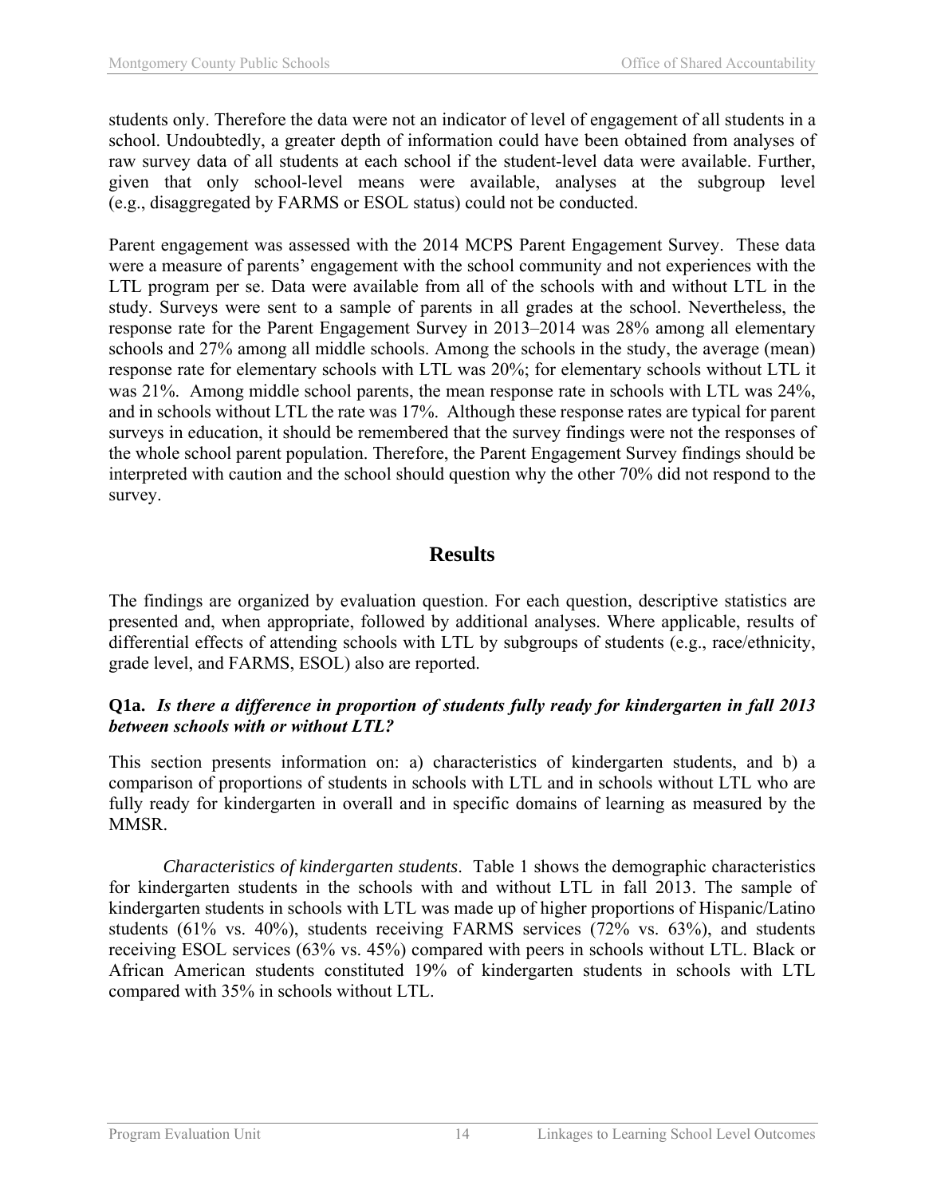students only. Therefore the data were not an indicator of level of engagement of all students in a school. Undoubtedly, a greater depth of information could have been obtained from analyses of raw survey data of all students at each school if the student-level data were available. Further, given that only school-level means were available, analyses at the subgroup level (e.g., disaggregated by FARMS or ESOL status) could not be conducted.

Parent engagement was assessed with the 2014 MCPS Parent Engagement Survey. These data were a measure of parents' engagement with the school community and not experiences with the LTL program per se. Data were available from all of the schools with and without LTL in the study. Surveys were sent to a sample of parents in all grades at the school. Nevertheless, the response rate for the Parent Engagement Survey in 2013–2014 was 28% among all elementary schools and 27% among all middle schools. Among the schools in the study, the average (mean) response rate for elementary schools with LTL was 20%; for elementary schools without LTL it was 21%. Among middle school parents, the mean response rate in schools with LTL was 24%, and in schools without LTL the rate was 17%. Although these response rates are typical for parent surveys in education, it should be remembered that the survey findings were not the responses of the whole school parent population. Therefore, the Parent Engagement Survey findings should be interpreted with caution and the school should question why the other 70% did not respond to the survey.

## Results

The findings are organized by evaluation question. For each question, descriptive statistics are presented and, when appropriate, followed by additional analyses. Where applicable, results of differential effects of attending schools with LTL by subgroups of students (e.g., race/ethnicity, grade level, and FARMS, ESOL) also are reported.

### Q1a. *Is there a difference in proportion of students fully ready for kindergarten in fall 2013 between schools with or without LTL?*

This section presents information on: a) characteristics of kindergarten students, and b) a comparison of proportions of students in schools with LTL and in schools without LTL who are fully ready for kindergarten in overall and in specific domains of learning as measured by the MMSR.

*Characteristics of kindergarten students*. Table 1 shows the demographic characteristics for kindergarten students in the schools with and without LTL in fall 2013. The sample of kindergarten students in schools with LTL was made up of higher proportions of Hispanic/Latino students (61% vs. 40%), students receiving FARMS services (72% vs. 63%), and students receiving ESOL services (63% vs. 45%) compared with peers in schools without LTL. Black or African American students constituted 19% of kindergarten students in schools with LTL compared with 35% in schools without LTL.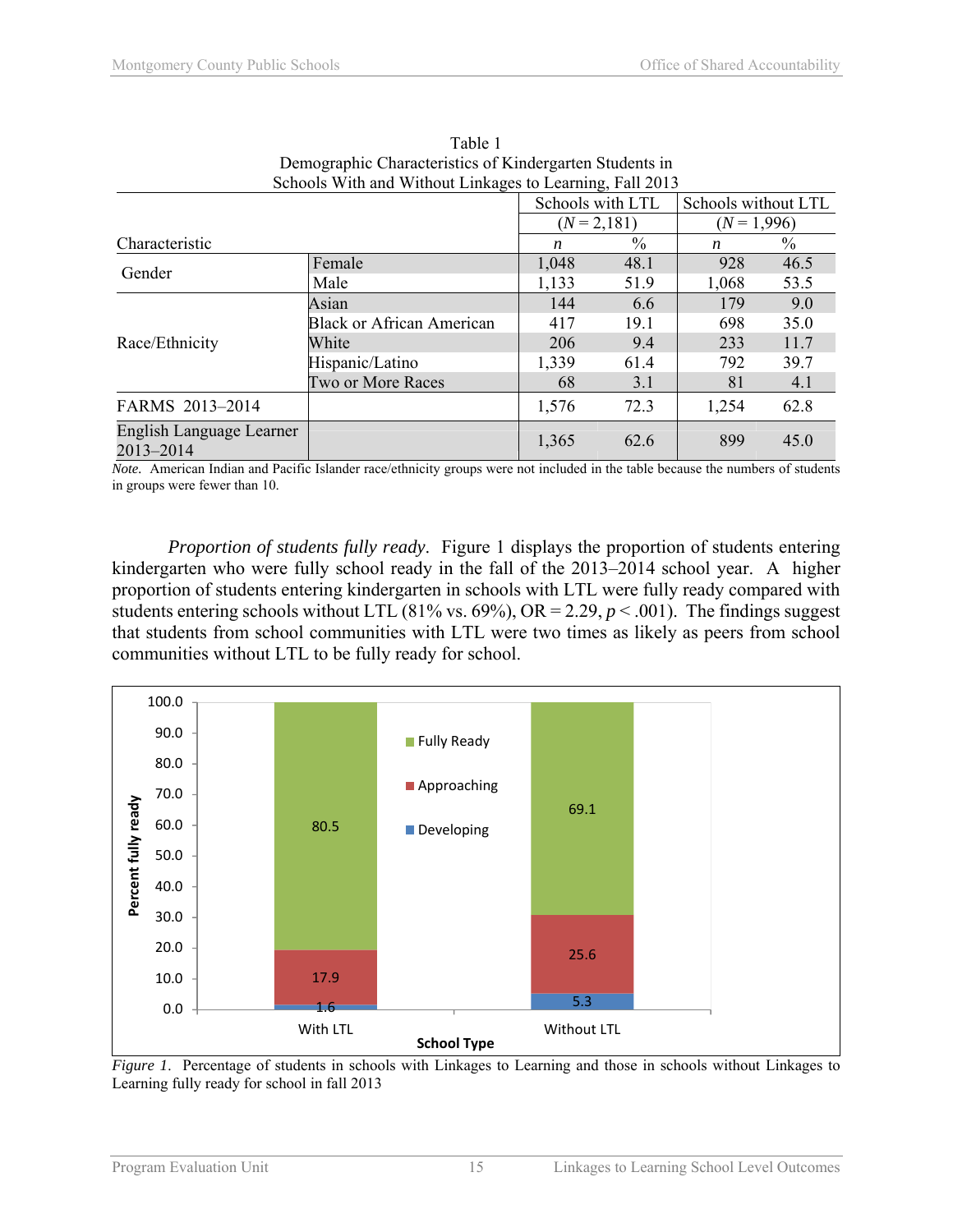Table 1
Demographic Characteristics of Kindergarten Students in Schools With and Without Linkages to Learning, Fall 2013

| Characteristic | | Schools with LTL ($N$ = 2,181) | | Schools without LTL ($N$ = 1,996) | |
|---|---|---|---|---|---|
| | | *n* | % | *n* | % |
| Gender | Female | 1,048 | 48.1 | 928 | 46.5 |
| | Male | 1,133 | 51.9 | 1,068 | 53.5 |
| Race/Ethnicity | Asian | 144 | 6.6 | 179 | 9.0 |
| | Black or African American | 417 | 19.1 | 698 | 35.0 |
| | White | 206 | 9.4 | 233 | 11.7 |
| | Hispanic/Latino | 1,339 | 61.4 | 792 | 39.7 |
| | Two or More Races | 68 | 3.1 | 81 | 4.1 |
| FARMS 2013–2014 | | 1,576 | 72.3 | 1,254 | 62.8 |
| English Language Learner 2013–2014 | | 1,365 | 62.6 | 899 | 45.0 |

*Note.* American Indian and Pacific Islander race/ethnicity groups were not included in the table because the numbers of students in groups were fewer than 10.

*Proportion of students fully ready.* Figure 1 displays the proportion of students entering kindergarten who were fully school ready in the fall of the 2013–2014 school year. A higher proportion of students entering kindergarten in schools with LTL were fully ready compared with students entering schools without LTL (81% vs. 69%), OR = 2.29, $p < .001$). The findings suggest that students from school communities with LTL were two times as likely as peers from school communities without LTL to be fully ready for school.

| School Type | Developing | Approaching | Fully Ready |
|---|---|---|---|
| With LTL | 1.6 | 17.9 | 80.5 |
| Without LTL | 5.3 | 25.6 | 69.1 |

*Figure 1.* Percentage of students in schools with Linkages to Learning and those in schools without Linkages to Learning fully ready for school in fall 2013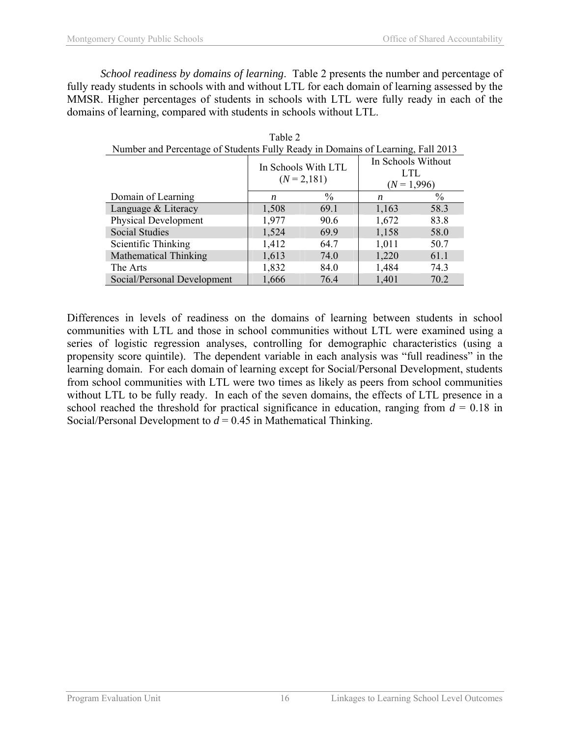*School readiness by domains of learning*. Table 2 presents the number and percentage of fully ready students in schools with and without LTL for each domain of learning assessed by the MMSR. Higher percentages of students in schools with LTL were fully ready in each of the domains of learning, compared with students in schools without LTL.

Table 2
Number and Percentage of Students Fully Ready in Domains of Learning, Fall 2013

| | In Schools With LTL ($N$ = 2,181) | | In Schools Without LTL ($N$ = 1,996) | |
|---|---|---|---|---|
| Domain of Learning | $n$ | % | $n$ | % |
| Language & Literacy | 1,508 | 69.1 | 1,163 | 58.3 |
| Physical Development | 1,977 | 90.6 | 1,672 | 83.8 |
| Social Studies | 1,524 | 69.9 | 1,158 | 58.0 |
| Scientific Thinking | 1,412 | 64.7 | 1,011 | 50.7 |
| Mathematical Thinking | 1,613 | 74.0 | 1,220 | 61.1 |
| The Arts | 1,832 | 84.0 | 1,484 | 74.3 |
| Social/Personal Development | 1,666 | 76.4 | 1,401 | 70.2 |

Differences in levels of readiness on the domains of learning between students in school communities with LTL and those in school communities without LTL were examined using a series of logistic regression analyses, controlling for demographic characteristics (using a propensity score quintile). The dependent variable in each analysis was "full readiness" in the learning domain. For each domain of learning except for Social/Personal Development, students from school communities with LTL were two times as likely as peers from school communities without LTL to be fully ready. In each of the seven domains, the effects of LTL presence in a school reached the threshold for practical significance in education, ranging from $d$ = 0.18 in Social/Personal Development to $d$ = 0.45 in Mathematical Thinking.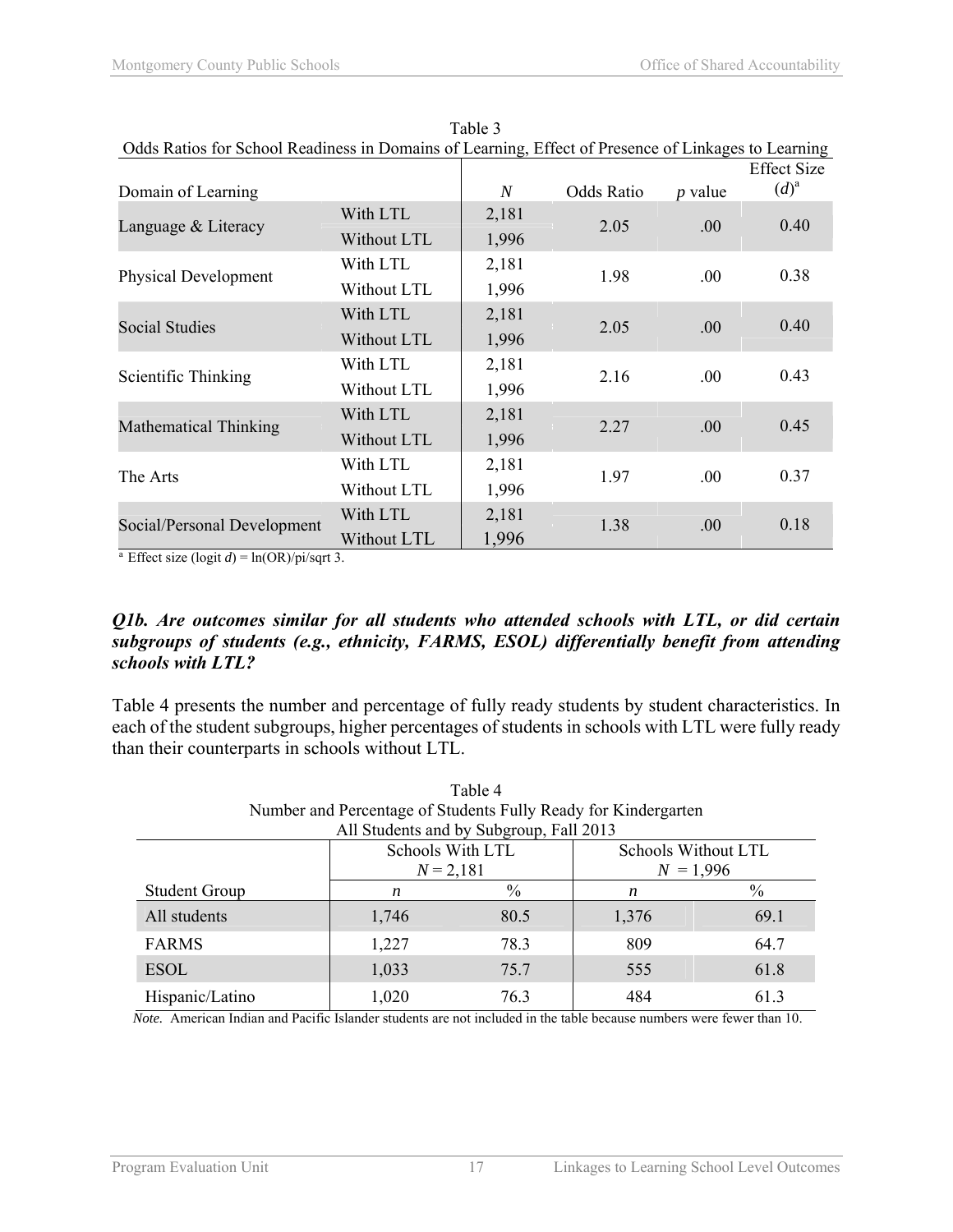Table 3
Odds Ratios for School Readiness in Domains of Learning, Effect of Presence of Linkages to Learning

| Domain of Learning | | *N* | Odds Ratio | *p* value | Effect Size ($d$)[a] |
|---|---|---|---|---|---|
| Language & Literacy | With LTL | 2,181 | 2.05 | .00 | 0.40 |
| | Without LTL | 1,996 | | | |
| Physical Development | With LTL | 2,181 | 1.98 | .00 | 0.38 |
| | Without LTL | 1,996 | | | |
| Social Studies | With LTL | 2,181 | 2.05 | .00 | 0.40 |
| | Without LTL | 1,996 | | | |
| Scientific Thinking | With LTL | 2,181 | 2.16 | .00 | 0.43 |
| | Without LTL | 1,996 | | | |
| Mathematical Thinking | With LTL | 2,181 | 2.27 | .00 | 0.45 |
| | Without LTL | 1,996 | | | |
| The Arts | With LTL | 2,181 | 1.97 | .00 | 0.37 |
| | Without LTL | 1,996 | | | |
| Social/Personal Development | With LTL | 2,181 | 1.38 | .00 | 0.18 |
| | Without LTL | 1,996 | | | |

[a] Effect size (logit $d$) = ln(OR)/pi/sqrt 3.

### *Q1b. Are outcomes similar for all students who attended schools with LTL, or did certain subgroups of students (e.g., ethnicity, FARMS, ESOL) differentially benefit from attending schools with LTL?*

Table 4 presents the number and percentage of fully ready students by student characteristics. In each of the student subgroups, higher percentages of students in schools with LTL were fully ready than their counterparts in schools without LTL.

Table 4
Number and Percentage of Students Fully Ready for Kindergarten
All Students and by Subgroup, Fall 2013

| | Schools With LTL $N = 2{,}181$ | | Schools Without LTL $N = 1{,}996$ | |
|---|---|---|---|---|
| Student Group | *n* | % | *n* | % |
| All students | 1,746 | 80.5 | 1,376 | 69.1 |
| FARMS | 1,227 | 78.3 | 809 | 64.7 |
| ESOL | 1,033 | 75.7 | 555 | 61.8 |
| Hispanic/Latino | 1,020 | 76.3 | 484 | 61.3 |

*Note.* American Indian and Pacific Islander students are not included in the table because numbers were fewer than 10.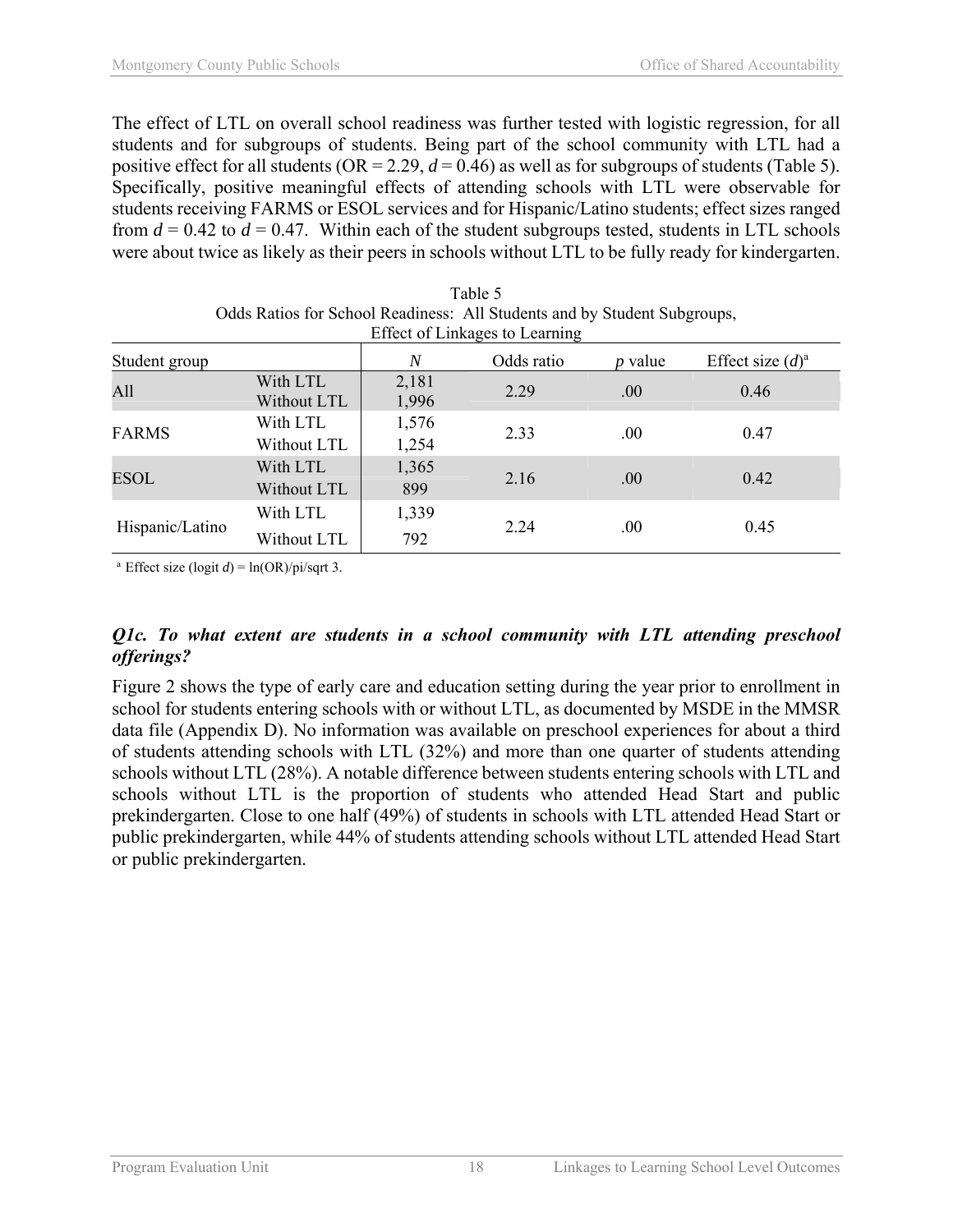The effect of LTL on overall school readiness was further tested with logistic regression, for all students and for subgroups of students. Being part of the school community with LTL had a positive effect for all students (OR = 2.29, $d = 0.46$) as well as for subgroups of students (Table 5). Specifically, positive meaningful effects of attending schools with LTL were observable for students receiving FARMS or ESOL services and for Hispanic/Latino students; effect sizes ranged from $d = 0.42$ to $d = 0.47$. Within each of the student subgroups tested, students in LTL schools were about twice as likely as their peers in schools without LTL to be fully ready for kindergarten.

Table 5
Odds Ratios for School Readiness: All Students and by Student Subgroups, Effect of Linkages to Learning

| Student group | | *N* | Odds ratio | *p* value | Effect size ($d$)[a] |
|---|---|---|---|---|---|
| All | With LTL | 2,181 | 2.29 | .00 | 0.46 |
| | Without LTL | 1,996 | | | |
| FARMS | With LTL | 1,576 | 2.33 | .00 | 0.47 |
| | Without LTL | 1,254 | | | |
| ESOL | With LTL | 1,365 | 2.16 | .00 | 0.42 |
| | Without LTL | 899 | | | |
| Hispanic/Latino | With LTL | 1,339 | 2.24 | .00 | 0.45 |
| | Without LTL | 792 | | | |

[a] Effect size (logit $d$) = ln(OR)/pi/sqrt 3.

### *Q1c. To what extent are students in a school community with LTL attending preschool offerings?*

Figure 2 shows the type of early care and education setting during the year prior to enrollment in school for students entering schools with or without LTL, as documented by MSDE in the MMSR data file (Appendix D). No information was available on preschool experiences for about a third of students attending schools with LTL (32%) and more than one quarter of students attending schools without LTL (28%). A notable difference between students entering schools with LTL and schools without LTL is the proportion of students who attended Head Start and public prekindergarten. Close to one half (49%) of students in schools with LTL attended Head Start or public prekindergarten, while 44% of students attending schools without LTL attended Head Start or public prekindergarten.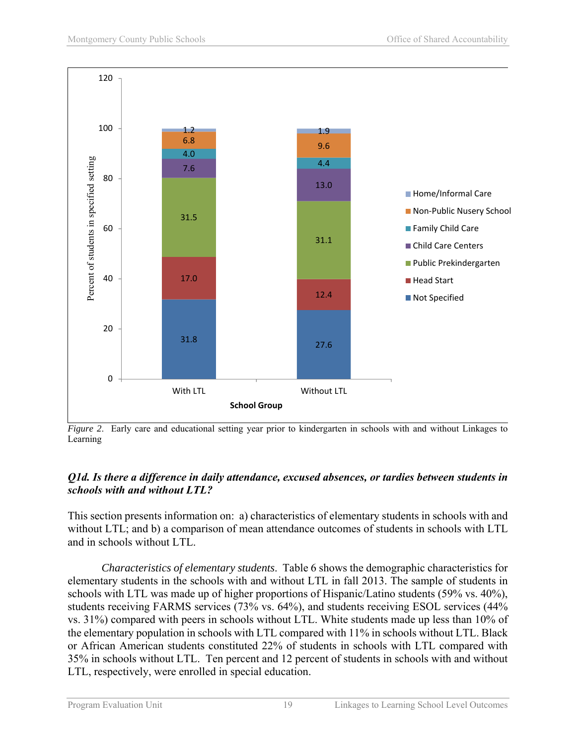| Setting | With LTL | Without LTL |
|---|---|---|
| Home/Informal Care | 1.2 | 1.9 |
| Non-Public Nusery School | 6.8 | 9.6 |
| Family Child Care | 4.0 | 4.4 |
| Child Care Centers | 7.6 | 13.0 |
| Public Prekindergarten | 31.5 | 31.1 |
| Head Start | 17.0 | 12.4 |
| Not Specified | 31.8 | 27.6 |

*Figure 2*. Early care and educational setting year prior to kindergarten in schools with and without Linkages to Learning

***Q1d. Is there a difference in daily attendance, excused absences, or tardies between students in schools with and without LTL?***

This section presents information on: a) characteristics of elementary students in schools with and without LTL; and b) a comparison of mean attendance outcomes of students in schools with LTL and in schools without LTL.

*Characteristics of elementary students*. Table 6 shows the demographic characteristics for elementary students in the schools with and without LTL in fall 2013. The sample of students in schools with LTL was made up of higher proportions of Hispanic/Latino students (59% vs. 40%), students receiving FARMS services (73% vs. 64%), and students receiving ESOL services (44% vs. 31%) compared with peers in schools without LTL. White students made up less than 10% of the elementary population in schools with LTL compared with 11% in schools without LTL. Black or African American students constituted 22% of students in schools with LTL compared with 35% in schools without LTL. Ten percent and 12 percent of students in schools with and without LTL, respectively, were enrolled in special education.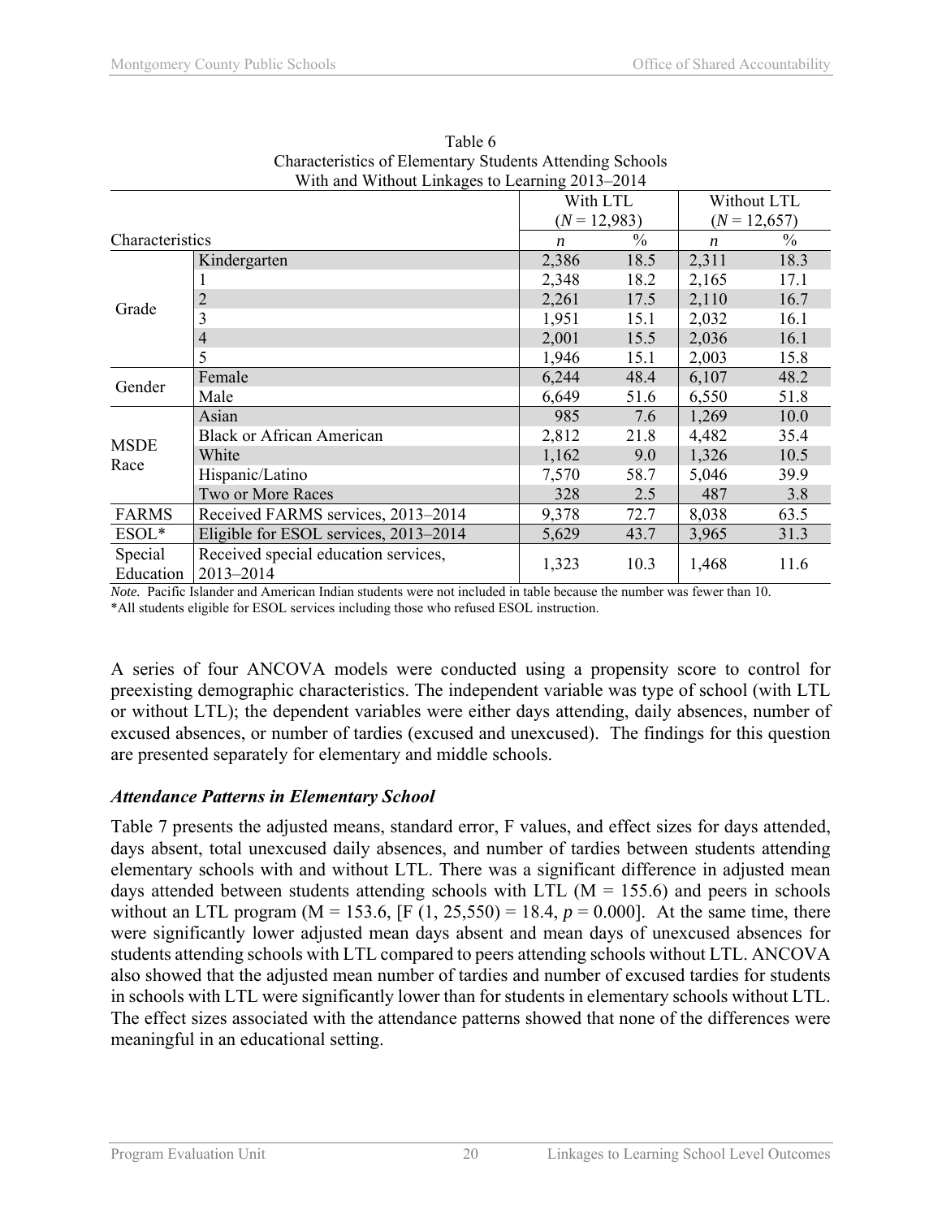Table 6
Characteristics of Elementary Students Attending Schools
With and Without Linkages to Learning 2013–2014

| Characteristics | | With LTL ($N$ = 12,983) | | Without LTL ($N$ = 12,657) | |
|---|---|---|---|---|---|
| | | $n$ | % | $n$ | % |
| Grade | Kindergarten | 2,386 | 18.5 | 2,311 | 18.3 |
| | 1 | 2,348 | 18.2 | 2,165 | 17.1 |
| | 2 | 2,261 | 17.5 | 2,110 | 16.7 |
| | 3 | 1,951 | 15.1 | 2,032 | 16.1 |
| | 4 | 2,001 | 15.5 | 2,036 | 16.1 |
| | 5 | 1,946 | 15.1 | 2,003 | 15.8 |
| Gender | Female | 6,244 | 48.4 | 6,107 | 48.2 |
| | Male | 6,649 | 51.6 | 6,550 | 51.8 |
| MSDE Race | Asian | 985 | 7.6 | 1,269 | 10.0 |
| | Black or African American | 2,812 | 21.8 | 4,482 | 35.4 |
| | White | 1,162 | 9.0 | 1,326 | 10.5 |
| | Hispanic/Latino | 7,570 | 58.7 | 5,046 | 39.9 |
| | Two or More Races | 328 | 2.5 | 487 | 3.8 |
| FARMS | Received FARMS services, 2013–2014 | 9,378 | 72.7 | 8,038 | 63.5 |
| ESOL* | Eligible for ESOL services, 2013–2014 | 5,629 | 43.7 | 3,965 | 31.3 |
| Special Education | Received special education services, 2013–2014 | 1,323 | 10.3 | 1,468 | 11.6 |

*Note.* Pacific Islander and American Indian students were not included in table because the number was fewer than 10.
*All students eligible for ESOL services including those who refused ESOL instruction.

A series of four ANCOVA models were conducted using a propensity score to control for preexisting demographic characteristics. The independent variable was type of school (with LTL or without LTL); the dependent variables were either days attending, daily absences, number of excused absences, or number of tardies (excused and unexcused). The findings for this question are presented separately for elementary and middle schools.

### *Attendance Patterns in Elementary School*

Table 7 presents the adjusted means, standard error, F values, and effect sizes for days attended, days absent, total unexcused daily absences, and number of tardies between students attending elementary schools with and without LTL. There was a significant difference in adjusted mean days attended between students attending schools with LTL (M = 155.6) and peers in schools without an LTL program (M = 153.6, [$F$ (1, 25,550) = 18.4, $p$ = 0.000]. At the same time, there were significantly lower adjusted mean days absent and mean days of unexcused absences for students attending schools with LTL compared to peers attending schools without LTL. ANCOVA also showed that the adjusted mean number of tardies and number of excused tardies for students in schools with LTL were significantly lower than for students in elementary schools without LTL. The effect sizes associated with the attendance patterns showed that none of the differences were meaningful in an educational setting.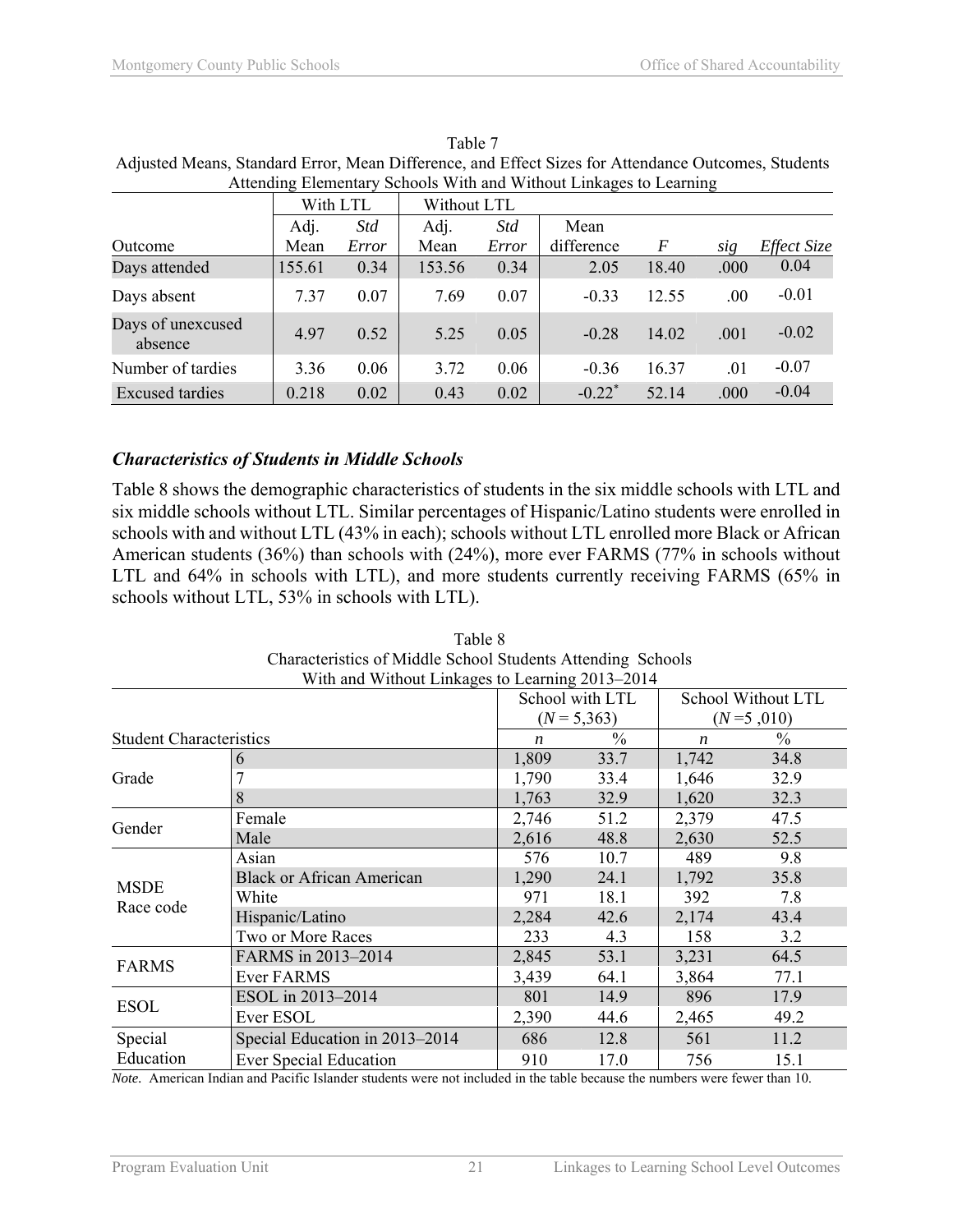Table 7
Adjusted Means, Standard Error, Mean Difference, and Effect Sizes for Attendance Outcomes, Students Attending Elementary Schools With and Without Linkages to Learning

| | With LTL | | Without LTL | | | | | |
|---|---|---|---|---|---|---|---|---|
| Outcome | Adj. Mean | *Std Error* | Adj. Mean | *Std Error* | Mean difference | *F* | *sig* | *Effect Size* |
| Days attended | 155.61 | 0.34 | 153.56 | 0.34 | 2.05 | 18.40 | .000 | 0.04 |
| Days absent | 7.37 | 0.07 | 7.69 | 0.07 | -0.33 | 12.55 | .00 | -0.01 |
| Days of unexcused absence | 4.97 | 0.52 | 5.25 | 0.05 | -0.28 | 14.02 | .001 | -0.02 |
| Number of tardies | 3.36 | 0.06 | 3.72 | 0.06 | -0.36 | 16.37 | .01 | -0.07 |
| Excused tardies | 0.218 | 0.02 | 0.43 | 0.02 | -0.22* | 52.14 | .000 | -0.04 |

### *Characteristics of Students in Middle Schools*

Table 8 shows the demographic characteristics of students in the six middle schools with LTL and six middle schools without LTL. Similar percentages of Hispanic/Latino students were enrolled in schools with and without LTL (43% in each); schools without LTL enrolled more Black or African American students (36%) than schools with (24%), more ever FARMS (77% in schools without LTL and 64% in schools with LTL), and more students currently receiving FARMS (65% in schools without LTL, 53% in schools with LTL).

Table 8
Characteristics of Middle School Students Attending Schools With and Without Linkages to Learning 2013–2014

| Student Characteristics | | School with LTL ($N$ = 5,363) | | School Without LTL ($N$ =5 ,010) | |
|---|---|---|---|---|---|
| | | *n* | % | *n* | % |
| Grade | 6 | 1,809 | 33.7 | 1,742 | 34.8 |
| | 7 | 1,790 | 33.4 | 1,646 | 32.9 |
| | 8 | 1,763 | 32.9 | 1,620 | 32.3 |
| Gender | Female | 2,746 | 51.2 | 2,379 | 47.5 |
| | Male | 2,616 | 48.8 | 2,630 | 52.5 |
| MSDE Race code | Asian | 576 | 10.7 | 489 | 9.8 |
| | Black or African American | 1,290 | 24.1 | 1,792 | 35.8 |
| | White | 971 | 18.1 | 392 | 7.8 |
| | Hispanic/Latino | 2,284 | 42.6 | 2,174 | 43.4 |
| | Two or More Races | 233 | 4.3 | 158 | 3.2 |
| FARMS | FARMS in 2013–2014 | 2,845 | 53.1 | 3,231 | 64.5 |
| | Ever FARMS | 3,439 | 64.1 | 3,864 | 77.1 |
| ESOL | ESOL in 2013–2014 | 801 | 14.9 | 896 | 17.9 |
| | Ever ESOL | 2,390 | 44.6 | 2,465 | 49.2 |
| Special Education | Special Education in 2013–2014 | 686 | 12.8 | 561 | 11.2 |
| | Ever Special Education | 910 | 17.0 | 756 | 15.1 |

*Note.* American Indian and Pacific Islander students were not included in the table because the numbers were fewer than 10.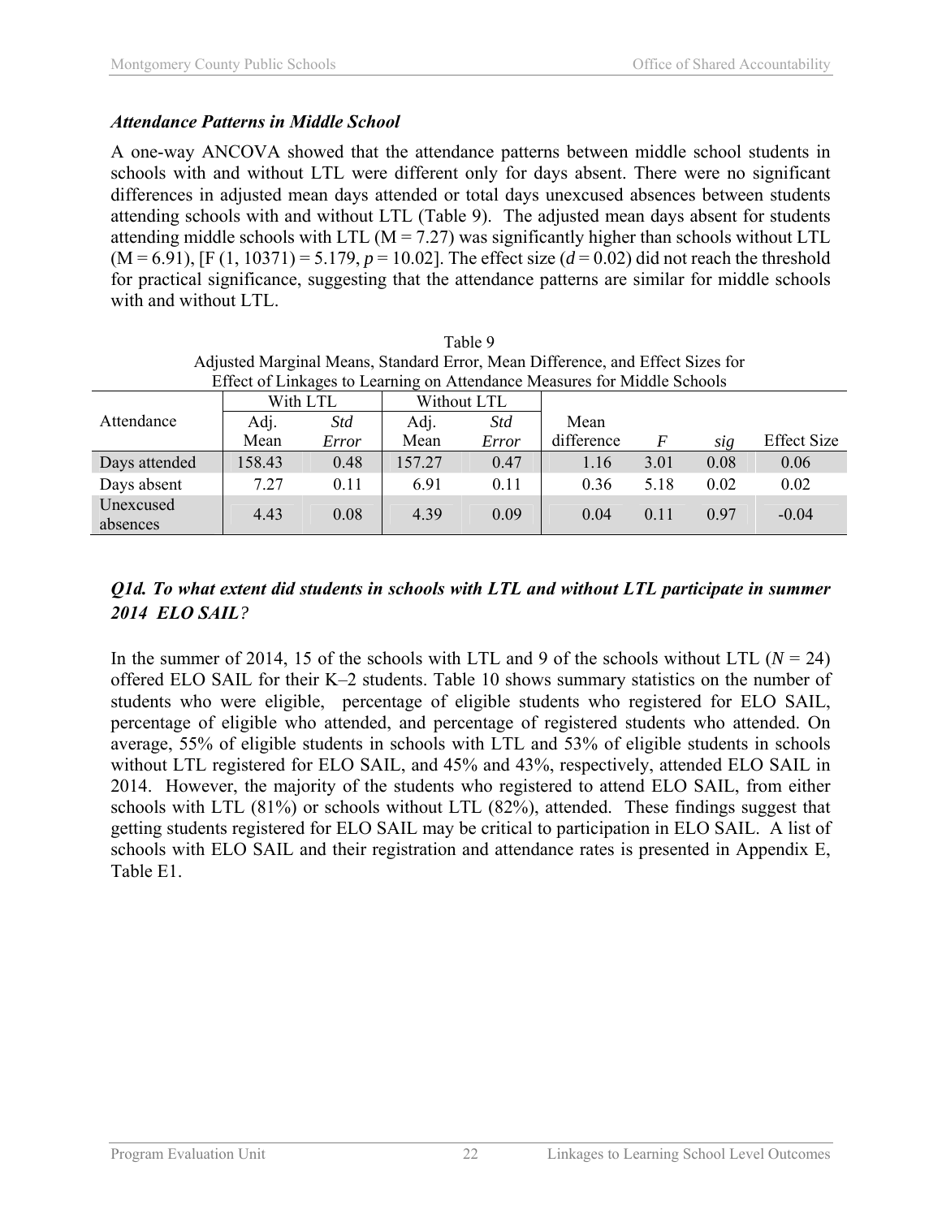### *Attendance Patterns in Middle School*

A one-way ANCOVA showed that the attendance patterns between middle school students in schools with and without LTL were different only for days absent. There were no significant differences in adjusted mean days attended or total days unexcused absences between students attending schools with and without LTL (Table 9). The adjusted mean days absent for students attending middle schools with LTL (M = 7.27) was significantly higher than schools without LTL (M = 6.91), [$F(1, 10371) = 5.179$, $p = 10.02$]. The effect size ($d = 0.02$) did not reach the threshold for practical significance, suggesting that the attendance patterns are similar for middle schools with and without LTL.

Table 9
Adjusted Marginal Means, Standard Error, Mean Difference, and Effect Sizes for Effect of Linkages to Learning on Attendance Measures for Middle Schools

| Attendance | With LTL | | Without LTL | | | | | |
|---|---|---|---|---|---|---|---|---|
| | Adj. Mean | *Std Error* | Adj. Mean | *Std Error* | Mean difference | *F* | *sig* | Effect Size |
| Days attended | 158.43 | 0.48 | 157.27 | 0.47 | 1.16 | 3.01 | 0.08 | 0.06 |
| Days absent | 7.27 | 0.11 | 6.91 | 0.11 | 0.36 | 5.18 | 0.02 | 0.02 |
| Unexcused absences | 4.43 | 0.08 | 4.39 | 0.09 | 0.04 | 0.11 | 0.97 | -0.04 |

### *Q1d. To what extent did students in schools with LTL and without LTL participate in summer 2014 ELO SAIL?*

In the summer of 2014, 15 of the schools with LTL and 9 of the schools without LTL ($N = 24$) offered ELO SAIL for their K–2 students. Table 10 shows summary statistics on the number of students who were eligible, percentage of eligible students who registered for ELO SAIL, percentage of eligible who attended, and percentage of registered students who attended. On average, 55% of eligible students in schools with LTL and 53% of eligible students in schools without LTL registered for ELO SAIL, and 45% and 43%, respectively, attended ELO SAIL in 2014. However, the majority of the students who registered to attend ELO SAIL, from either schools with LTL (81%) or schools without LTL (82%), attended. These findings suggest that getting students registered for ELO SAIL may be critical to participation in ELO SAIL. A list of schools with ELO SAIL and their registration and attendance rates is presented in Appendix E, Table E1.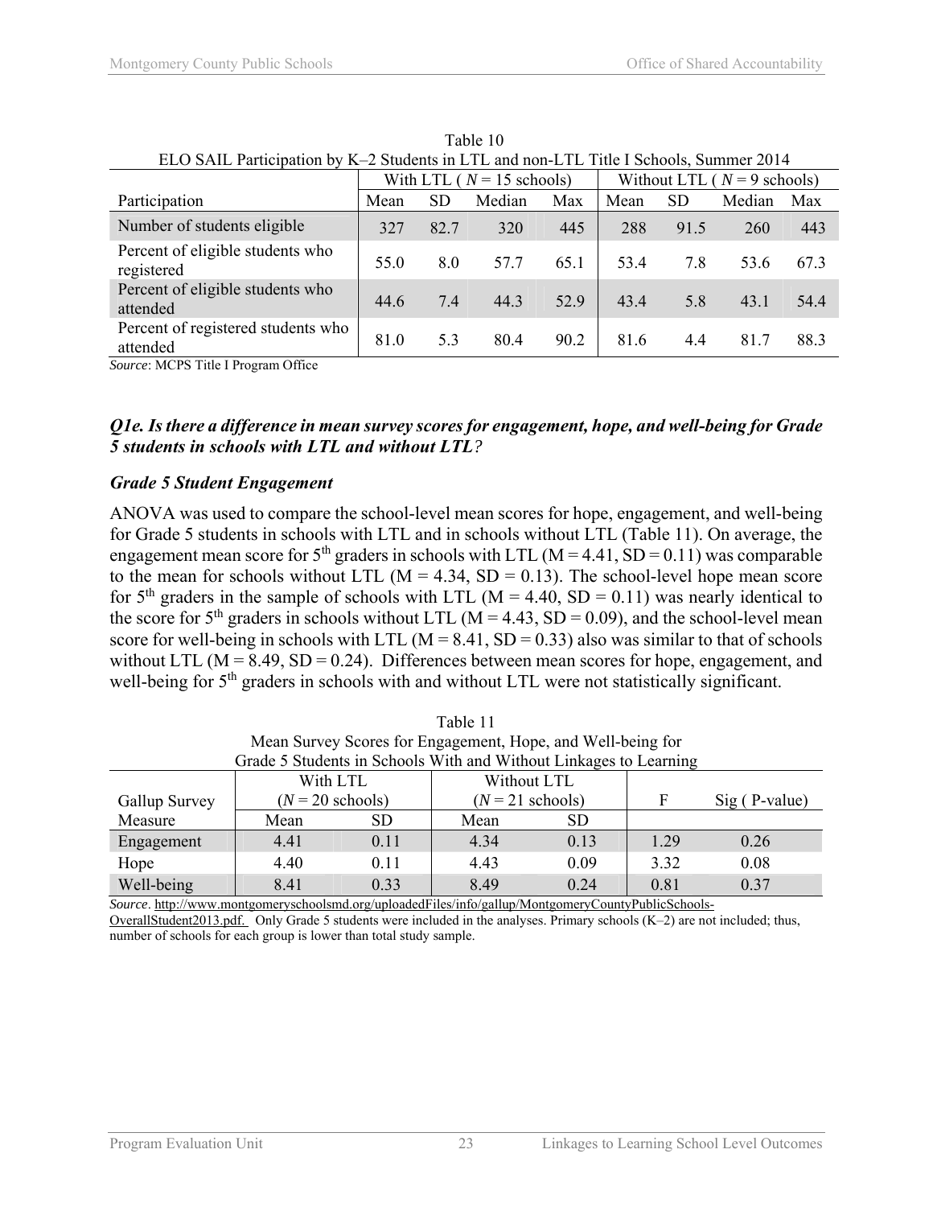Table 10
ELO SAIL Participation by K–2 Students in LTL and non-LTL Title I Schools, Summer 2014

| | With LTL ( *N* = 15 schools) | | | | Without LTL ( *N* = 9 schools) | | | |
|---|---|---|---|---|---|---|---|---|
| Participation | Mean | SD | Median | Max | Mean | SD | Median | Max |
| Number of students eligible | 327 | 82.7 | 320 | 445 | 288 | 91.5 | 260 | 443 |
| Percent of eligible students who registered | 55.0 | 8.0 | 57.7 | 65.1 | 53.4 | 7.8 | 53.6 | 67.3 |
| Percent of eligible students who attended | 44.6 | 7.4 | 44.3 | 52.9 | 43.4 | 5.8 | 43.1 | 54.4 |
| Percent of registered students who attended | 81.0 | 5.3 | 80.4 | 90.2 | 81.6 | 4.4 | 81.7 | 88.3 |

*Source*: MCPS Title I Program Office

### *Q1e. Is there a difference in mean survey scores for engagement, hope, and well-being for Grade 5 students in schools with LTL and without LTL?*

### *Grade 5 Student Engagement*

ANOVA was used to compare the school-level mean scores for hope, engagement, and well-being for Grade 5 students in schools with LTL and in schools without LTL (Table 11). On average, the engagement mean score for 5th graders in schools with LTL ($M = 4.41$, $SD = 0.11$) was comparable to the mean for schools without LTL ($M = 4.34$, $SD = 0.13$). The school-level hope mean score for 5th graders in the sample of schools with LTL ($M = 4.40$, $SD = 0.11$) was nearly identical to the score for 5th graders in schools without LTL ($M = 4.43$, $SD = 0.09$), and the school-level mean score for well-being in schools with LTL ($M = 8.41$, $SD = 0.33$) also was similar to that of schools without LTL ($M = 8.49$, $SD = 0.24$). Differences between mean scores for hope, engagement, and well-being for 5th graders in schools with and without LTL were not statistically significant.

Table 11
Mean Survey Scores for Engagement, Hope, and Well-being for
Grade 5 Students in Schools With and Without Linkages to Learning

| Gallup Survey | With LTL (*N* = 20 schools) | | Without LTL (*N* = 21 schools) | | F | Sig ( P-value) |
|---|---|---|---|---|---|---|
| Measure | Mean | SD | Mean | SD | | |
| Engagement | 4.41 | 0.11 | 4.34 | 0.13 | 1.29 | 0.26 |
| Hope | 4.40 | 0.11 | 4.43 | 0.09 | 3.32 | 0.08 |
| Well-being | 8.41 | 0.33 | 8.49 | 0.24 | 0.81 | 0.37 |

*Source*. http://www.montgomeryschoolsmd.org/uploadedFiles/info/gallup/MontgomeryCountyPublicSchools-OverallStudent2013.pdf. Only Grade 5 students were included in the analyses. Primary schools (K–2) are not included; thus, number of schools for each group is lower than total study sample.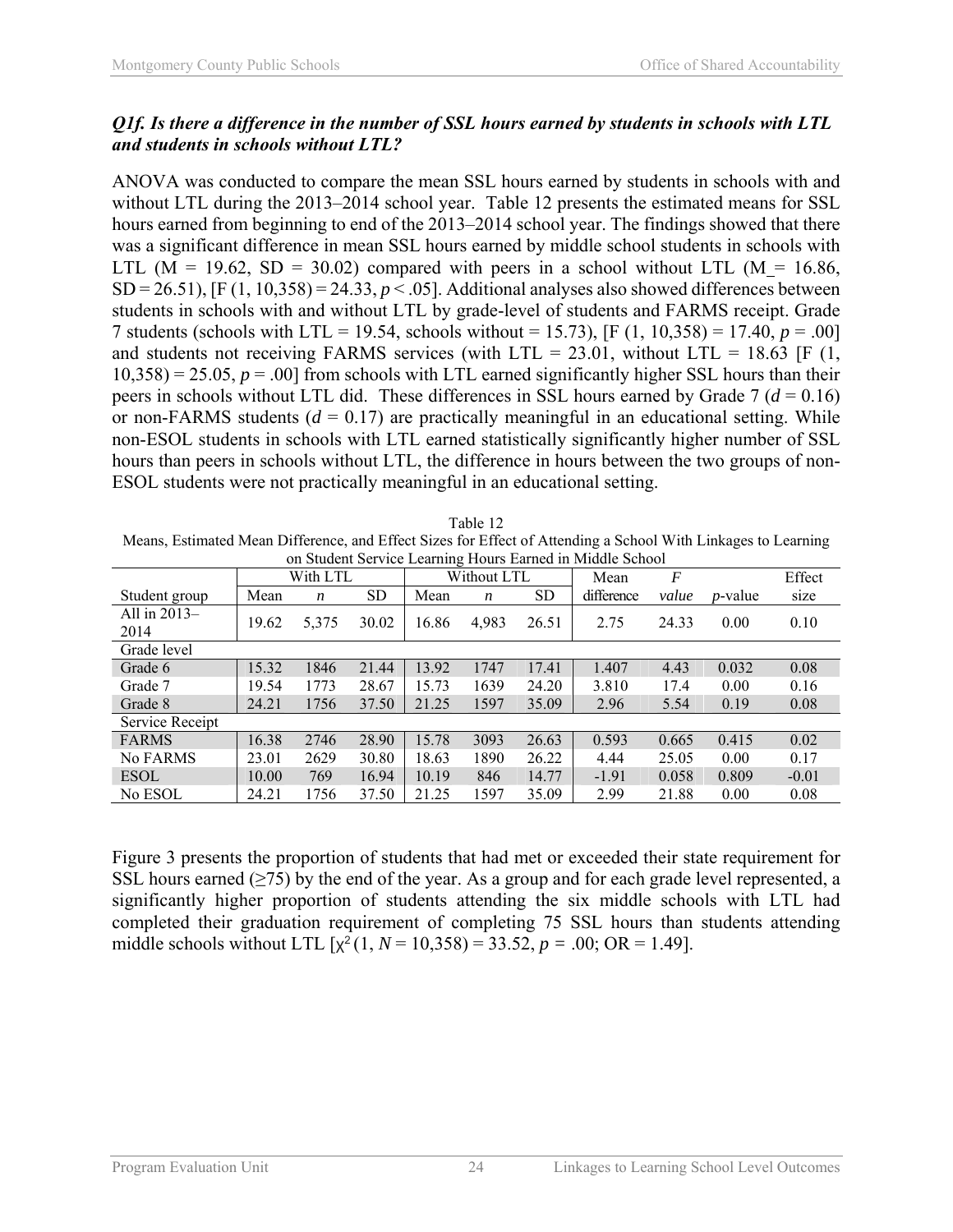### *Q1f. Is there a difference in the number of SSL hours earned by students in schools with LTL and students in schools without LTL?*

ANOVA was conducted to compare the mean SSL hours earned by students in schools with and without LTL during the 2013–2014 school year. Table 12 presents the estimated means for SSL hours earned from beginning to end of the 2013–2014 school year. The findings showed that there was a significant difference in mean SSL hours earned by middle school students in schools with LTL (M = 19.62, SD = 30.02) compared with peers in a school without LTL (M = 16.86, SD = 26.51), [F (1, 10,358) = 24.33, $p < .05$]. Additional analyses also showed differences between students in schools with and without LTL by grade-level of students and FARMS receipt. Grade 7 students (schools with LTL = 19.54, schools without = 15.73), [F (1, 10,358) = 17.40, $p = .00$] and students not receiving FARMS services (with LTL = 23.01, without LTL = 18.63 [F (1, 10,358) = 25.05, $p = .00$] from schools with LTL earned significantly higher SSL hours than their peers in schools without LTL did. These differences in SSL hours earned by Grade 7 ($d = 0.16$) or non-FARMS students ($d = 0.17$) are practically meaningful in an educational setting. While non-ESOL students in schools with LTL earned statistically significantly higher number of SSL hours than peers in schools without LTL, the difference in hours between the two groups of non-ESOL students were not practically meaningful in an educational setting.

Table 12
Means, Estimated Mean Difference, and Effect Sizes for Effect of Attending a School With Linkages to Learning on Student Service Learning Hours Earned in Middle School

| Student group | With LTL | | | Without LTL | | | Mean | *F* | | Effect |
|---|---|---|---|---|---|---|---|---|---|---|
| | Mean | *n* | SD | Mean | *n* | SD | difference | *value* | *p*-value | size |
| All in 2013–2014 | 19.62 | 5,375 | 30.02 | 16.86 | 4,983 | 26.51 | 2.75 | 24.33 | 0.00 | 0.10 |
| Grade level | | | | | | | | | | |
| Grade 6 | 15.32 | 1846 | 21.44 | 13.92 | 1747 | 17.41 | 1.407 | 4.43 | 0.032 | 0.08 |
| Grade 7 | 19.54 | 1773 | 28.67 | 15.73 | 1639 | 24.20 | 3.810 | 17.4 | 0.00 | 0.16 |
| Grade 8 | 24.21 | 1756 | 37.50 | 21.25 | 1597 | 35.09 | 2.96 | 5.54 | 0.19 | 0.08 |
| Service Receipt | | | | | | | | | | |
| FARMS | 16.38 | 2746 | 28.90 | 15.78 | 3093 | 26.63 | 0.593 | 0.665 | 0.415 | 0.02 |
| No FARMS | 23.01 | 2629 | 30.80 | 18.63 | 1890 | 26.22 | 4.44 | 25.05 | 0.00 | 0.17 |
| ESOL | 10.00 | 769 | 16.94 | 10.19 | 846 | 14.77 | -1.91 | 0.058 | 0.809 | -0.01 |
| No ESOL | 24.21 | 1756 | 37.50 | 21.25 | 1597 | 35.09 | 2.99 | 21.88 | 0.00 | 0.08 |

Figure 3 presents the proportion of students that had met or exceeded their state requirement for SSL hours earned (≥75) by the end of the year. As a group and for each grade level represented, a significantly higher proportion of students attending the six middle schools with LTL had completed their graduation requirement of completing 75 SSL hours than students attending middle schools without LTL [$\chi^2$ (1, $N$ = 10,358) = 33.52, $p = .00$; OR = 1.49].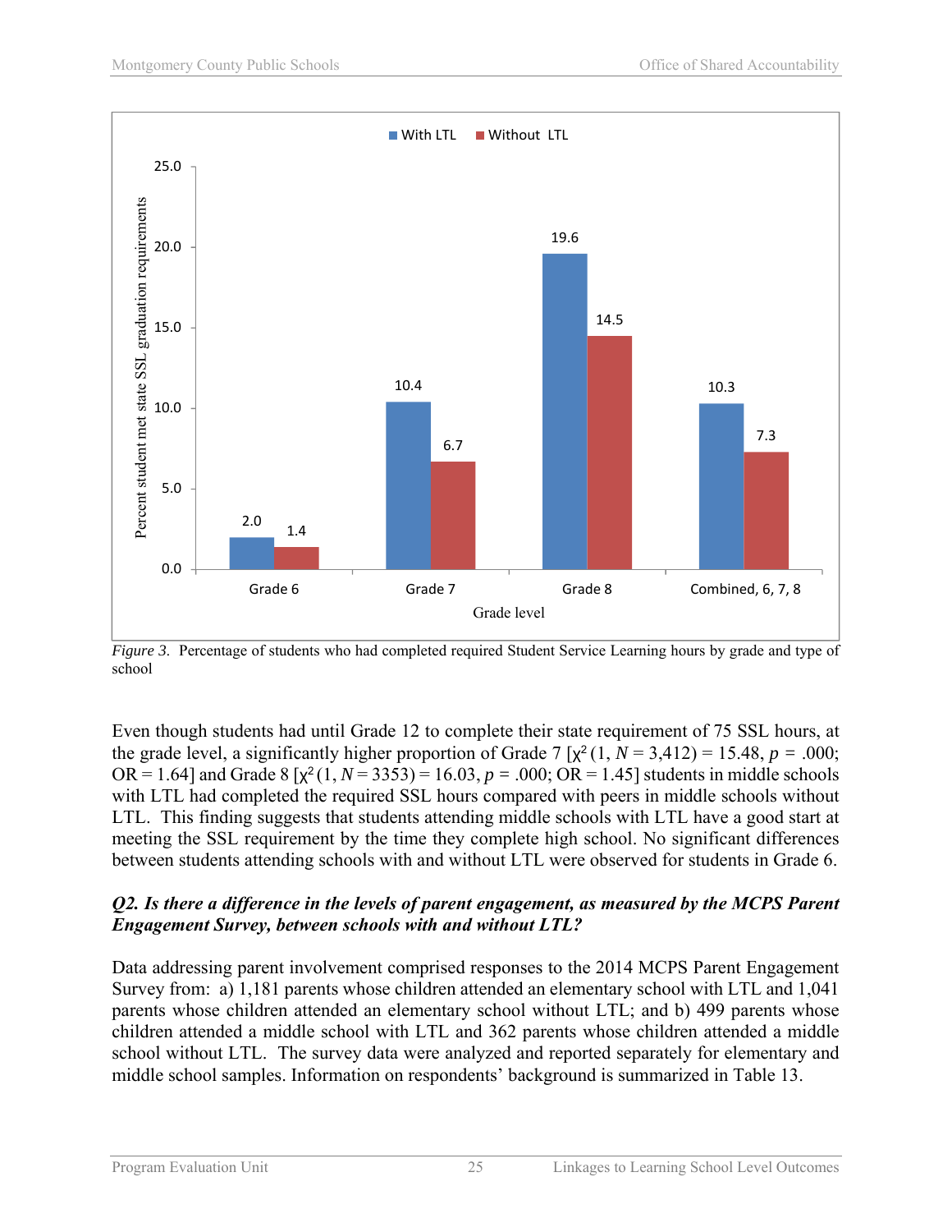*Figure 3.* Percentage of students who had completed required Student Service Learning hours by grade and type of school

Even though students had until Grade 12 to complete their state requirement of 75 SSL hours, at the grade level, a significantly higher proportion of Grade 7 [$\chi^2$ (1, $N$ = 3,412) = 15.48, $p$ = .000; OR = 1.64] and Grade 8 [$\chi^2$ (1, $N$ = 3353) = 16.03, $p$ = .000; OR = 1.45] students in middle schools with LTL had completed the required SSL hours compared with peers in middle schools without LTL. This finding suggests that students attending middle schools with LTL have a good start at meeting the SSL requirement by the time they complete high school. No significant differences between students attending schools with and without LTL were observed for students in Grade 6.

***Q2. Is there a difference in the levels of parent engagement, as measured by the MCPS Parent Engagement Survey, between schools with and without LTL?***

Data addressing parent involvement comprised responses to the 2014 MCPS Parent Engagement Survey from: a) 1,181 parents whose children attended an elementary school with LTL and 1,041 parents whose children attended an elementary school without LTL; and b) 499 parents whose children attended a middle school with LTL and 362 parents whose children attended a middle school without LTL. The survey data were analyzed and reported separately for elementary and middle school samples. Information on respondents' background is summarized in Table 13.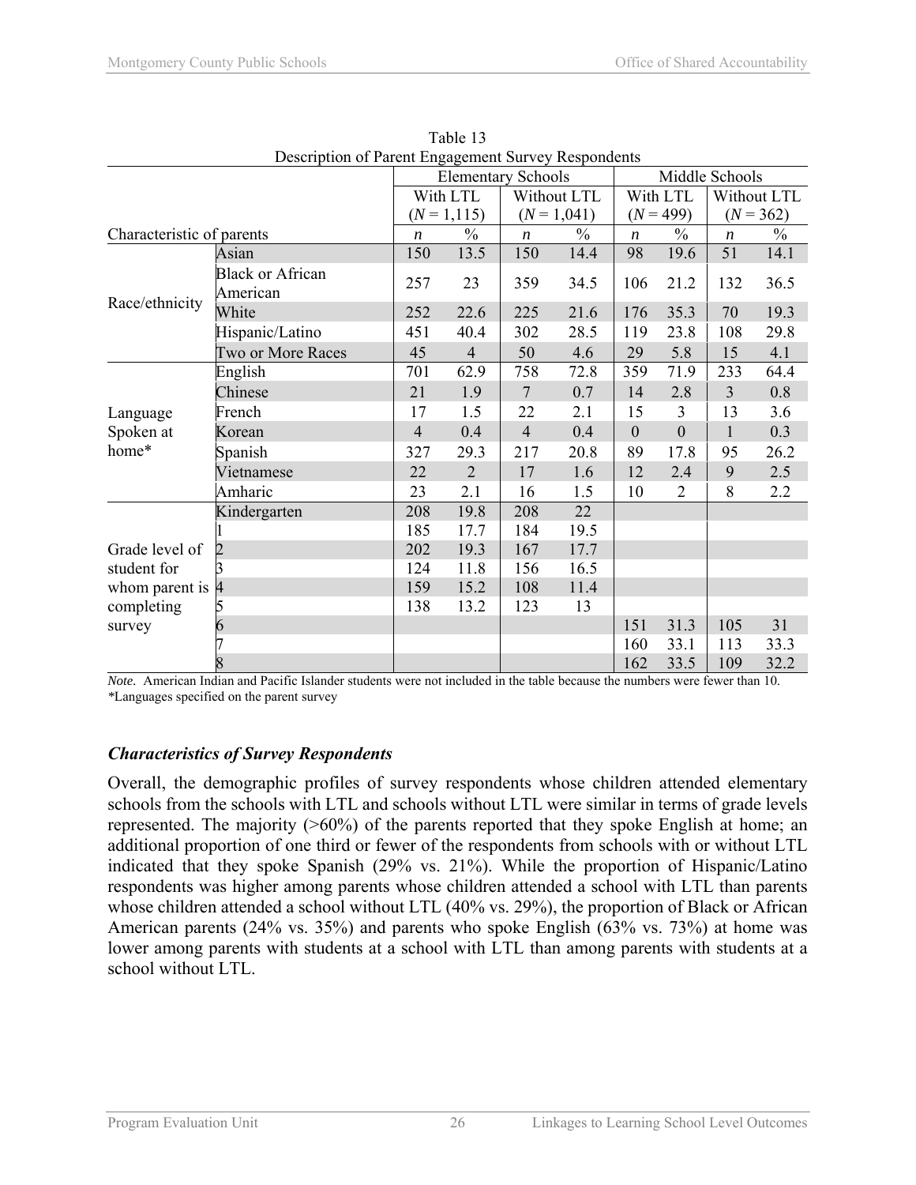Table 13
Description of Parent Engagement Survey Respondents

| Characteristic of parents | | Elementary Schools | | | | Middle Schools | | | |
|---|---|---|---|---|---|---|---|---|---|
| | | With LTL (*N* = 1,115) | | Without LTL (*N* = 1,041) | | With LTL (*N* = 499) | | Without LTL (*N* = 362) | |
| | | *n* | % | *n* | % | *n* | % | *n* | % |
| Race/ethnicity | Asian | 150 | 13.5 | 150 | 14.4 | 98 | 19.6 | 51 | 14.1 |
| | Black or African American | 257 | 23 | 359 | 34.5 | 106 | 21.2 | 132 | 36.5 |
| | White | 252 | 22.6 | 225 | 21.6 | 176 | 35.3 | 70 | 19.3 |
| | Hispanic/Latino | 451 | 40.4 | 302 | 28.5 | 119 | 23.8 | 108 | 29.8 |
| | Two or More Races | 45 | 4 | 50 | 4.6 | 29 | 5.8 | 15 | 4.1 |
| Language Spoken at home* | English | 701 | 62.9 | 758 | 72.8 | 359 | 71.9 | 233 | 64.4 |
| | Chinese | 21 | 1.9 | 7 | 0.7 | 14 | 2.8 | 3 | 0.8 |
| | French | 17 | 1.5 | 22 | 2.1 | 15 | 3 | 13 | 3.6 |
| | Korean | 4 | 0.4 | 4 | 0.4 | 0 | 0 | 1 | 0.3 |
| | Spanish | 327 | 29.3 | 217 | 20.8 | 89 | 17.8 | 95 | 26.2 |
| | Vietnamese | 22 | 2 | 17 | 1.6 | 12 | 2.4 | 9 | 2.5 |
| | Amharic | 23 | 2.1 | 16 | 1.5 | 10 | 2 | 8 | 2.2 |
| Grade level of student for whom parent is completing survey | Kindergarten | 208 | 19.8 | 208 | 22 | | | | |
| | 1 | 185 | 17.7 | 184 | 19.5 | | | | |
| | 2 | 202 | 19.3 | 167 | 17.7 | | | | |
| | 3 | 124 | 11.8 | 156 | 16.5 | | | | |
| | 4 | 159 | 15.2 | 108 | 11.4 | | | | |
| | 5 | 138 | 13.2 | 123 | 13 | | | | |
| | 6 | | | | | 151 | 31.3 | 105 | 31 |
| | 7 | | | | | 160 | 33.1 | 113 | 33.3 |
| | 8 | | | | | 162 | 33.5 | 109 | 32.2 |

*Note.* American Indian and Pacific Islander students were not included in the table because the numbers were fewer than 10.
*Languages specified on the parent survey

### *Characteristics of Survey Respondents*

Overall, the demographic profiles of survey respondents whose children attended elementary schools from the schools with LTL and schools without LTL were similar in terms of grade levels represented. The majority (>60%) of the parents reported that they spoke English at home; an additional proportion of one third or fewer of the respondents from schools with or without LTL indicated that they spoke Spanish (29% vs. 21%). While the proportion of Hispanic/Latino respondents was higher among parents whose children attended a school with LTL than parents whose children attended a school without LTL (40% vs. 29%), the proportion of Black or African American parents (24% vs. 35%) and parents who spoke English (63% vs. 73%) at home was lower among parents with students at a school with LTL than among parents with students at a school without LTL.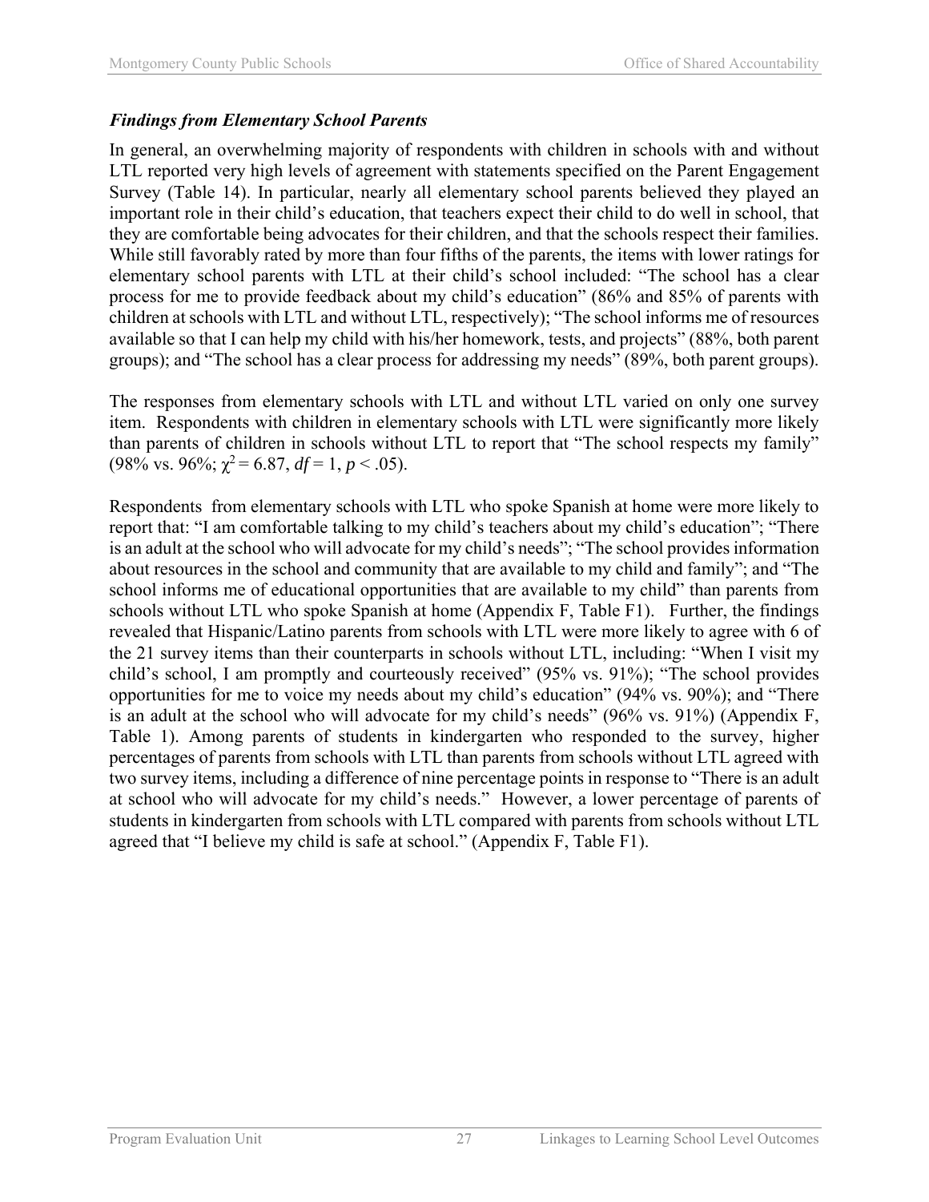### *Findings from Elementary School Parents*

In general, an overwhelming majority of respondents with children in schools with and without LTL reported very high levels of agreement with statements specified on the Parent Engagement Survey (Table 14). In particular, nearly all elementary school parents believed they played an important role in their child's education, that teachers expect their child to do well in school, that they are comfortable being advocates for their children, and that the schools respect their families. While still favorably rated by more than four fifths of the parents, the items with lower ratings for elementary school parents with LTL at their child's school included: "The school has a clear process for me to provide feedback about my child's education" (86% and 85% of parents with children at schools with LTL and without LTL, respectively); "The school informs me of resources available so that I can help my child with his/her homework, tests, and projects" (88%, both parent groups); and "The school has a clear process for addressing my needs" (89%, both parent groups).

The responses from elementary schools with LTL and without LTL varied on only one survey item. Respondents with children in elementary schools with LTL were significantly more likely than parents of children in schools without LTL to report that "The school respects my family" (98% vs. 96%; $\chi^2 = 6.87$, $df = 1$, $p < .05$).

Respondents from elementary schools with LTL who spoke Spanish at home were more likely to report that: "I am comfortable talking to my child's teachers about my child's education"; "There is an adult at the school who will advocate for my child's needs"; "The school provides information about resources in the school and community that are available to my child and family"; and "The school informs me of educational opportunities that are available to my child" than parents from schools without LTL who spoke Spanish at home (Appendix F, Table F1). Further, the findings revealed that Hispanic/Latino parents from schools with LTL were more likely to agree with 6 of the 21 survey items than their counterparts in schools without LTL, including: "When I visit my child's school, I am promptly and courteously received" (95% vs. 91%); "The school provides opportunities for me to voice my needs about my child's education" (94% vs. 90%); and "There is an adult at the school who will advocate for my child's needs" (96% vs. 91%) (Appendix F, Table 1). Among parents of students in kindergarten who responded to the survey, higher percentages of parents from schools with LTL than parents from schools without LTL agreed with two survey items, including a difference of nine percentage points in response to "There is an adult at school who will advocate for my child's needs." However, a lower percentage of parents of students in kindergarten from schools with LTL compared with parents from schools without LTL agreed that "I believe my child is safe at school." (Appendix F, Table F1).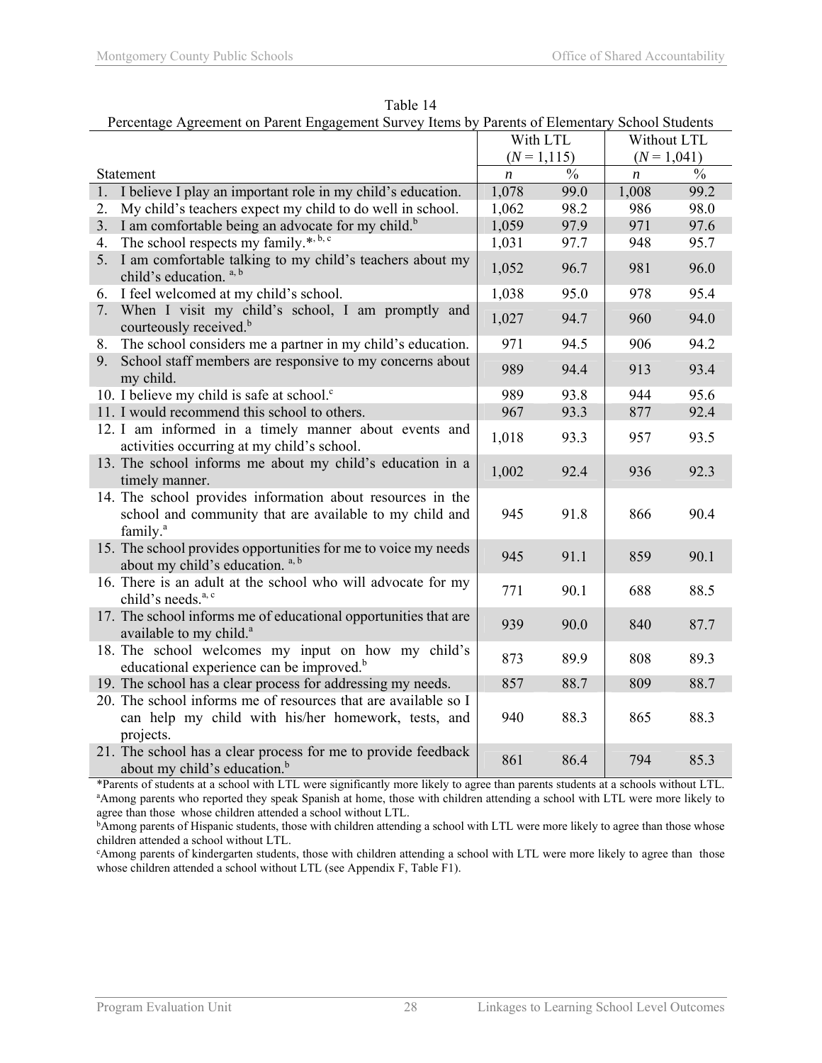Table 14
Percentage Agreement on Parent Engagement Survey Items by Parents of Elementary School Students

| Statement | With LTL (*N* = 1,115) | | Without LTL (*N* = 1,041) | |
|---|---|---|---|---|
| | *n* | % | *n* | % |
| 1. I believe I play an important role in my child's education. | 1,078 | 99.0 | 1,008 | 99.2 |
| 2. My child's teachers expect my child to do well in school. | 1,062 | 98.2 | 986 | 98.0 |
| 3. I am comfortable being an advocate for my child.[b] | 1,059 | 97.9 | 971 | 97.6 |
| 4. The school respects my family.*[, b, c] | 1,031 | 97.7 | 948 | 95.7 |
| 5. I am comfortable talking to my child's teachers about my child's education. [a, b] | 1,052 | 96.7 | 981 | 96.0 |
| 6. I feel welcomed at my child's school. | 1,038 | 95.0 | 978 | 95.4 |
| 7. When I visit my child's school, I am promptly and courteously received.[b] | 1,027 | 94.7 | 960 | 94.0 |
| 8. The school considers me a partner in my child's education. | 971 | 94.5 | 906 | 94.2 |
| 9. School staff members are responsive to my concerns about my child. | 989 | 94.4 | 913 | 93.4 |
| 10. I believe my child is safe at school.[c] | 989 | 93.8 | 944 | 95.6 |
| 11. I would recommend this school to others. | 967 | 93.3 | 877 | 92.4 |
| 12. I am informed in a timely manner about events and activities occurring at my child's school. | 1,018 | 93.3 | 957 | 93.5 |
| 13. The school informs me about my child's education in a timely manner. | 1,002 | 92.4 | 936 | 92.3 |
| 14. The school provides information about resources in the school and community that are available to my child and family.[a] | 945 | 91.8 | 866 | 90.4 |
| 15. The school provides opportunities for me to voice my needs about my child's education. [a, b] | 945 | 91.1 | 859 | 90.1 |
| 16. There is an adult at the school who will advocate for my child's needs.[a, c] | 771 | 90.1 | 688 | 88.5 |
| 17. The school informs me of educational opportunities that are available to my child.[a] | 939 | 90.0 | 840 | 87.7 |
| 18. The school welcomes my input on how my child's educational experience can be improved.[b] | 873 | 89.9 | 808 | 89.3 |
| 19. The school has a clear process for addressing my needs. | 857 | 88.7 | 809 | 88.7 |
| 20. The school informs me of resources that are available so I can help my child with his/her homework, tests, and projects. | 940 | 88.3 | 865 | 88.3 |
| 21. The school has a clear process for me to provide feedback about my child's education.[b] | 861 | 86.4 | 794 | 85.3 |

*Parents of students at a school with LTL were significantly more likely to agree than parents students at a schools without LTL.
[a]Among parents who reported they speak Spanish at home, those with children attending a school with LTL were more likely to agree than those whose children attended a school without LTL.
[b]Among parents of Hispanic students, those with children attending a school with LTL were more likely to agree than those whose children attended a school without LTL.
[c]Among parents of kindergarten students, those with children attending a school with LTL were more likely to agree than those whose children attended a school without LTL (see Appendix F, Table F1).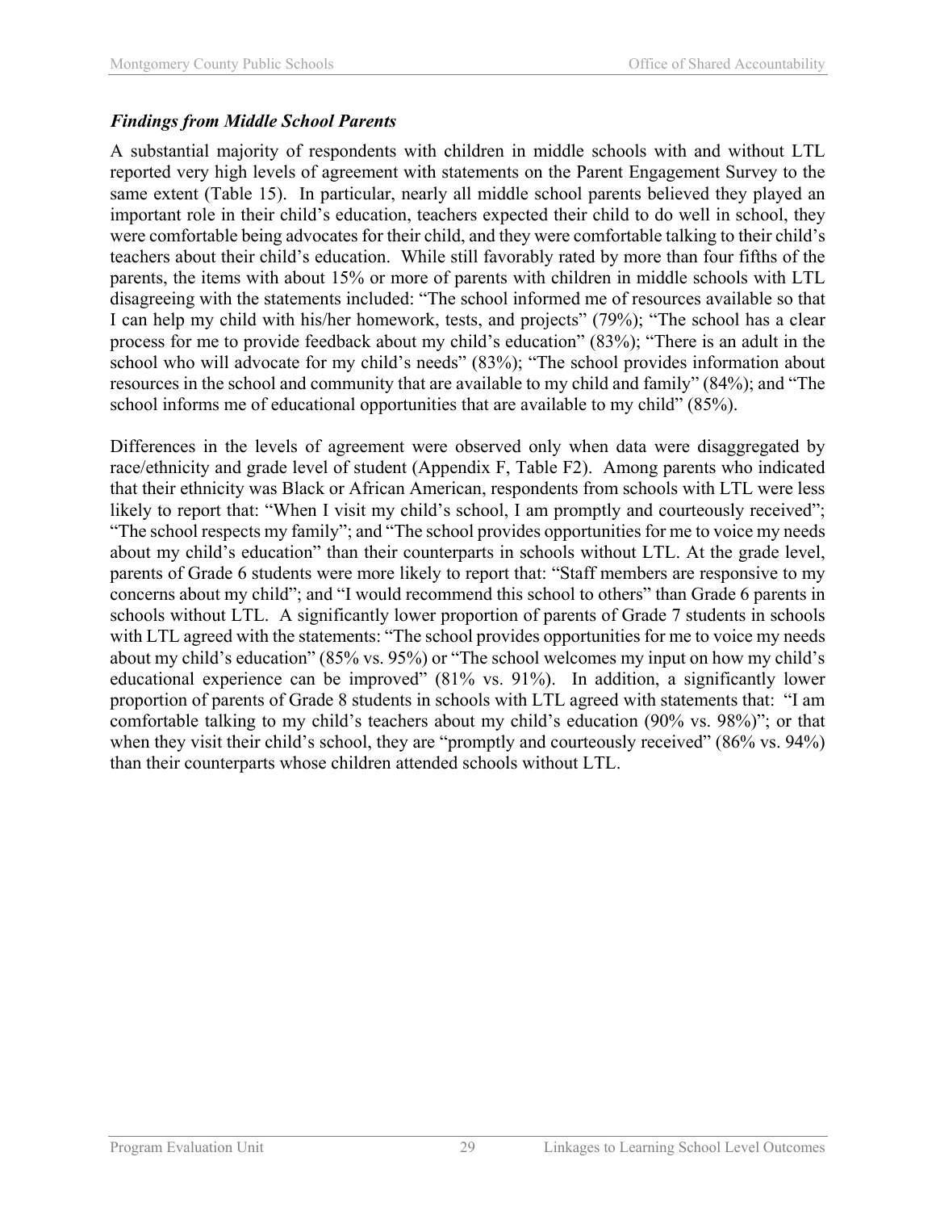### *Findings from Middle School Parents*

A substantial majority of respondents with children in middle schools with and without LTL reported very high levels of agreement with statements on the Parent Engagement Survey to the same extent (Table 15). In particular, nearly all middle school parents believed they played an important role in their child's education, teachers expected their child to do well in school, they were comfortable being advocates for their child, and they were comfortable talking to their child's teachers about their child's education. While still favorably rated by more than four fifths of the parents, the items with about 15% or more of parents with children in middle schools with LTL disagreeing with the statements included: "The school informed me of resources available so that I can help my child with his/her homework, tests, and projects" (79%); "The school has a clear process for me to provide feedback about my child's education" (83%); "There is an adult in the school who will advocate for my child's needs" (83%); "The school provides information about resources in the school and community that are available to my child and family" (84%); and "The school informs me of educational opportunities that are available to my child" (85%).

Differences in the levels of agreement were observed only when data were disaggregated by race/ethnicity and grade level of student (Appendix F, Table F2). Among parents who indicated that their ethnicity was Black or African American, respondents from schools with LTL were less likely to report that: "When I visit my child's school, I am promptly and courteously received"; "The school respects my family"; and "The school provides opportunities for me to voice my needs about my child's education" than their counterparts in schools without LTL. At the grade level, parents of Grade 6 students were more likely to report that: "Staff members are responsive to my concerns about my child"; and "I would recommend this school to others" than Grade 6 parents in schools without LTL. A significantly lower proportion of parents of Grade 7 students in schools with LTL agreed with the statements: "The school provides opportunities for me to voice my needs about my child's education" (85% vs. 95%) or "The school welcomes my input on how my child's educational experience can be improved" (81% vs. 91%). In addition, a significantly lower proportion of parents of Grade 8 students in schools with LTL agreed with statements that: "I am comfortable talking to my child's teachers about my child's education (90% vs. 98%)"; or that when they visit their child's school, they are "promptly and courteously received" (86% vs. 94%) than their counterparts whose children attended schools without LTL.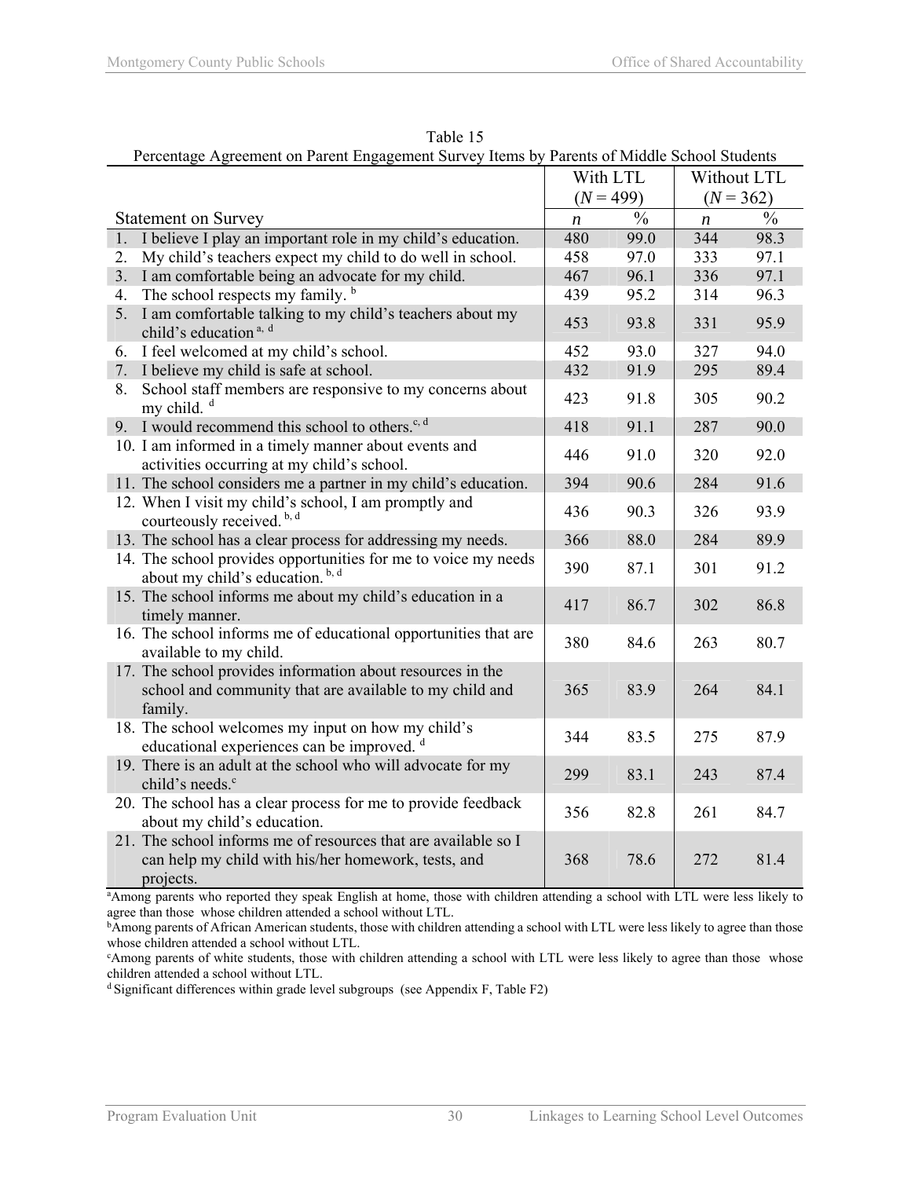Table 15

Percentage Agreement on Parent Engagement Survey Items by Parents of Middle School Students

| Statement on Survey | With LTL ($N$ = 499) | | Without LTL ($N$ = 362) | |
|---|---|---|---|---|
| | $n$ | % | $n$ | % |
| 1. I believe I play an important role in my child's education. | 480 | 99.0 | 344 | 98.3 |
| 2. My child's teachers expect my child to do well in school. | 458 | 97.0 | 333 | 97.1 |
| 3. I am comfortable being an advocate for my child. | 467 | 96.1 | 336 | 97.1 |
| 4. The school respects my family. [b] | 439 | 95.2 | 314 | 96.3 |
| 5. I am comfortable talking to my child's teachers about my child's education [a, d] | 453 | 93.8 | 331 | 95.9 |
| 6. I feel welcomed at my child's school. | 452 | 93.0 | 327 | 94.0 |
| 7. I believe my child is safe at school. | 432 | 91.9 | 295 | 89.4 |
| 8. School staff members are responsive to my concerns about my child. [d] | 423 | 91.8 | 305 | 90.2 |
| 9. I would recommend this school to others.[c, d] | 418 | 91.1 | 287 | 90.0 |
| 10. I am informed in a timely manner about events and activities occurring at my child's school. | 446 | 91.0 | 320 | 92.0 |
| 11. The school considers me a partner in my child's education. | 394 | 90.6 | 284 | 91.6 |
| 12. When I visit my child's school, I am promptly and courteously received. [b, d] | 436 | 90.3 | 326 | 93.9 |
| 13. The school has a clear process for addressing my needs. | 366 | 88.0 | 284 | 89.9 |
| 14. The school provides opportunities for me to voice my needs about my child's education. [b, d] | 390 | 87.1 | 301 | 91.2 |
| 15. The school informs me about my child's education in a timely manner. | 417 | 86.7 | 302 | 86.8 |
| 16. The school informs me of educational opportunities that are available to my child. | 380 | 84.6 | 263 | 80.7 |
| 17. The school provides information about resources in the school and community that are available to my child and family. | 365 | 83.9 | 264 | 84.1 |
| 18. The school welcomes my input on how my child's educational experiences can be improved. [d] | 344 | 83.5 | 275 | 87.9 |
| 19. There is an adult at the school who will advocate for my child's needs.[c] | 299 | 83.1 | 243 | 87.4 |
| 20. The school has a clear process for me to provide feedback about my child's education. | 356 | 82.8 | 261 | 84.7 |
| 21. The school informs me of resources that are available so I can help my child with his/her homework, tests, and projects. | 368 | 78.6 | 272 | 81.4 |

[a]Among parents who reported they speak English at home, those with children attending a school with LTL were less likely to agree than those whose children attended a school without LTL.

[b]Among parents of African American students, those with children attending a school with LTL were less likely to agree than those whose children attended a school without LTL.

[c]Among parents of white students, those with children attending a school with LTL were less likely to agree than those whose children attended a school without LTL.

[d] Significant differences within grade level subgroups (see Appendix F, Table F2)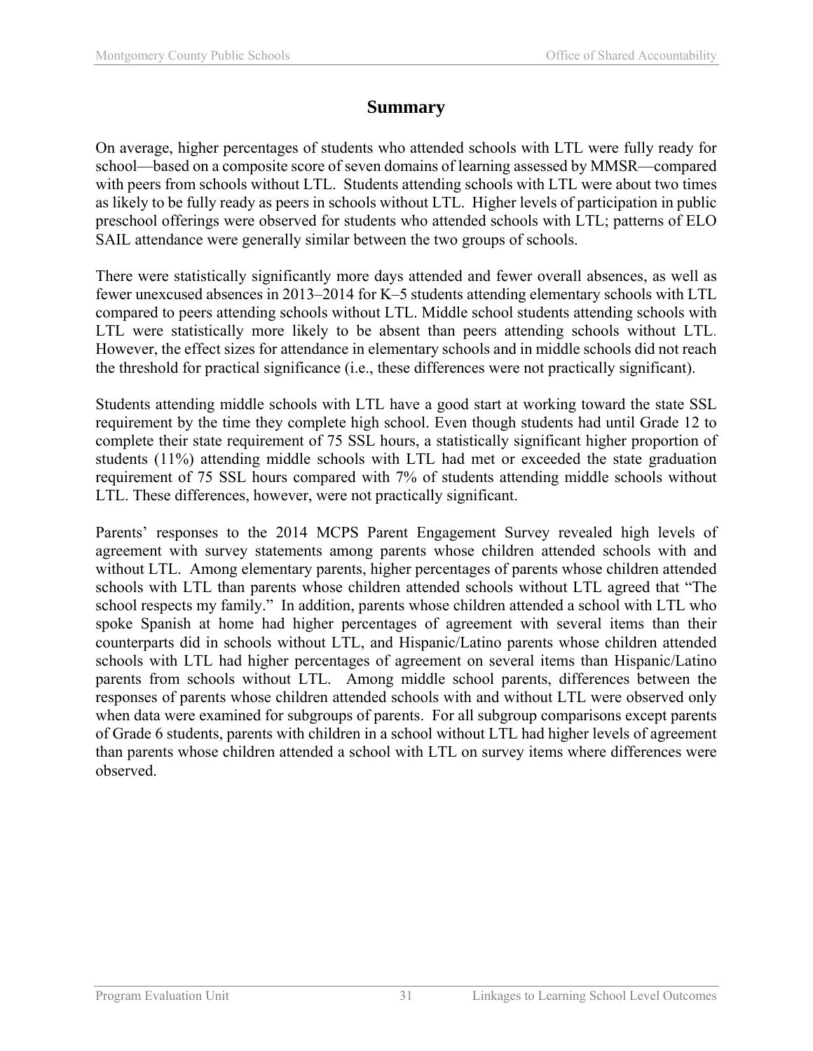## Summary

On average, higher percentages of students who attended schools with LTL were fully ready for school—based on a composite score of seven domains of learning assessed by MMSR—compared with peers from schools without LTL. Students attending schools with LTL were about two times as likely to be fully ready as peers in schools without LTL. Higher levels of participation in public preschool offerings were observed for students who attended schools with LTL; patterns of ELO SAIL attendance were generally similar between the two groups of schools.

There were statistically significantly more days attended and fewer overall absences, as well as fewer unexcused absences in 2013–2014 for K–5 students attending elementary schools with LTL compared to peers attending schools without LTL. Middle school students attending schools with LTL were statistically more likely to be absent than peers attending schools without LTL. However, the effect sizes for attendance in elementary schools and in middle schools did not reach the threshold for practical significance (i.e., these differences were not practically significant).

Students attending middle schools with LTL have a good start at working toward the state SSL requirement by the time they complete high school. Even though students had until Grade 12 to complete their state requirement of 75 SSL hours, a statistically significant higher proportion of students (11%) attending middle schools with LTL had met or exceeded the state graduation requirement of 75 SSL hours compared with 7% of students attending middle schools without LTL. These differences, however, were not practically significant.

Parents' responses to the 2014 MCPS Parent Engagement Survey revealed high levels of agreement with survey statements among parents whose children attended schools with and without LTL. Among elementary parents, higher percentages of parents whose children attended schools with LTL than parents whose children attended schools without LTL agreed that "The school respects my family." In addition, parents whose children attended a school with LTL who spoke Spanish at home had higher percentages of agreement with several items than their counterparts did in schools without LTL, and Hispanic/Latino parents whose children attended schools with LTL had higher percentages of agreement on several items than Hispanic/Latino parents from schools without LTL. Among middle school parents, differences between the responses of parents whose children attended schools with and without LTL were observed only when data were examined for subgroups of parents. For all subgroup comparisons except parents of Grade 6 students, parents with children in a school without LTL had higher levels of agreement than parents whose children attended a school with LTL on survey items where differences were observed.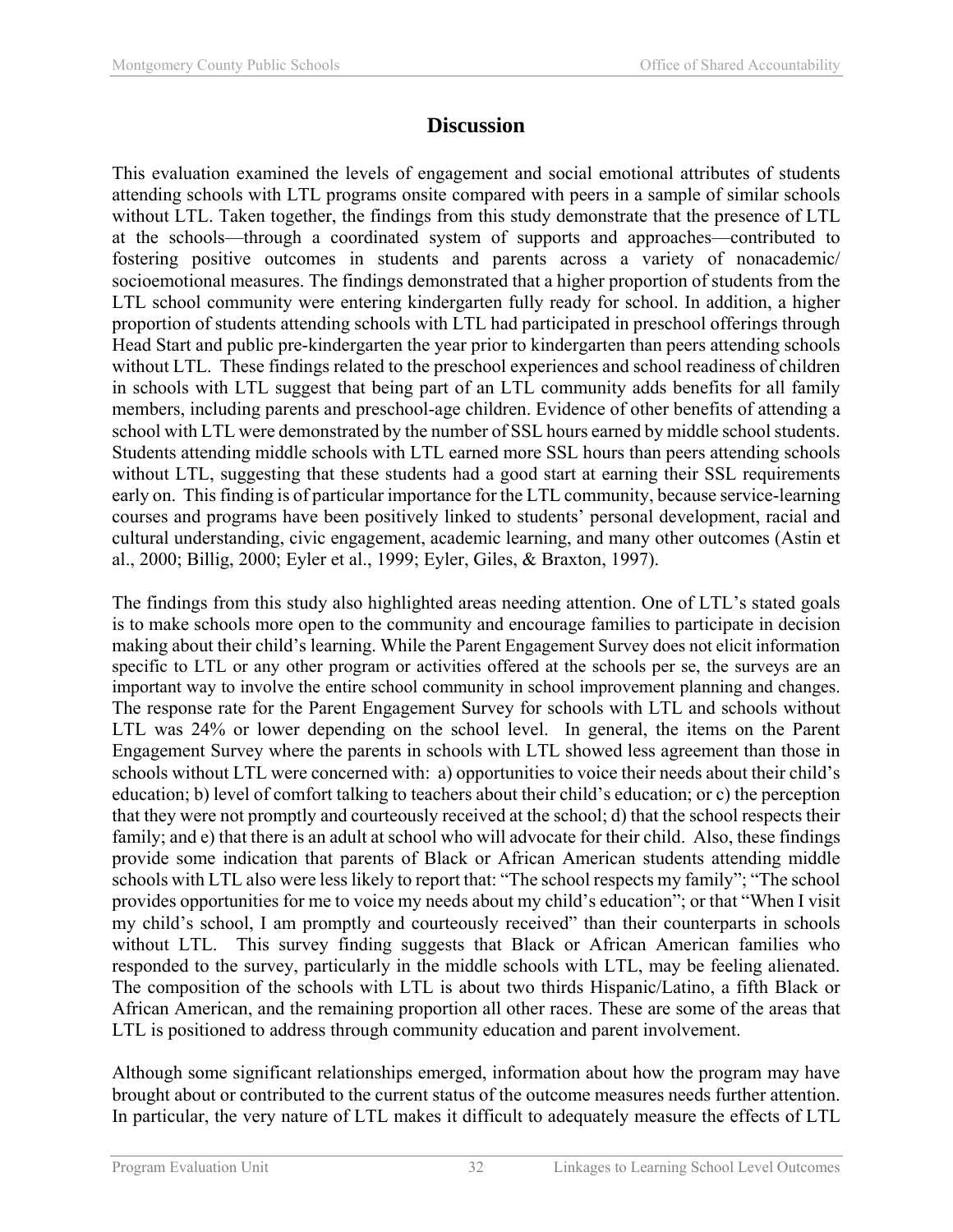## Discussion

This evaluation examined the levels of engagement and social emotional attributes of students attending schools with LTL programs onsite compared with peers in a sample of similar schools without LTL. Taken together, the findings from this study demonstrate that the presence of LTL at the schools—through a coordinated system of supports and approaches—contributed to fostering positive outcomes in students and parents across a variety of nonacademic/ socioemotional measures. The findings demonstrated that a higher proportion of students from the LTL school community were entering kindergarten fully ready for school. In addition, a higher proportion of students attending schools with LTL had participated in preschool offerings through Head Start and public pre-kindergarten the year prior to kindergarten than peers attending schools without LTL. These findings related to the preschool experiences and school readiness of children in schools with LTL suggest that being part of an LTL community adds benefits for all family members, including parents and preschool-age children. Evidence of other benefits of attending a school with LTL were demonstrated by the number of SSL hours earned by middle school students. Students attending middle schools with LTL earned more SSL hours than peers attending schools without LTL, suggesting that these students had a good start at earning their SSL requirements early on. This finding is of particular importance for the LTL community, because service-learning courses and programs have been positively linked to students' personal development, racial and cultural understanding, civic engagement, academic learning, and many other outcomes (Astin et al., 2000; Billig, 2000; Eyler et al., 1999; Eyler, Giles, & Braxton, 1997).

The findings from this study also highlighted areas needing attention. One of LTL's stated goals is to make schools more open to the community and encourage families to participate in decision making about their child's learning. While the Parent Engagement Survey does not elicit information specific to LTL or any other program or activities offered at the schools per se, the surveys are an important way to involve the entire school community in school improvement planning and changes. The response rate for the Parent Engagement Survey for schools with LTL and schools without LTL was 24% or lower depending on the school level. In general, the items on the Parent Engagement Survey where the parents in schools with LTL showed less agreement than those in schools without LTL were concerned with: a) opportunities to voice their needs about their child's education; b) level of comfort talking to teachers about their child's education; or c) the perception that they were not promptly and courteously received at the school; d) that the school respects their family; and e) that there is an adult at school who will advocate for their child. Also, these findings provide some indication that parents of Black or African American students attending middle schools with LTL also were less likely to report that: "The school respects my family"; "The school provides opportunities for me to voice my needs about my child's education"; or that "When I visit my child's school, I am promptly and courteously received" than their counterparts in schools without LTL. This survey finding suggests that Black or African American families who responded to the survey, particularly in the middle schools with LTL, may be feeling alienated. The composition of the schools with LTL is about two thirds Hispanic/Latino, a fifth Black or African American, and the remaining proportion all other races. These are some of the areas that LTL is positioned to address through community education and parent involvement.

Although some significant relationships emerged, information about how the program may have brought about or contributed to the current status of the outcome measures needs further attention. In particular, the very nature of LTL makes it difficult to adequately measure the effects of LTL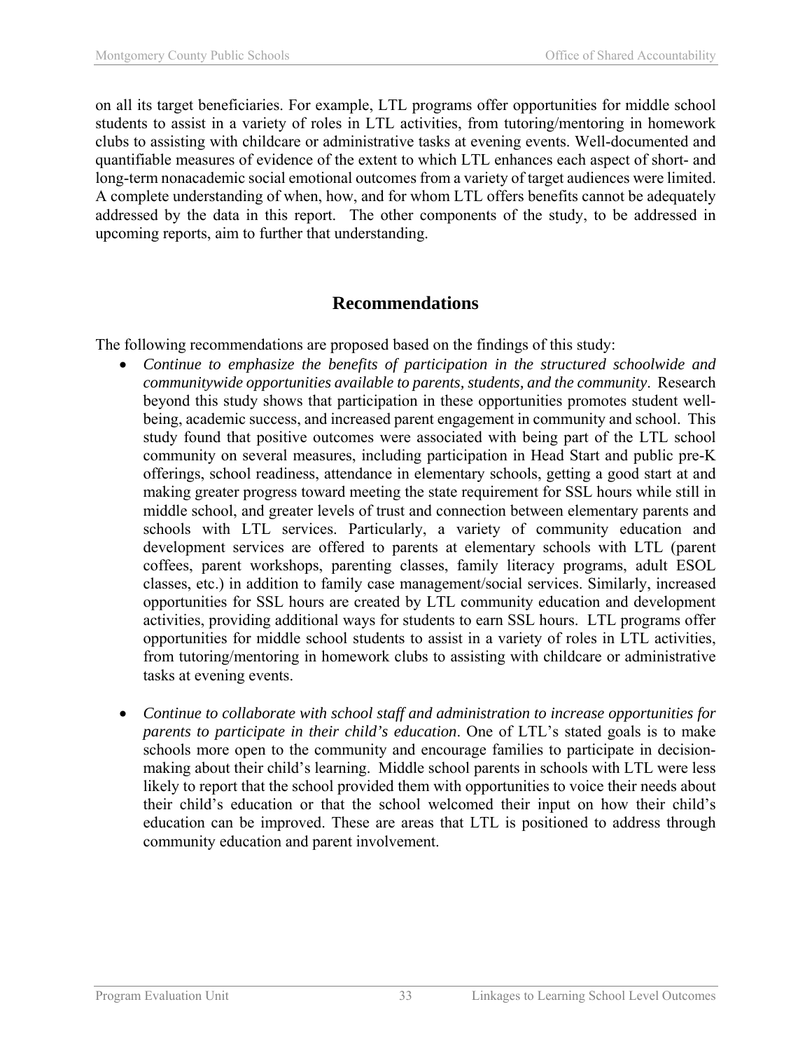on all its target beneficiaries. For example, LTL programs offer opportunities for middle school students to assist in a variety of roles in LTL activities, from tutoring/mentoring in homework clubs to assisting with childcare or administrative tasks at evening events. Well-documented and quantifiable measures of evidence of the extent to which LTL enhances each aspect of short- and long-term nonacademic social emotional outcomes from a variety of target audiences were limited. A complete understanding of when, how, and for whom LTL offers benefits cannot be adequately addressed by the data in this report. The other components of the study, to be addressed in upcoming reports, aim to further that understanding.

## Recommendations

The following recommendations are proposed based on the findings of this study:

- *Continue to emphasize the benefits of participation in the structured schoolwide and communitywide opportunities available to parents, students, and the community*. Research beyond this study shows that participation in these opportunities promotes student well-being, academic success, and increased parent engagement in community and school. This study found that positive outcomes were associated with being part of the LTL school community on several measures, including participation in Head Start and public pre-K offerings, school readiness, attendance in elementary schools, getting a good start at and making greater progress toward meeting the state requirement for SSL hours while still in middle school, and greater levels of trust and connection between elementary parents and schools with LTL services. Particularly, a variety of community education and development services are offered to parents at elementary schools with LTL (parent coffees, parent workshops, parenting classes, family literacy programs, adult ESOL classes, etc.) in addition to family case management/social services. Similarly, increased opportunities for SSL hours are created by LTL community education and development activities, providing additional ways for students to earn SSL hours. LTL programs offer opportunities for middle school students to assist in a variety of roles in LTL activities, from tutoring/mentoring in homework clubs to assisting with childcare or administrative tasks at evening events.

- *Continue to collaborate with school staff and administration to increase opportunities for parents to participate in their child's education*. One of LTL's stated goals is to make schools more open to the community and encourage families to participate in decision-making about their child's learning. Middle school parents in schools with LTL were less likely to report that the school provided them with opportunities to voice their needs about their child's education or that the school welcomed their input on how their child's education can be improved. These are areas that LTL is positioned to address through community education and parent involvement.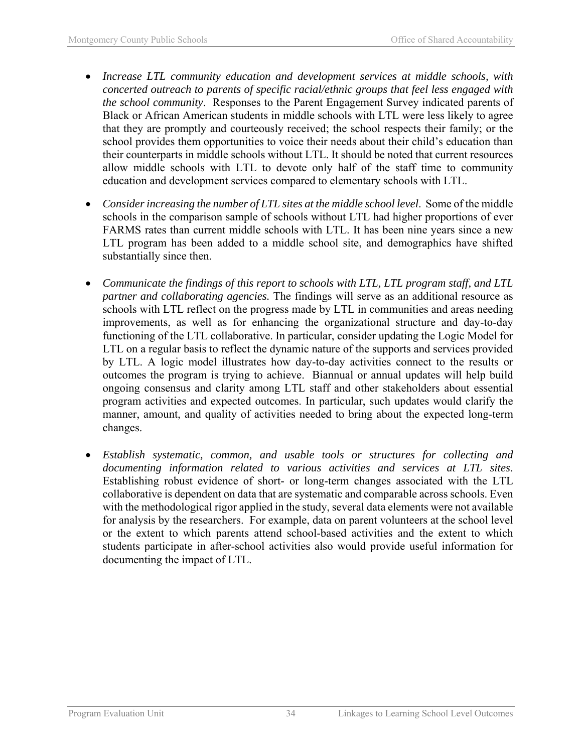- *Increase LTL community education and development services at middle schools, with concerted outreach to parents of specific racial/ethnic groups that feel less engaged with the school community*. Responses to the Parent Engagement Survey indicated parents of Black or African American students in middle schools with LTL were less likely to agree that they are promptly and courteously received; the school respects their family; or the school provides them opportunities to voice their needs about their child's education than their counterparts in middle schools without LTL. It should be noted that current resources allow middle schools with LTL to devote only half of the staff time to community education and development services compared to elementary schools with LTL.

- *Consider increasing the number of LTL sites at the middle school level*. Some of the middle schools in the comparison sample of schools without LTL had higher proportions of ever FARMS rates than current middle schools with LTL. It has been nine years since a new LTL program has been added to a middle school site, and demographics have shifted substantially since then.

- *Communicate the findings of this report to schools with LTL, LTL program staff, and LTL partner and collaborating agencies.* The findings will serve as an additional resource as schools with LTL reflect on the progress made by LTL in communities and areas needing improvements, as well as for enhancing the organizational structure and day-to-day functioning of the LTL collaborative. In particular, consider updating the Logic Model for LTL on a regular basis to reflect the dynamic nature of the supports and services provided by LTL. A logic model illustrates how day-to-day activities connect to the results or outcomes the program is trying to achieve. Biannual or annual updates will help build ongoing consensus and clarity among LTL staff and other stakeholders about essential program activities and expected outcomes. In particular, such updates would clarify the manner, amount, and quality of activities needed to bring about the expected long-term changes.

- *Establish systematic, common, and usable tools or structures for collecting and documenting information related to various activities and services at LTL sites*. Establishing robust evidence of short- or long-term changes associated with the LTL collaborative is dependent on data that are systematic and comparable across schools. Even with the methodological rigor applied in the study, several data elements were not available for analysis by the researchers. For example, data on parent volunteers at the school level or the extent to which parents attend school-based activities and the extent to which students participate in after-school activities also would provide useful information for documenting the impact of LTL.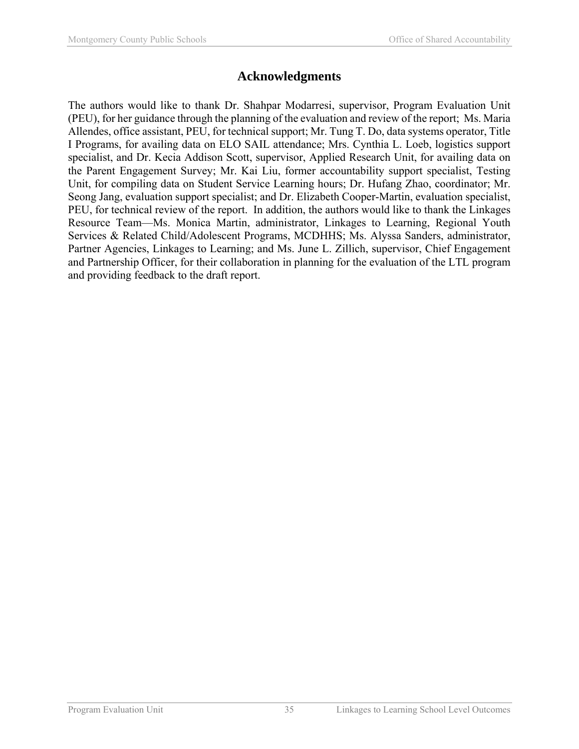# Acknowledgments

The authors would like to thank Dr. Shahpar Modarresi, supervisor, Program Evaluation Unit (PEU), for her guidance through the planning of the evaluation and review of the report; Ms. Maria Allendes, office assistant, PEU, for technical support; Mr. Tung T. Do, data systems operator, Title I Programs, for availing data on ELO SAIL attendance; Mrs. Cynthia L. Loeb, logistics support specialist, and Dr. Kecia Addison Scott, supervisor, Applied Research Unit, for availing data on the Parent Engagement Survey; Mr. Kai Liu, former accountability support specialist, Testing Unit, for compiling data on Student Service Learning hours; Dr. Hufang Zhao, coordinator; Mr. Seong Jang, evaluation support specialist; and Dr. Elizabeth Cooper-Martin, evaluation specialist, PEU, for technical review of the report. In addition, the authors would like to thank the Linkages Resource Team—Ms. Monica Martin, administrator, Linkages to Learning, Regional Youth Services & Related Child/Adolescent Programs, MCDHHS; Ms. Alyssa Sanders, administrator, Partner Agencies, Linkages to Learning; and Ms. June L. Zillich, supervisor, Chief Engagement and Partnership Officer, for their collaboration in planning for the evaluation of the LTL program and providing feedback to the draft report.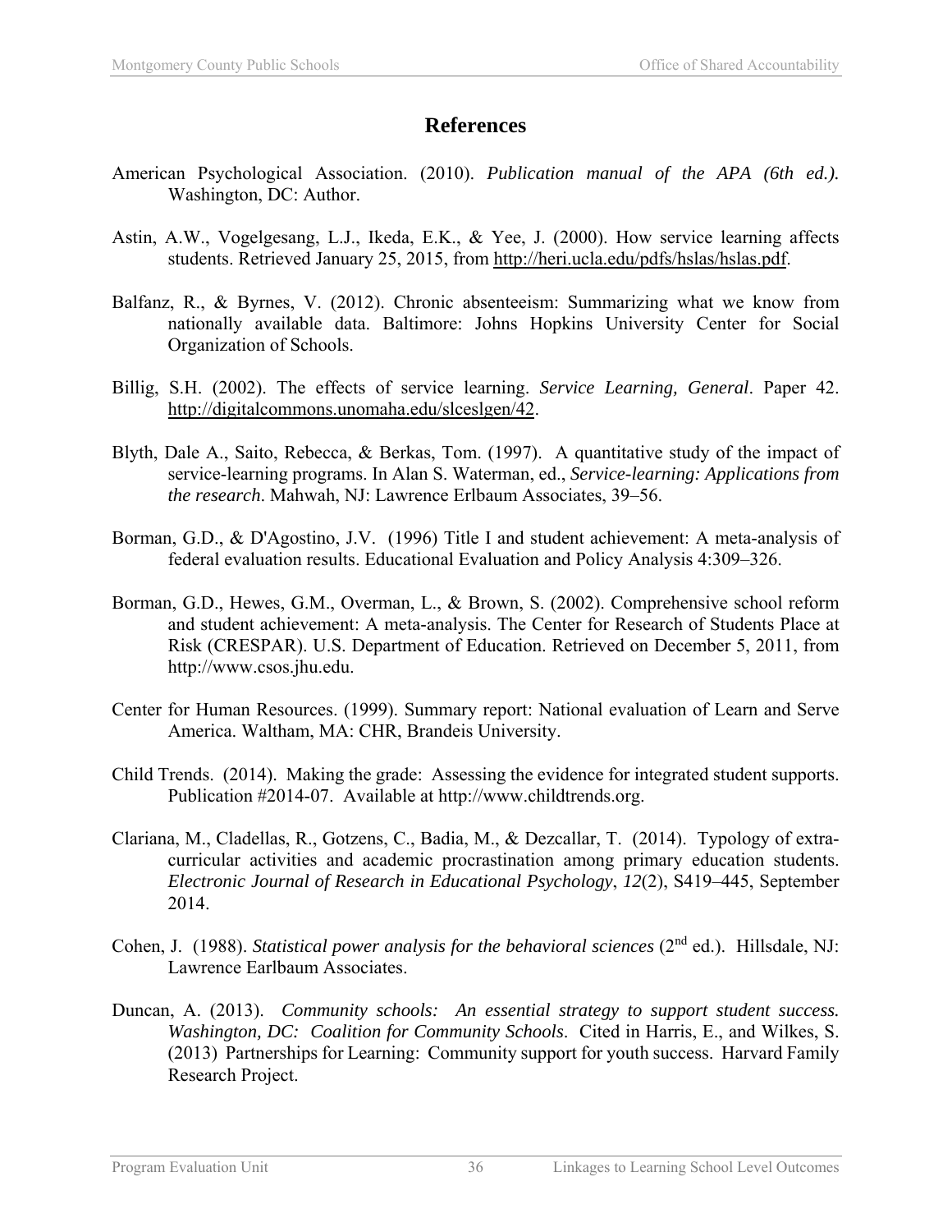# References

American Psychological Association. (2010). *Publication manual of the APA (6th ed.).* Washington, DC: Author.

Astin, A.W., Vogelgesang, L.J., Ikeda, E.K., & Yee, J. (2000). How service learning affects students. Retrieved January 25, 2015, from http://heri.ucla.edu/pdfs/hslas/hslas.pdf.

Balfanz, R., & Byrnes, V. (2012). Chronic absenteeism: Summarizing what we know from nationally available data. Baltimore: Johns Hopkins University Center for Social Organization of Schools.

Billig, S.H. (2002). The effects of service learning. *Service Learning, General*. Paper 42. http://digitalcommons.unomaha.edu/slceslgen/42.

Blyth, Dale A., Saito, Rebecca, & Berkas, Tom. (1997). A quantitative study of the impact of service-learning programs. In Alan S. Waterman, ed., *Service-learning: Applications from the research*. Mahwah, NJ: Lawrence Erlbaum Associates, 39–56.

Borman, G.D., & D'Agostino, J.V. (1996) Title I and student achievement: A meta-analysis of federal evaluation results. Educational Evaluation and Policy Analysis 4:309–326.

Borman, G.D., Hewes, G.M., Overman, L., & Brown, S. (2002). Comprehensive school reform and student achievement: A meta-analysis. The Center for Research of Students Place at Risk (CRESPAR). U.S. Department of Education. Retrieved on December 5, 2011, from http://www.csos.jhu.edu.

Center for Human Resources. (1999). Summary report: National evaluation of Learn and Serve America. Waltham, MA: CHR, Brandeis University.

Child Trends. (2014). Making the grade: Assessing the evidence for integrated student supports. Publication #2014-07. Available at http://www.childtrends.org.

Clariana, M., Cladellas, R., Gotzens, C., Badia, M., & Dezcallar, T. (2014). Typology of extra-curricular activities and academic procrastination among primary education students. *Electronic Journal of Research in Educational Psychology*, *12*(2), S419–445, September 2014.

Cohen, J. (1988). *Statistical power analysis for the behavioral sciences* (2nd ed.). Hillsdale, NJ: Lawrence Earlbaum Associates.

Duncan, A. (2013). *Community schools: An essential strategy to support student success. Washington, DC: Coalition for Community Schools*. Cited in Harris, E., and Wilkes, S. (2013) Partnerships for Learning: Community support for youth success. Harvard Family Research Project.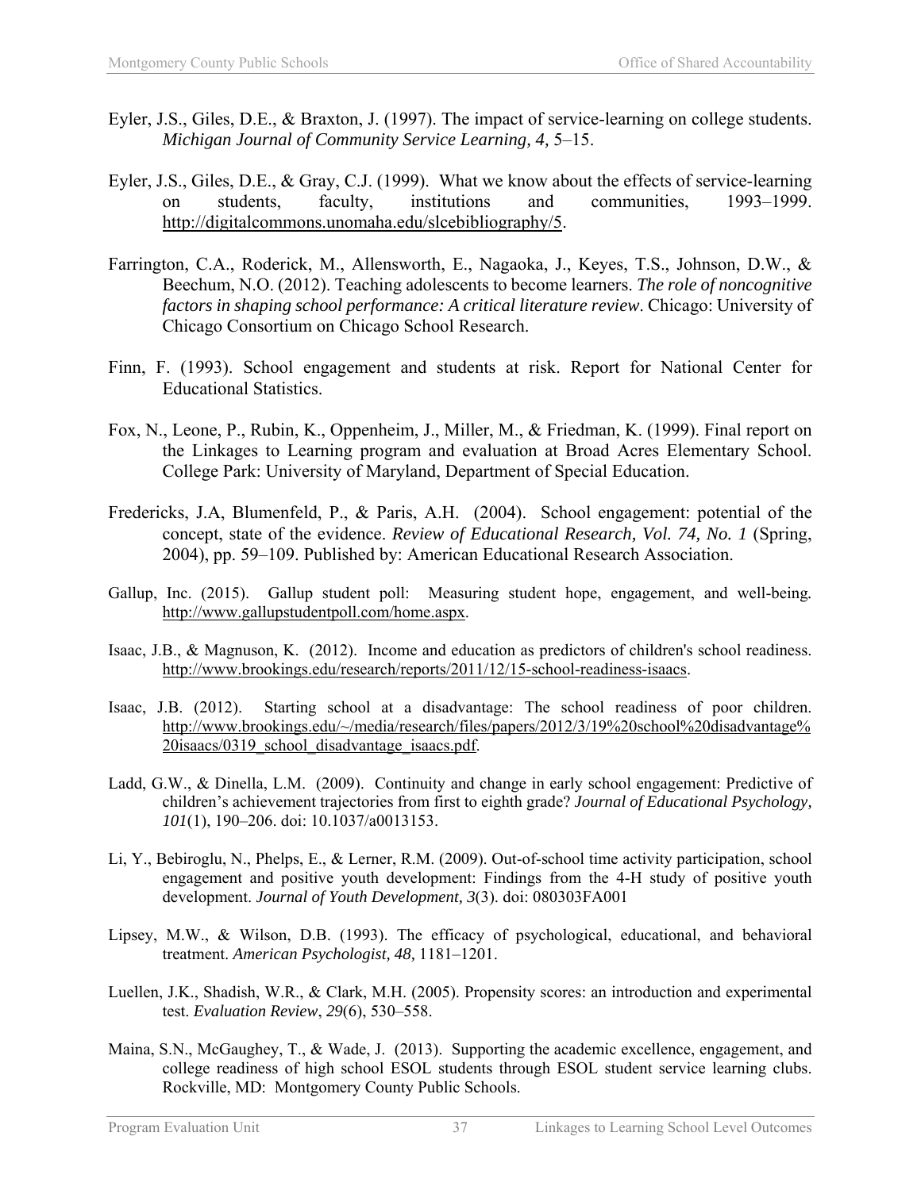Eyler, J.S., Giles, D.E., & Braxton, J. (1997). The impact of service-learning on college students. *Michigan Journal of Community Service Learning, 4,* 5–15.

Eyler, J.S., Giles, D.E., & Gray, C.J. (1999). What we know about the effects of service-learning on students, faculty, institutions and communities, 1993–1999. http://digitalcommons.unomaha.edu/slcebibliography/5.

Farrington, C.A., Roderick, M., Allensworth, E., Nagaoka, J., Keyes, T.S., Johnson, D.W., & Beechum, N.O. (2012). Teaching adolescents to become learners. *The role of noncognitive factors in shaping school performance: A critical literature review*. Chicago: University of Chicago Consortium on Chicago School Research.

Finn, F. (1993). School engagement and students at risk. Report for National Center for Educational Statistics.

Fox, N., Leone, P., Rubin, K., Oppenheim, J., Miller, M., & Friedman, K. (1999). Final report on the Linkages to Learning program and evaluation at Broad Acres Elementary School. College Park: University of Maryland, Department of Special Education.

Fredericks, J.A, Blumenfeld, P., & Paris, A.H. (2004). School engagement: potential of the concept, state of the evidence. *Review of Educational Research, Vol. 74, No. 1* (Spring, 2004), pp. 59–109. Published by: American Educational Research Association.

Gallup, Inc. (2015). Gallup student poll: Measuring student hope, engagement, and well-being. http://www.gallupstudentpoll.com/home.aspx.

Isaac, J.B., & Magnuson, K. (2012). Income and education as predictors of children's school readiness. http://www.brookings.edu/research/reports/2011/12/15-school-readiness-isaacs.

Isaac, J.B. (2012). Starting school at a disadvantage: The school readiness of poor children. http://www.brookings.edu/~/media/research/files/papers/2012/3/19%20school%20disadvantage%20isaacs/0319_school_disadvantage_isaacs.pdf.

Ladd, G.W., & Dinella, L.M. (2009). Continuity and change in early school engagement: Predictive of children's achievement trajectories from first to eighth grade? *Journal of Educational Psychology, 101*(1), 190–206. doi: 10.1037/a0013153.

Li, Y., Bebiroglu, N., Phelps, E., & Lerner, R.M. (2009). Out-of-school time activity participation, school engagement and positive youth development: Findings from the 4-H study of positive youth development. *Journal of Youth Development, 3*(3). doi: 080303FA001

Lipsey, M.W., & Wilson, D.B. (1993). The efficacy of psychological, educational, and behavioral treatment. *American Psychologist, 48,* 1181–1201.

Luellen, J.K., Shadish, W.R., & Clark, M.H. (2005). Propensity scores: an introduction and experimental test. *Evaluation Review*, *29*(6), 530–558.

Maina, S.N., McGaughey, T., & Wade, J. (2013). Supporting the academic excellence, engagement, and college readiness of high school ESOL students through ESOL student service learning clubs. Rockville, MD: Montgomery County Public Schools.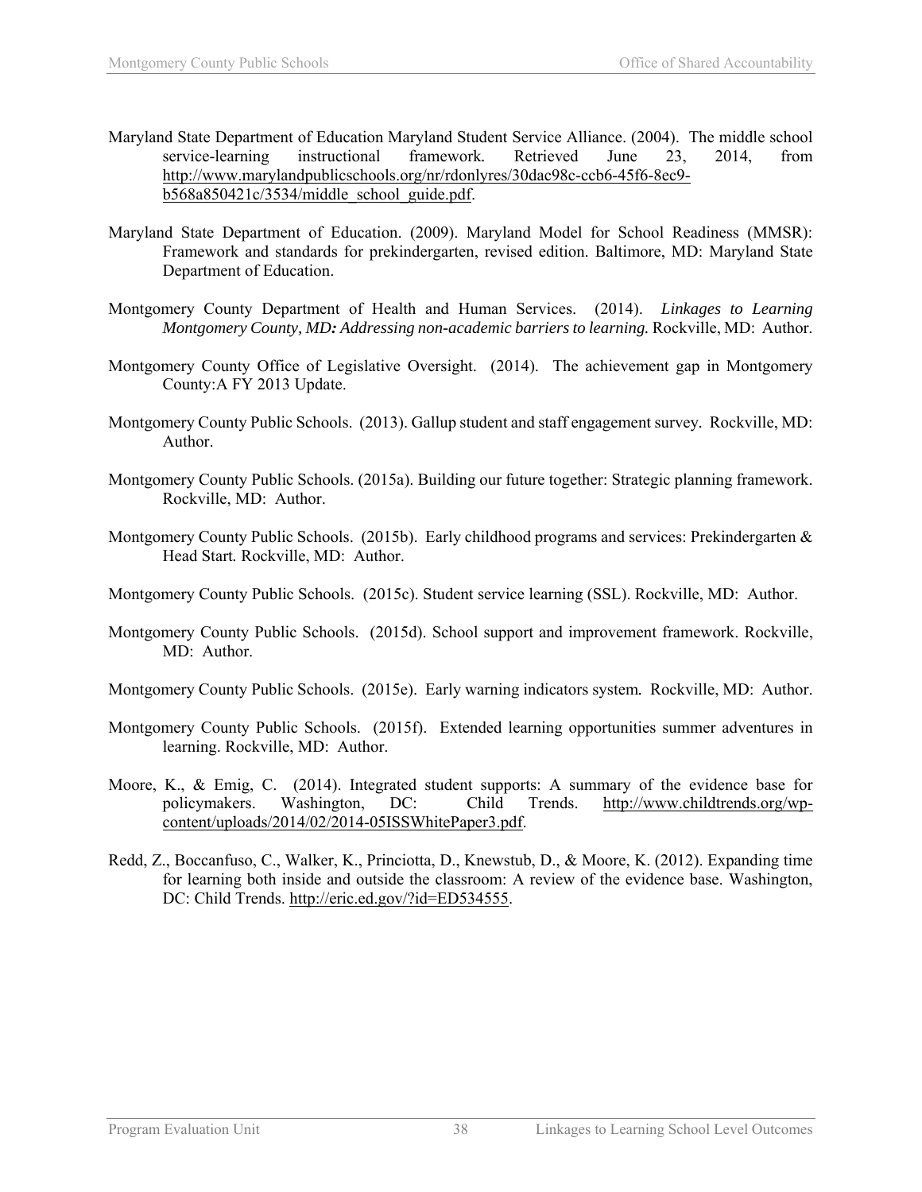Maryland State Department of Education Maryland Student Service Alliance. (2004). The middle school service-learning instructional framework*.* Retrieved June 23, 2014, from http://www.marylandpublicschools.org/nr/rdonlyres/30dac98c-ccb6-45f6-8ec9-b568a850421c/3534/middle_school_guide.pdf.

Maryland State Department of Education. (2009). Maryland Model for School Readiness (MMSR): Framework and standards for prekindergarten, revised edition. Baltimore, MD: Maryland State Department of Education.

Montgomery County Department of Health and Human Services. (2014). *Linkages to Learning Montgomery County, MD: Addressing non-academic barriers to learning.* Rockville, MD: Author.

Montgomery County Office of Legislative Oversight. (2014). The achievement gap in Montgomery County:A FY 2013 Update.

Montgomery County Public Schools. (2013). Gallup student and staff engagement survey. Rockville, MD: Author.

Montgomery County Public Schools. (2015a). Building our future together: Strategic planning framework. Rockville, MD: Author.

Montgomery County Public Schools. (2015b). Early childhood programs and services: Prekindergarten & Head Start*.* Rockville, MD: Author.

Montgomery County Public Schools. (2015c). Student service learning (SSL). Rockville, MD: Author.

Montgomery County Public Schools. (2015d). School support and improvement framework. Rockville, MD: Author.

Montgomery County Public Schools. (2015e). Early warning indicators system*.* Rockville, MD: Author.

Montgomery County Public Schools. (2015f). Extended learning opportunities summer adventures in learning. Rockville, MD: Author.

Moore, K., & Emig, C. (2014). Integrated student supports: A summary of the evidence base for policymakers. Washington, DC: Child Trends. http://www.childtrends.org/wp-content/uploads/2014/02/2014-05ISSWhitePaper3.pdf.

Redd, Z., Boccanfuso, C., Walker, K., Princiotta, D., Knewstub, D., & Moore, K. (2012). Expanding time for learning both inside and outside the classroom: A review of the evidence base. Washington, DC: Child Trends. http://eric.ed.gov/?id=ED534555.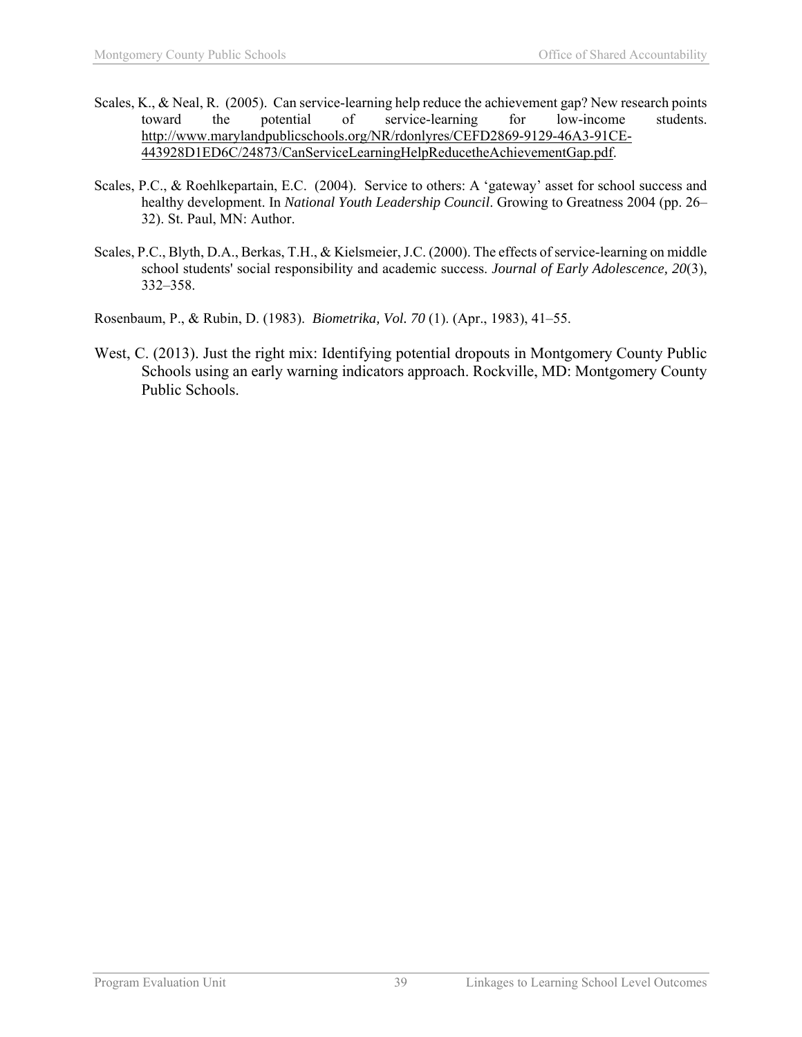Scales, K., & Neal, R. (2005). Can service-learning help reduce the achievement gap? New research points toward the potential of service-learning for low-income students. http://www.marylandpublicschools.org/NR/rdonlyres/CEFD2869-9129-46A3-91CE-443928D1ED6C/24873/CanServiceLearningHelpReducetheAchievementGap.pdf.

Scales, P.C., & Roehlkepartain, E.C. (2004). Service to others: A 'gateway' asset for school success and healthy development. In *National Youth Leadership Council*. Growing to Greatness 2004 (pp. 26–32). St. Paul, MN: Author.

Scales, P.C., Blyth, D.A., Berkas, T.H., & Kielsmeier, J.C. (2000). The effects of service-learning on middle school students' social responsibility and academic success. *Journal of Early Adolescence, 20*(3), 332–358.

Rosenbaum, P., & Rubin, D. (1983). *Biometrika, Vol. 70* (1). (Apr., 1983), 41–55.

West, C. (2013). Just the right mix: Identifying potential dropouts in Montgomery County Public Schools using an early warning indicators approach. Rockville, MD: Montgomery County Public Schools.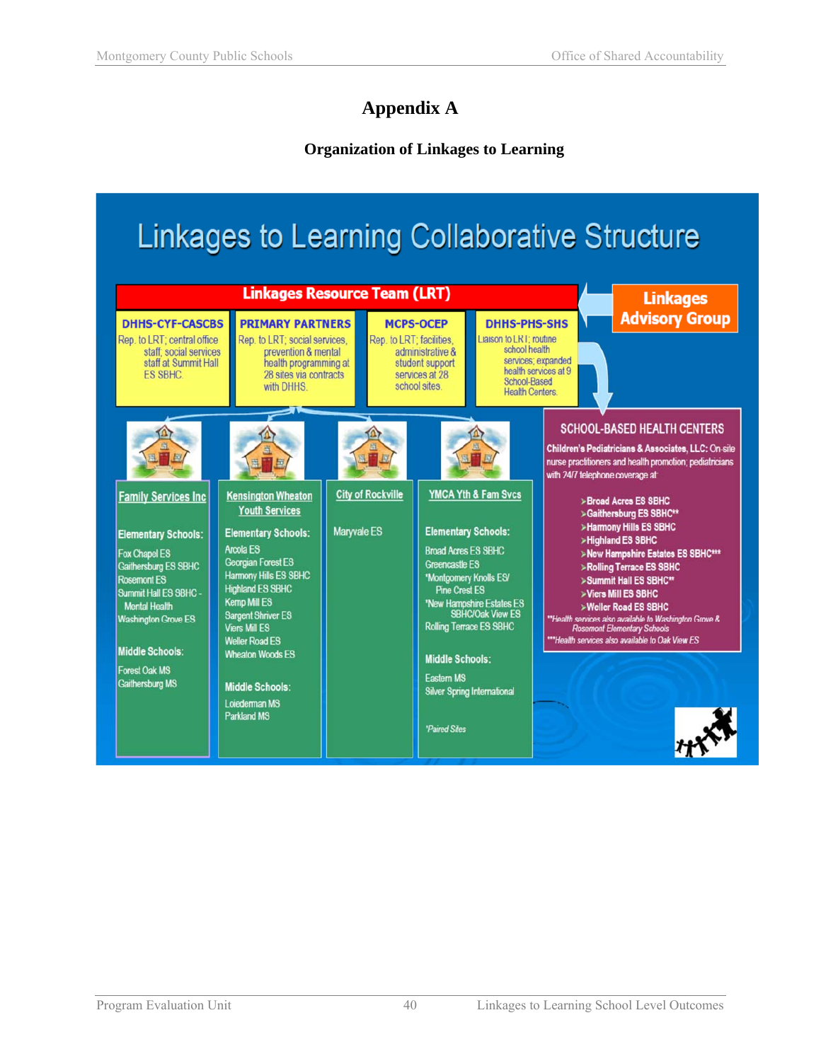# Appendix A

## Organization of Linkages to Learning

# Linkages to Learning Collaborative Structure

**Linkages Resource Team (LRT)**

**Linkages Advisory Group**

**DHHS-CYF-CASCBS**
Rep. to LRT; central office staff; social services staff at Summit Hall ES SBHC.

**PRIMARY PARTNERS**
Rep. to LRT; social services, prevention & mental health programming at 28 sites via contracts with DHHS.

**MCPS-OCEP**
Rep. to LRT; facilities, administrative & student support services at 28 school sites.

**DHHS-PHS-SHS**
Liaison to LRT; routine school health services; expanded health services at 9 School-Based Health Centers.

**Family Services Inc**

Elementary Schools:
- Fox Chapel ES
- Gaithersburg ES SBHC
- Rosemont ES
- Summit Hall ES SBHC - Mental Health
- Washington Grove ES

Middle Schools:
- Forest Oak MS
- Gaithersburg MS

**Kensington Wheaton Youth Services**

Elementary Schools:
- Arcola ES
- Georgian Forest ES
- Harmony Hills ES SBHC
- Highland ES SBHC
- Kemp Mill ES
- Sargent Shriver ES
- Viers Mill ES
- Weller Road ES
- Wheaton Woods ES

Middle Schools:
- Loiederman MS
- Parkland MS

**City of Rockville**

- Maryvale ES

**YMCA Yth & Fam Svcs**

Elementary Schools:
- Broad Acres ES SBHC
- Greencastle ES
- *Montgomery Knolls ES/ Pine Crest ES
- *New Hampshire Estates ES SBHC/Oak View ES
- Rolling Terrace ES SBHC

Middle Schools:
- Eastern MS
- Silver Spring International

*Paired Sites

**SCHOOL-BASED HEALTH CENTERS**

Children's Pediatricians & Associates, LLC: On-site nurse practitioners and health promotion; pediatricians with 24/7 telephone coverage at:

- Broad Acres ES SBHC
- Gaithersburg ES SBHC**
- Harmony Hills ES SBHC
- Highland ES SBHC
- New Hampshire Estates ES SBHC***
- Rolling Terrace ES SBHC
- Summit Hall ES SBHC**
- Viers Mill ES SBHC
- Weller Road ES SBHC

**Health services also available to Washington Grove & Rosemont Elementary Schools

***Health services also available to Oak View ES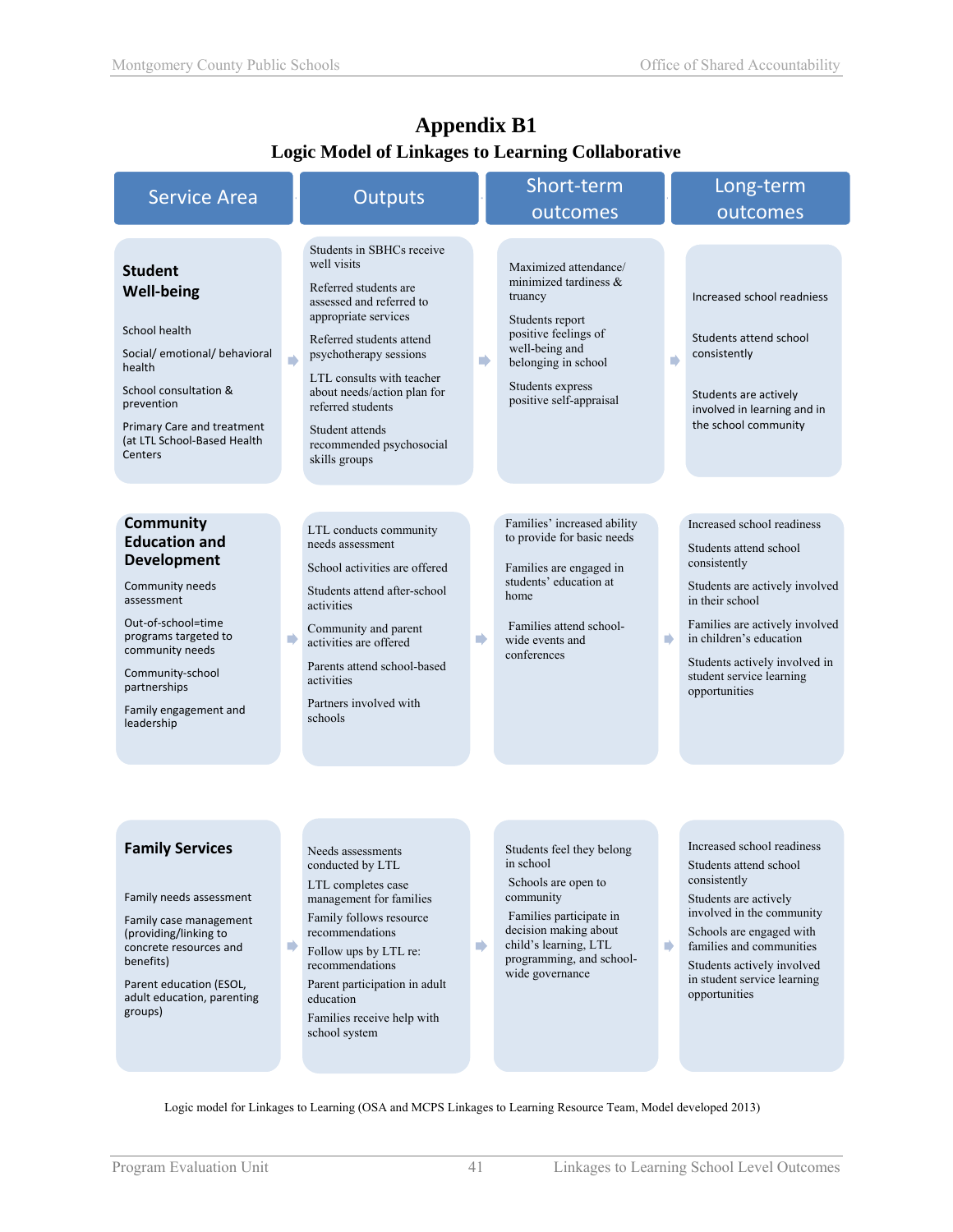# Appendix B1

## Logic Model of Linkages to Learning Collaborative

| Service Area | Outputs | Short-term outcomes | Long-term outcomes |
|---|---|---|---|
| **Student Well-being**<br><br>School health<br><br>Social/ emotional/ behavioral health<br><br>School consultation & prevention<br><br>Primary Care and treatment (at LTL School-Based Health Centers | Students in SBHCs receive well visits<br><br>Referred students are assessed and referred to appropriate services<br><br>Referred students attend psychotherapy sessions<br><br>LTL consults with teacher about needs/action plan for referred students<br><br>Student attends recommended psychosocial skills groups | Maximized attendance/ minimized tardiness & truancy<br><br>Students report positive feelings of well-being and belonging in school<br><br>Students express positive self-appraisal | Increased school readiness<br><br>Students attend school consistently<br><br>Students are actively involved in learning and in the school community |
| **Community Education and Development**<br><br>Community needs assessment<br><br>Out-of-school=time programs targeted to community needs<br><br>Community-school partnerships<br><br>Family engagement and leadership | LTL conducts community needs assessment<br><br>School activities are offered<br><br>Students attend after-school activities<br><br>Community and parent activities are offered<br><br>Parents attend school-based activities<br><br>Partners involved with schools | Families' increased ability to provide for basic needs<br><br>Families are engaged in students' education at home<br><br>Families attend school-wide events and conferences | Increased school readiness<br><br>Students attend school consistently<br><br>Students are actively involved in their school<br><br>Families are actively involved in children's education<br><br>Students actively involved in student service learning opportunities |
| **Family Services**<br><br>Family needs assessment<br><br>Family case management (providing/linking to concrete resources and benefits)<br><br>Parent education (ESOL, adult education, parenting groups) | Needs assessments conducted by LTL<br><br>LTL completes case management for families<br><br>Family follows resource recommendations<br><br>Follow ups by LTL re: recommendations<br><br>Parent participation in adult education<br><br>Families receive help with school system | Students feel they belong in school<br><br>Schools are open to community<br><br>Families participate in decision making about child's learning, LTL programming, and school-wide governance | Increased school readiness<br><br>Students attend school consistently<br><br>Students are actively involved in the community<br><br>Schools are engaged with families and communities<br><br>Students actively involved in student service learning opportunities |

Logic model for Linkages to Learning (OSA and MCPS Linkages to Learning Resource Team, Model developed 2013)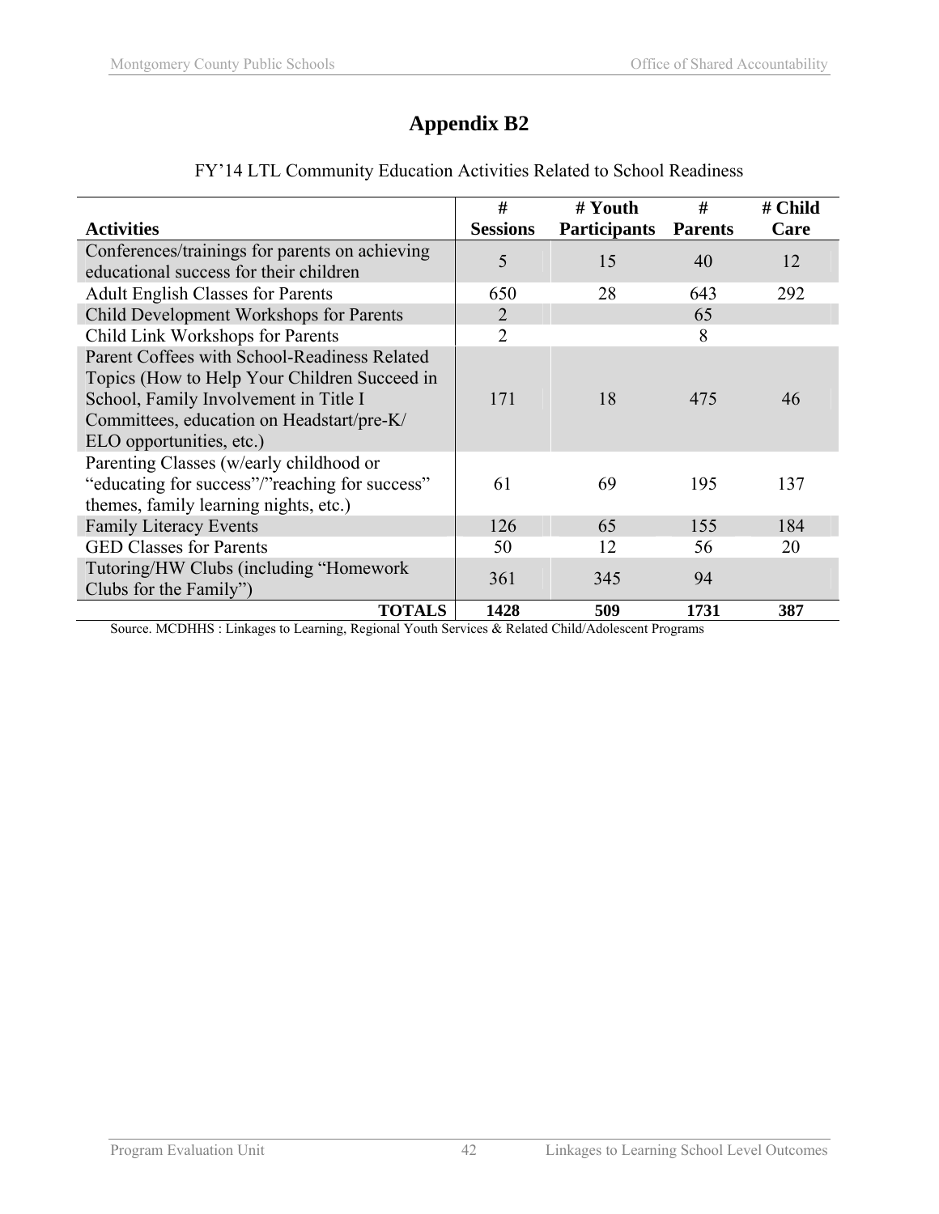# Appendix B2

FY'14 LTL Community Education Activities Related to School Readiness

| Activities | # Sessions | # Youth Participants | # Parents | # Child Care |
|---|---|---|---|---|
| Conferences/trainings for parents on achieving educational success for their children | 5 | 15 | 40 | 12 |
| Adult English Classes for Parents | 650 | 28 | 643 | 292 |
| Child Development Workshops for Parents | 2 | | 65 | |
| Child Link Workshops for Parents | 2 | | 8 | |
| Parent Coffees with School-Readiness Related Topics (How to Help Your Children Succeed in School, Family Involvement in Title I Committees, education on Headstart/pre-K/ ELO opportunities, etc.) | 171 | 18 | 475 | 46 |
| Parenting Classes (w/early childhood or "educating for success"/"reaching for success" themes, family learning nights, etc.) | 61 | 69 | 195 | 137 |
| Family Literacy Events | 126 | 65 | 155 | 184 |
| GED Classes for Parents | 50 | 12 | 56 | 20 |
| Tutoring/HW Clubs (including "Homework Clubs for the Family") | 361 | 345 | 94 | |
| **TOTALS** | **1428** | **509** | **1731** | **387** |

Source. MCDHHS : Linkages to Learning, Regional Youth Services & Related Child/Adolescent Programs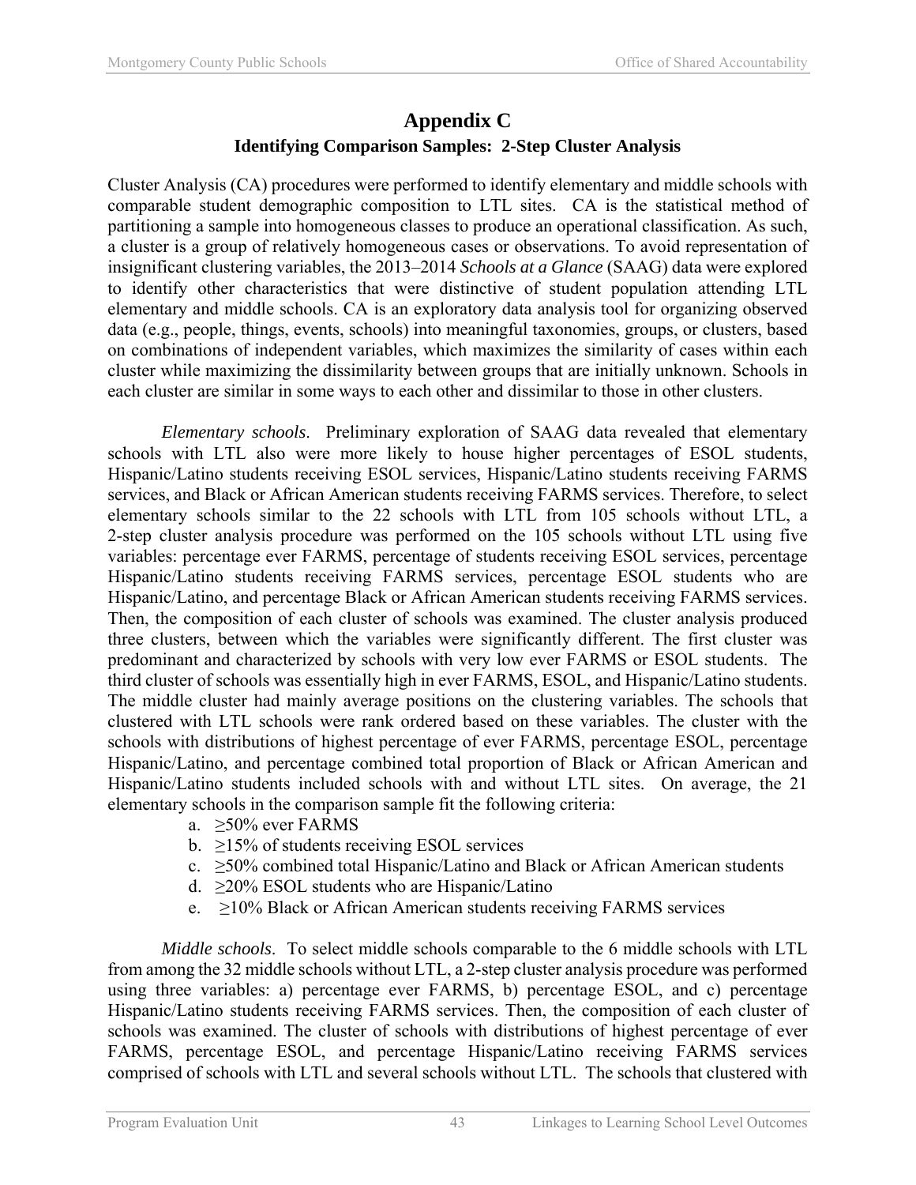# Appendix C

## Identifying Comparison Samples: 2-Step Cluster Analysis

Cluster Analysis (CA) procedures were performed to identify elementary and middle schools with comparable student demographic composition to LTL sites. CA is the statistical method of partitioning a sample into homogeneous classes to produce an operational classification. As such, a cluster is a group of relatively homogeneous cases or observations. To avoid representation of insignificant clustering variables, the 2013–2014 *Schools at a Glance* (SAAG) data were explored to identify other characteristics that were distinctive of student population attending LTL elementary and middle schools. CA is an exploratory data analysis tool for organizing observed data (e.g., people, things, events, schools) into meaningful taxonomies, groups, or clusters, based on combinations of independent variables, which maximizes the similarity of cases within each cluster while maximizing the dissimilarity between groups that are initially unknown. Schools in each cluster are similar in some ways to each other and dissimilar to those in other clusters.

*Elementary schools*. Preliminary exploration of SAAG data revealed that elementary schools with LTL also were more likely to house higher percentages of ESOL students, Hispanic/Latino students receiving ESOL services, Hispanic/Latino students receiving FARMS services, and Black or African American students receiving FARMS services. Therefore, to select elementary schools similar to the 22 schools with LTL from 105 schools without LTL, a 2-step cluster analysis procedure was performed on the 105 schools without LTL using five variables: percentage ever FARMS, percentage of students receiving ESOL services, percentage Hispanic/Latino students receiving FARMS services, percentage ESOL students who are Hispanic/Latino, and percentage Black or African American students receiving FARMS services. Then, the composition of each cluster of schools was examined. The cluster analysis produced three clusters, between which the variables were significantly different. The first cluster was predominant and characterized by schools with very low ever FARMS or ESOL students. The third cluster of schools was essentially high in ever FARMS, ESOL, and Hispanic/Latino students. The middle cluster had mainly average positions on the clustering variables. The schools that clustered with LTL schools were rank ordered based on these variables. The cluster with the schools with distributions of highest percentage of ever FARMS, percentage ESOL, percentage Hispanic/Latino, and percentage combined total proportion of Black or African American and Hispanic/Latino students included schools with and without LTL sites. On average, the 21 elementary schools in the comparison sample fit the following criteria:

a. ≥50% ever FARMS
b. ≥15% of students receiving ESOL services
c. ≥50% combined total Hispanic/Latino and Black or African American students
d. ≥20% ESOL students who are Hispanic/Latino
e. ≥10% Black or African American students receiving FARMS services

*Middle schools*. To select middle schools comparable to the 6 middle schools with LTL from among the 32 middle schools without LTL, a 2-step cluster analysis procedure was performed using three variables: a) percentage ever FARMS, b) percentage ESOL, and c) percentage Hispanic/Latino students receiving FARMS services. Then, the composition of each cluster of schools was examined. The cluster of schools with distributions of highest percentage of ever FARMS, percentage ESOL, and percentage Hispanic/Latino receiving FARMS services comprised of schools with LTL and several schools without LTL. The schools that clustered with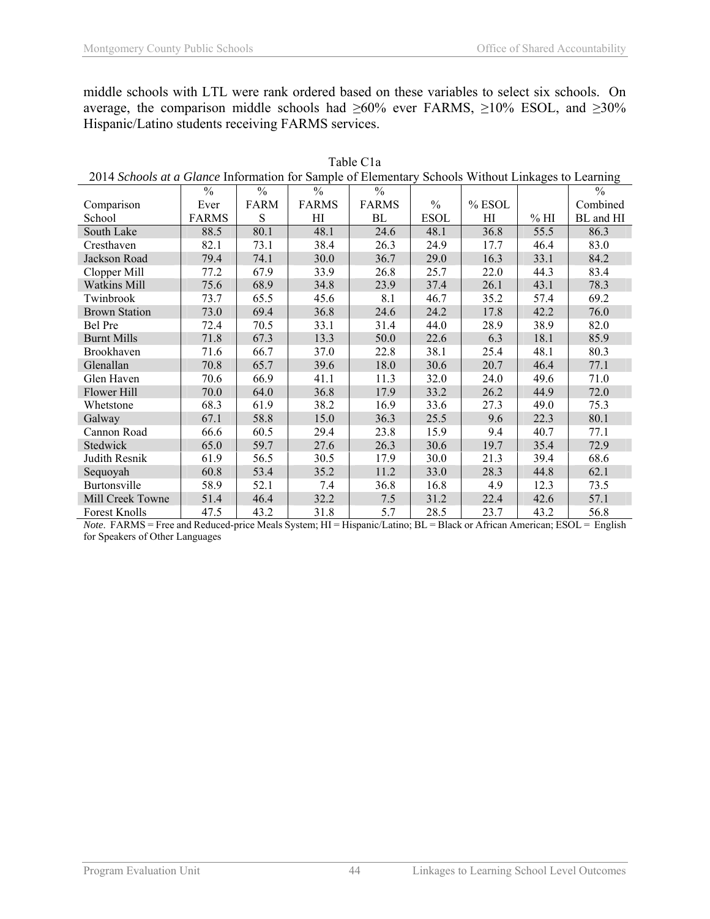middle schools with LTL were rank ordered based on these variables to select six schools. On average, the comparison middle schools had ≥60% ever FARMS, ≥10% ESOL, and ≥30% Hispanic/Latino students receiving FARMS services.

Table C1a
2014 *Schools at a Glance* Information for Sample of Elementary Schools Without Linkages to Learning

| Comparison School | % Ever FARMS | % FARMS | % FARMS HI | % FARMS BL | % ESOL | % ESOL HI | % HI | % Combined BL and HI |
|---|---|---|---|---|---|---|---|---|
| South Lake | 88.5 | 80.1 | 48.1 | 24.6 | 48.1 | 36.8 | 55.5 | 86.3 |
| Cresthaven | 82.1 | 73.1 | 38.4 | 26.3 | 24.9 | 17.7 | 46.4 | 83.0 |
| Jackson Road | 79.4 | 74.1 | 30.0 | 36.7 | 29.0 | 16.3 | 33.1 | 84.2 |
| Clopper Mill | 77.2 | 67.9 | 33.9 | 26.8 | 25.7 | 22.0 | 44.3 | 83.4 |
| Watkins Mill | 75.6 | 68.9 | 34.8 | 23.9 | 37.4 | 26.1 | 43.1 | 78.3 |
| Twinbrook | 73.7 | 65.5 | 45.6 | 8.1 | 46.7 | 35.2 | 57.4 | 69.2 |
| Brown Station | 73.0 | 69.4 | 36.8 | 24.6 | 24.2 | 17.8 | 42.2 | 76.0 |
| Bel Pre | 72.4 | 70.5 | 33.1 | 31.4 | 44.0 | 28.9 | 38.9 | 82.0 |
| Burnt Mills | 71.8 | 67.3 | 13.3 | 50.0 | 22.6 | 6.3 | 18.1 | 85.9 |
| Brookhaven | 71.6 | 66.7 | 37.0 | 22.8 | 38.1 | 25.4 | 48.1 | 80.3 |
| Glenallan | 70.8 | 65.7 | 39.6 | 18.0 | 30.6 | 20.7 | 46.4 | 77.1 |
| Glen Haven | 70.6 | 66.9 | 41.1 | 11.3 | 32.0 | 24.0 | 49.6 | 71.0 |
| Flower Hill | 70.0 | 64.0 | 36.8 | 17.9 | 33.2 | 26.2 | 44.9 | 72.0 |
| Whetstone | 68.3 | 61.9 | 38.2 | 16.9 | 33.6 | 27.3 | 49.0 | 75.3 |
| Galway | 67.1 | 58.8 | 15.0 | 36.3 | 25.5 | 9.6 | 22.3 | 80.1 |
| Cannon Road | 66.6 | 60.5 | 29.4 | 23.8 | 15.9 | 9.4 | 40.7 | 77.1 |
| Stedwick | 65.0 | 59.7 | 27.6 | 26.3 | 30.6 | 19.7 | 35.4 | 72.9 |
| Judith Resnik | 61.9 | 56.5 | 30.5 | 17.9 | 30.0 | 21.3 | 39.4 | 68.6 |
| Sequoyah | 60.8 | 53.4 | 35.2 | 11.2 | 33.0 | 28.3 | 44.8 | 62.1 |
| Burtonsville | 58.9 | 52.1 | 7.4 | 36.8 | 16.8 | 4.9 | 12.3 | 73.5 |
| Mill Creek Towne | 51.4 | 46.4 | 32.2 | 7.5 | 31.2 | 22.4 | 42.6 | 57.1 |
| Forest Knolls | 47.5 | 43.2 | 31.8 | 5.7 | 28.5 | 23.7 | 43.2 | 56.8 |

*Note*. FARMS = Free and Reduced-price Meals System; HI = Hispanic/Latino; BL = Black or African American; ESOL = English for Speakers of Other Languages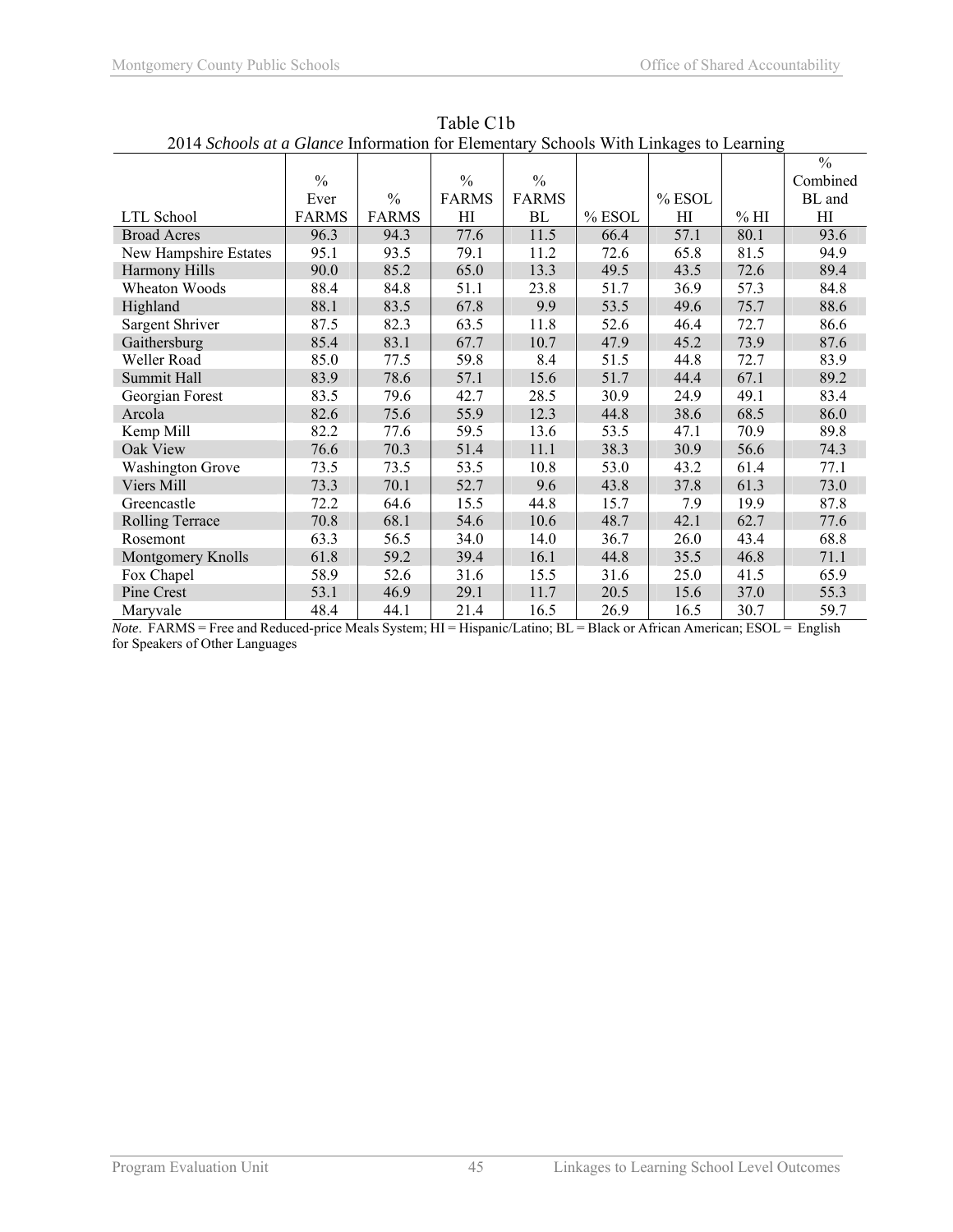Table C1b

2014 *Schools at a Glance* Information for Elementary Schools With Linkages to Learning

| LTL School | % Ever FARMS | % FARMS | % FARMS HI | % FARMS BL | % ESOL | % ESOL HI | % HI | % Combined BL and HI |
|---|---|---|---|---|---|---|---|---|
| Broad Acres | 96.3 | 94.3 | 77.6 | 11.5 | 66.4 | 57.1 | 80.1 | 93.6 |
| New Hampshire Estates | 95.1 | 93.5 | 79.1 | 11.2 | 72.6 | 65.8 | 81.5 | 94.9 |
| Harmony Hills | 90.0 | 85.2 | 65.0 | 13.3 | 49.5 | 43.5 | 72.6 | 89.4 |
| Wheaton Woods | 88.4 | 84.8 | 51.1 | 23.8 | 51.7 | 36.9 | 57.3 | 84.8 |
| Highland | 88.1 | 83.5 | 67.8 | 9.9 | 53.5 | 49.6 | 75.7 | 88.6 |
| Sargent Shriver | 87.5 | 82.3 | 63.5 | 11.8 | 52.6 | 46.4 | 72.7 | 86.6 |
| Gaithersburg | 85.4 | 83.1 | 67.7 | 10.7 | 47.9 | 45.2 | 73.9 | 87.6 |
| Weller Road | 85.0 | 77.5 | 59.8 | 8.4 | 51.5 | 44.8 | 72.7 | 83.9 |
| Summit Hall | 83.9 | 78.6 | 57.1 | 15.6 | 51.7 | 44.4 | 67.1 | 89.2 |
| Georgian Forest | 83.5 | 79.6 | 42.7 | 28.5 | 30.9 | 24.9 | 49.1 | 83.4 |
| Arcola | 82.6 | 75.6 | 55.9 | 12.3 | 44.8 | 38.6 | 68.5 | 86.0 |
| Kemp Mill | 82.2 | 77.6 | 59.5 | 13.6 | 53.5 | 47.1 | 70.9 | 89.8 |
| Oak View | 76.6 | 70.3 | 51.4 | 11.1 | 38.3 | 30.9 | 56.6 | 74.3 |
| Washington Grove | 73.5 | 73.5 | 53.5 | 10.8 | 53.0 | 43.2 | 61.4 | 77.1 |
| Viers Mill | 73.3 | 70.1 | 52.7 | 9.6 | 43.8 | 37.8 | 61.3 | 73.0 |
| Greencastle | 72.2 | 64.6 | 15.5 | 44.8 | 15.7 | 7.9 | 19.9 | 87.8 |
| Rolling Terrace | 70.8 | 68.1 | 54.6 | 10.6 | 48.7 | 42.1 | 62.7 | 77.6 |
| Rosemont | 63.3 | 56.5 | 34.0 | 14.0 | 36.7 | 26.0 | 43.4 | 68.8 |
| Montgomery Knolls | 61.8 | 59.2 | 39.4 | 16.1 | 44.8 | 35.5 | 46.8 | 71.1 |
| Fox Chapel | 58.9 | 52.6 | 31.6 | 15.5 | 31.6 | 25.0 | 41.5 | 65.9 |
| Pine Crest | 53.1 | 46.9 | 29.1 | 11.7 | 20.5 | 15.6 | 37.0 | 55.3 |
| Maryvale | 48.4 | 44.1 | 21.4 | 16.5 | 26.9 | 16.5 | 30.7 | 59.7 |

*Note*. FARMS = Free and Reduced-price Meals System; HI = Hispanic/Latino; BL = Black or African American; ESOL = English for Speakers of Other Languages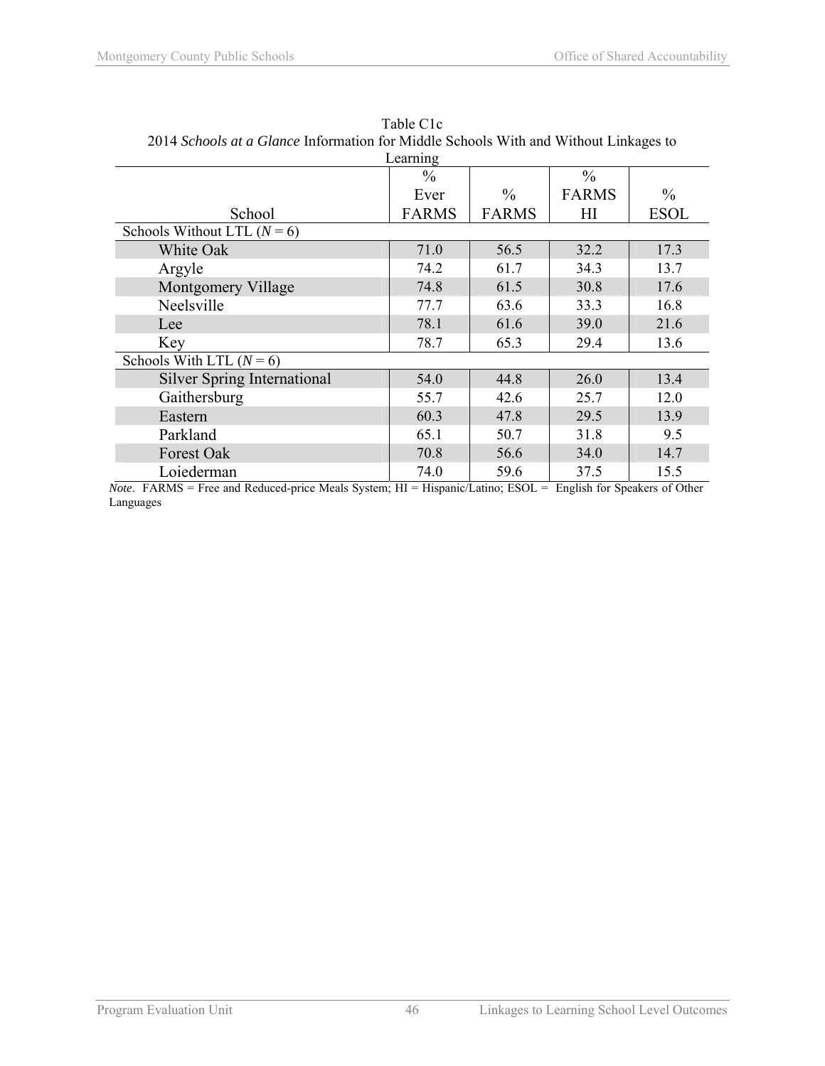Table C1c
2014 *Schools at a Glance* Information for Middle Schools With and Without Linkages to Learning

| School | % Ever FARMS | % FARMS | % FARMS HI | % ESOL |
|---|---|---|---|---|
| Schools Without LTL (*N* = 6) | | | | |
| White Oak | 71.0 | 56.5 | 32.2 | 17.3 |
| Argyle | 74.2 | 61.7 | 34.3 | 13.7 |
| Montgomery Village | 74.8 | 61.5 | 30.8 | 17.6 |
| Neelsville | 77.7 | 63.6 | 33.3 | 16.8 |
| Lee | 78.1 | 61.6 | 39.0 | 21.6 |
| Key | 78.7 | 65.3 | 29.4 | 13.6 |
| Schools With LTL (*N* = 6) | | | | |
| Silver Spring International | 54.0 | 44.8 | 26.0 | 13.4 |
| Gaithersburg | 55.7 | 42.6 | 25.7 | 12.0 |
| Eastern | 60.3 | 47.8 | 29.5 | 13.9 |
| Parkland | 65.1 | 50.7 | 31.8 | 9.5 |
| Forest Oak | 70.8 | 56.6 | 34.0 | 14.7 |
| Loiederman | 74.0 | 59.6 | 37.5 | 15.5 |

*Note*. FARMS = Free and Reduced-price Meals System; HI = Hispanic/Latino; ESOL = English for Speakers of Other Languages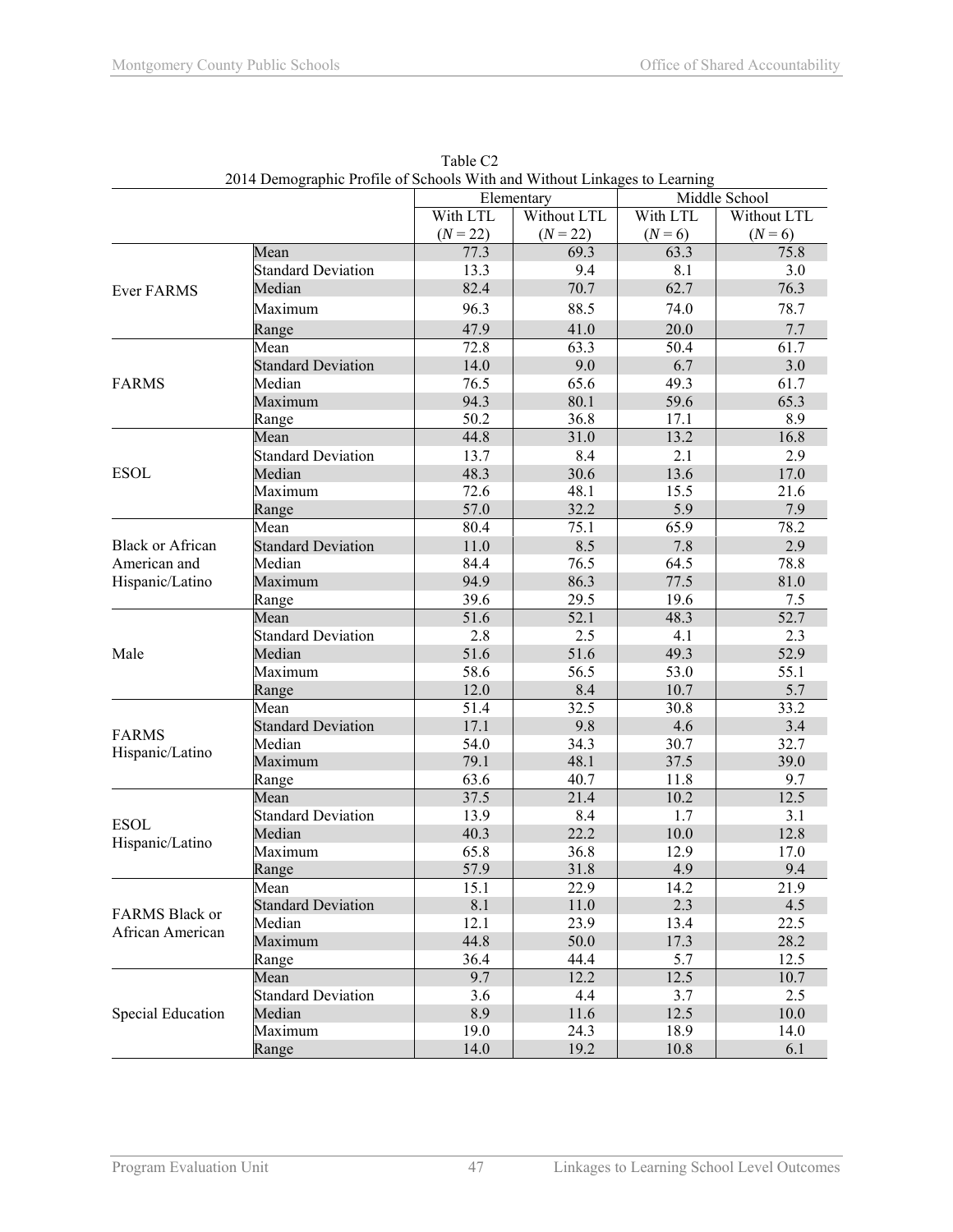Table C2
2014 Demographic Profile of Schools With and Without Linkages to Learning

| | | Elementary | | Middle School | |
|---|---|---|---|---|---|
| | | With LTL ($N$ = 22) | Without LTL ($N$ = 22) | With LTL ($N$ = 6) | Without LTL ($N$ = 6) |
| Ever FARMS | Mean | 77.3 | 69.3 | 63.3 | 75.8 |
| | Standard Deviation | 13.3 | 9.4 | 8.1 | 3.0 |
| | Median | 82.4 | 70.7 | 62.7 | 76.3 |
| | Maximum | 96.3 | 88.5 | 74.0 | 78.7 |
| | Range | 47.9 | 41.0 | 20.0 | 7.7 |
| FARMS | Mean | 72.8 | 63.3 | 50.4 | 61.7 |
| | Standard Deviation | 14.0 | 9.0 | 6.7 | 3.0 |
| | Median | 76.5 | 65.6 | 49.3 | 61.7 |
| | Maximum | 94.3 | 80.1 | 59.6 | 65.3 |
| | Range | 50.2 | 36.8 | 17.1 | 8.9 |
| ESOL | Mean | 44.8 | 31.0 | 13.2 | 16.8 |
| | Standard Deviation | 13.7 | 8.4 | 2.1 | 2.9 |
| | Median | 48.3 | 30.6 | 13.6 | 17.0 |
| | Maximum | 72.6 | 48.1 | 15.5 | 21.6 |
| | Range | 57.0 | 32.2 | 5.9 | 7.9 |
| Black or African American and Hispanic/Latino | Mean | 80.4 | 75.1 | 65.9 | 78.2 |
| | Standard Deviation | 11.0 | 8.5 | 7.8 | 2.9 |
| | Median | 84.4 | 76.5 | 64.5 | 78.8 |
| | Maximum | 94.9 | 86.3 | 77.5 | 81.0 |
| | Range | 39.6 | 29.5 | 19.6 | 7.5 |
| Male | Mean | 51.6 | 52.1 | 48.3 | 52.7 |
| | Standard Deviation | 2.8 | 2.5 | 4.1 | 2.3 |
| | Median | 51.6 | 51.6 | 49.3 | 52.9 |
| | Maximum | 58.6 | 56.5 | 53.0 | 55.1 |
| | Range | 12.0 | 8.4 | 10.7 | 5.7 |
| FARMS Hispanic/Latino | Mean | 51.4 | 32.5 | 30.8 | 33.2 |
| | Standard Deviation | 17.1 | 9.8 | 4.6 | 3.4 |
| | Median | 54.0 | 34.3 | 30.7 | 32.7 |
| | Maximum | 79.1 | 48.1 | 37.5 | 39.0 |
| | Range | 63.6 | 40.7 | 11.8 | 9.7 |
| ESOL Hispanic/Latino | Mean | 37.5 | 21.4 | 10.2 | 12.5 |
| | Standard Deviation | 13.9 | 8.4 | 1.7 | 3.1 |
| | Median | 40.3 | 22.2 | 10.0 | 12.8 |
| | Maximum | 65.8 | 36.8 | 12.9 | 17.0 |
| | Range | 57.9 | 31.8 | 4.9 | 9.4 |
| FARMS Black or African American | Mean | 15.1 | 22.9 | 14.2 | 21.9 |
| | Standard Deviation | 8.1 | 11.0 | 2.3 | 4.5 |
| | Median | 12.1 | 23.9 | 13.4 | 22.5 |
| | Maximum | 44.8 | 50.0 | 17.3 | 28.2 |
| | Range | 36.4 | 44.4 | 5.7 | 12.5 |
| Special Education | Mean | 9.7 | 12.2 | 12.5 | 10.7 |
| | Standard Deviation | 3.6 | 4.4 | 3.7 | 2.5 |
| | Median | 8.9 | 11.6 | 12.5 | 10.0 |
| | Maximum | 19.0 | 24.3 | 18.9 | 14.0 |
| | Range | 14.0 | 19.2 | 10.8 | 6.1 |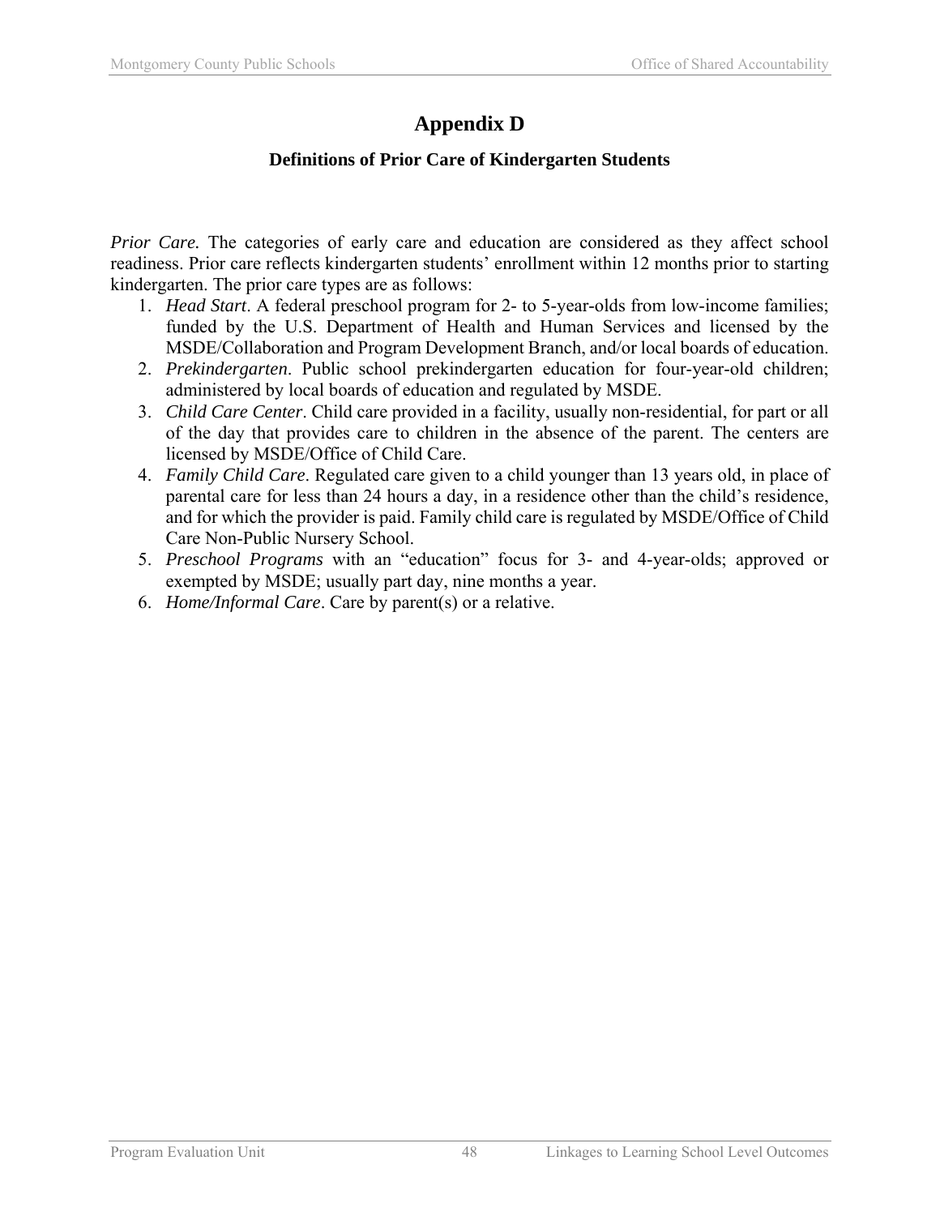# Appendix D

### Definitions of Prior Care of Kindergarten Students

*Prior Care.* The categories of early care and education are considered as they affect school readiness. Prior care reflects kindergarten students' enrollment within 12 months prior to starting kindergarten. The prior care types are as follows:

1. *Head Start*. A federal preschool program for 2- to 5-year-olds from low-income families; funded by the U.S. Department of Health and Human Services and licensed by the MSDE/Collaboration and Program Development Branch, and/or local boards of education.
2. *Prekindergarten*. Public school prekindergarten education for four-year-old children; administered by local boards of education and regulated by MSDE.
3. *Child Care Center*. Child care provided in a facility, usually non-residential, for part or all of the day that provides care to children in the absence of the parent. The centers are licensed by MSDE/Office of Child Care.
4. *Family Child Care*. Regulated care given to a child younger than 13 years old, in place of parental care for less than 24 hours a day, in a residence other than the child's residence, and for which the provider is paid. Family child care is regulated by MSDE/Office of Child Care Non-Public Nursery School.
5. *Preschool Programs* with an "education" focus for 3- and 4-year-olds; approved or exempted by MSDE; usually part day, nine months a year.
6. *Home/Informal Care*. Care by parent(s) or a relative.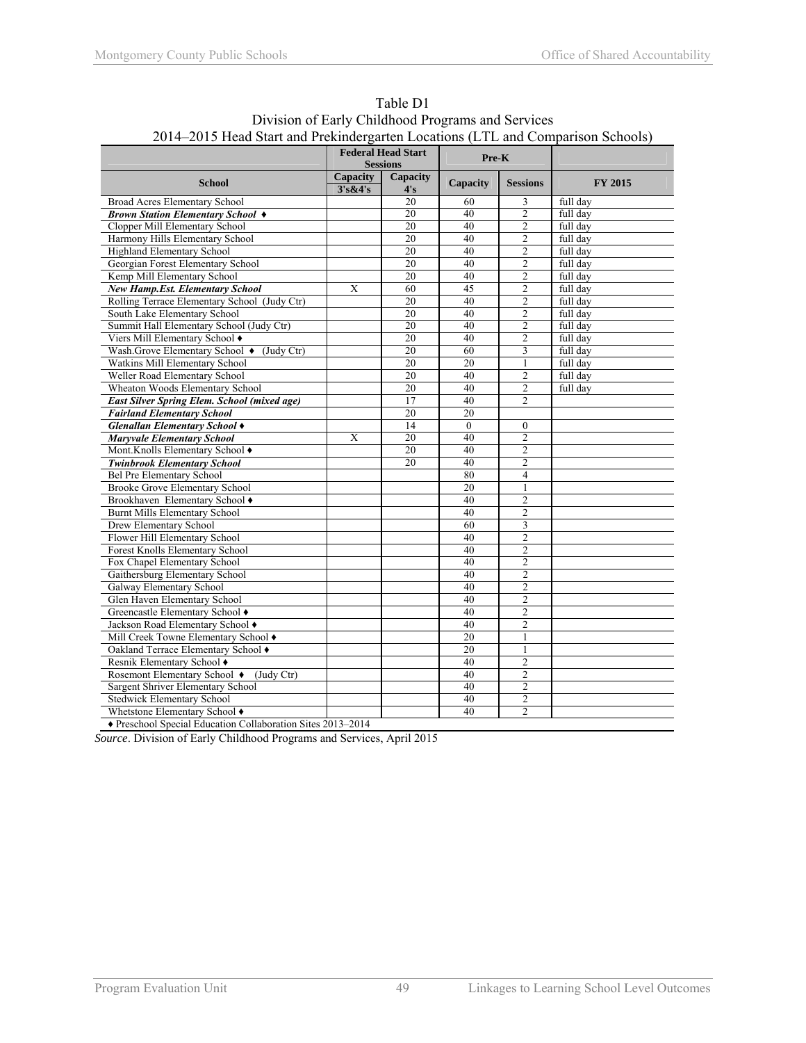Table D1
Division of Early Childhood Programs and Services
2014–2015 Head Start and Prekindergarten Locations (LTL and Comparison Schools)

| | Federal Head Start Sessions | | Pre-K | | |
|---|---|---|---|---|---|
| **School** | **Capacity 3's&4's** | **Capacity 4's** | **Capacity** | **Sessions** | **FY 2015** |
| Broad Acres Elementary School | | 20 | 60 | 3 | full day |
| ***Brown Station Elementary School ♦*** | | 20 | 40 | 2 | full day |
| Clopper Mill Elementary School | | 20 | 40 | 2 | full day |
| Harmony Hills Elementary School | | 20 | 40 | 2 | full day |
| Highland Elementary School | | 20 | 40 | 2 | full day |
| Georgian Forest Elementary School | | 20 | 40 | 2 | full day |
| Kemp Mill Elementary School | | 20 | 40 | 2 | full day |
| ***New Hamp.Est. Elementary School*** | X | 60 | 45 | 2 | full day |
| Rolling Terrace Elementary School (Judy Ctr) | | 20 | 40 | 2 | full day |
| South Lake Elementary School | | 20 | 40 | 2 | full day |
| Summit Hall Elementary School (Judy Ctr) | | 20 | 40 | 2 | full day |
| Viers Mill Elementary School ♦ | | 20 | 40 | 2 | full day |
| Wash.Grove Elementary School ♦ (Judy Ctr) | | 20 | 60 | 3 | full day |
| Watkins Mill Elementary School | | 20 | 20 | 1 | full day |
| Weller Road Elementary School | | 20 | 40 | 2 | full day |
| Wheaton Woods Elementary School | | 20 | 40 | 2 | full day |
| ***East Silver Spring Elem. School (mixed age)*** | | 17 | 40 | 2 | |
| ***Fairland Elementary School*** | | 20 | 20 | | |
| ***Glenallan Elementary School ♦*** | | 14 | 0 | 0 | |
| ***Maryvale Elementary School*** | X | 20 | 40 | 2 | |
| Mont.Knolls Elementary School ♦ | | 20 | 40 | 2 | |
| ***Twinbrook Elementary School*** | | 20 | 40 | 2 | |
| Bel Pre Elementary School | | | 80 | 4 | |
| Brooke Grove Elementary School | | | 20 | 1 | |
| Brookhaven Elementary School ♦ | | | 40 | 2 | |
| Burnt Mills Elementary School | | | 40 | 2 | |
| Drew Elementary School | | | 60 | 3 | |
| Flower Hill Elementary School | | | 40 | 2 | |
| Forest Knolls Elementary School | | | 40 | 2 | |
| Fox Chapel Elementary School | | | 40 | 2 | |
| Gaithersburg Elementary School | | | 40 | 2 | |
| Galway Elementary School | | | 40 | 2 | |
| Glen Haven Elementary School | | | 40 | 2 | |
| Greencastle Elementary School ♦ | | | 40 | 2 | |
| Jackson Road Elementary School ♦ | | | 40 | 2 | |
| Mill Creek Towne Elementary School ♦ | | | 20 | 1 | |
| Oakland Terrace Elementary School ♦ | | | 20 | 1 | |
| Resnik Elementary School ♦ | | | 40 | 2 | |
| Rosemont Elementary School ♦ (Judy Ctr) | | | 40 | 2 | |
| Sargent Shriver Elementary School | | | 40 | 2 | |
| Stedwick Elementary School | | | 40 | 2 | |
| Whetstone Elementary School ♦ | | | 40 | 2 | |

♦ Preschool Special Education Collaboration Sites 2013–2014

*Source*. Division of Early Childhood Programs and Services, April 2015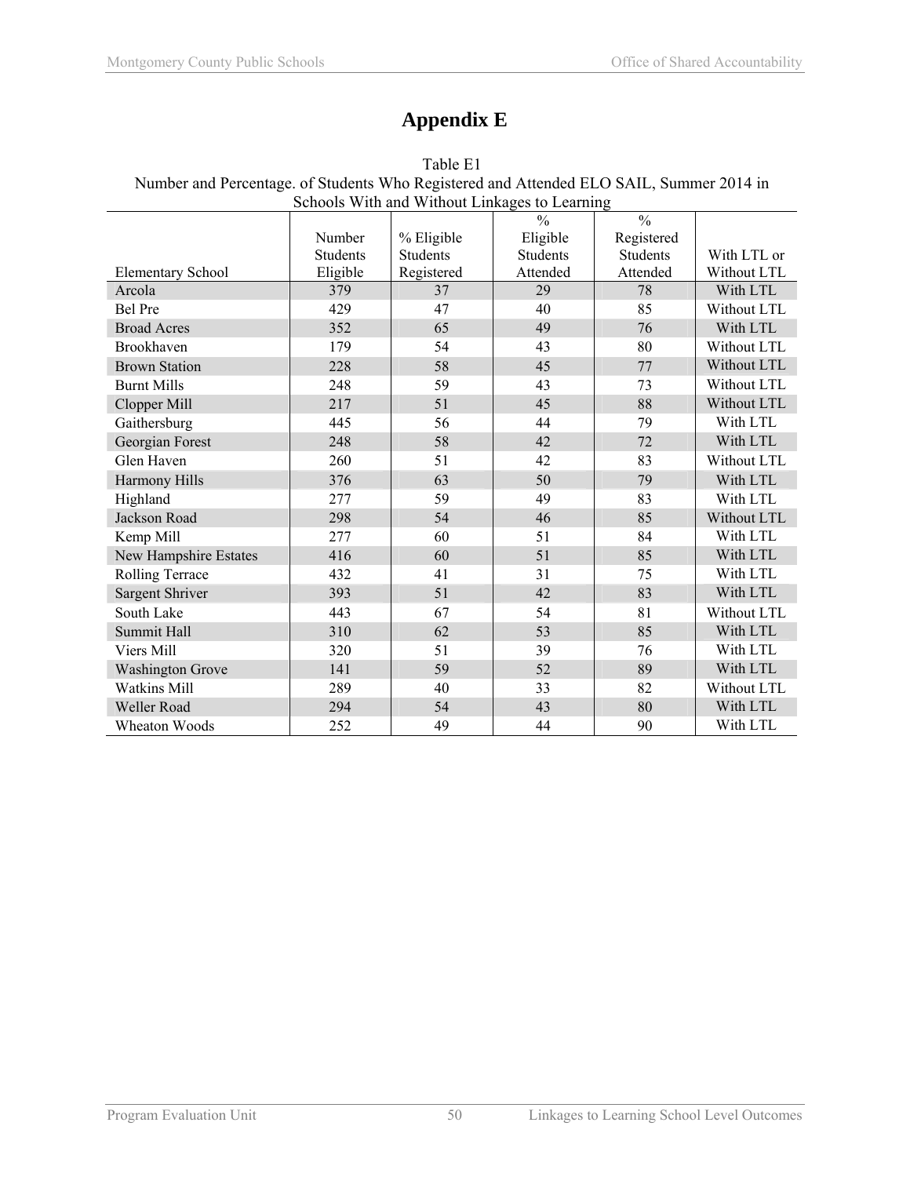# Appendix E

Table E1
Number and Percentage. of Students Who Registered and Attended ELO SAIL, Summer 2014 in Schools With and Without Linkages to Learning

| Elementary School | Number Students Eligible | % Eligible Students Registered | % Eligible Students Attended | % Registered Students Attended | With LTL or Without LTL |
|---|---|---|---|---|---|
| Arcola | 379 | 37 | 29 | 78 | With LTL |
| Bel Pre | 429 | 47 | 40 | 85 | Without LTL |
| Broad Acres | 352 | 65 | 49 | 76 | With LTL |
| Brookhaven | 179 | 54 | 43 | 80 | Without LTL |
| Brown Station | 228 | 58 | 45 | 77 | Without LTL |
| Burnt Mills | 248 | 59 | 43 | 73 | Without LTL |
| Clopper Mill | 217 | 51 | 45 | 88 | Without LTL |
| Gaithersburg | 445 | 56 | 44 | 79 | With LTL |
| Georgian Forest | 248 | 58 | 42 | 72 | With LTL |
| Glen Haven | 260 | 51 | 42 | 83 | Without LTL |
| Harmony Hills | 376 | 63 | 50 | 79 | With LTL |
| Highland | 277 | 59 | 49 | 83 | With LTL |
| Jackson Road | 298 | 54 | 46 | 85 | Without LTL |
| Kemp Mill | 277 | 60 | 51 | 84 | With LTL |
| New Hampshire Estates | 416 | 60 | 51 | 85 | With LTL |
| Rolling Terrace | 432 | 41 | 31 | 75 | With LTL |
| Sargent Shriver | 393 | 51 | 42 | 83 | With LTL |
| South Lake | 443 | 67 | 54 | 81 | Without LTL |
| Summit Hall | 310 | 62 | 53 | 85 | With LTL |
| Viers Mill | 320 | 51 | 39 | 76 | With LTL |
| Washington Grove | 141 | 59 | 52 | 89 | With LTL |
| Watkins Mill | 289 | 40 | 33 | 82 | Without LTL |
| Weller Road | 294 | 54 | 43 | 80 | With LTL |
| Wheaton Woods | 252 | 49 | 44 | 90 | With LTL |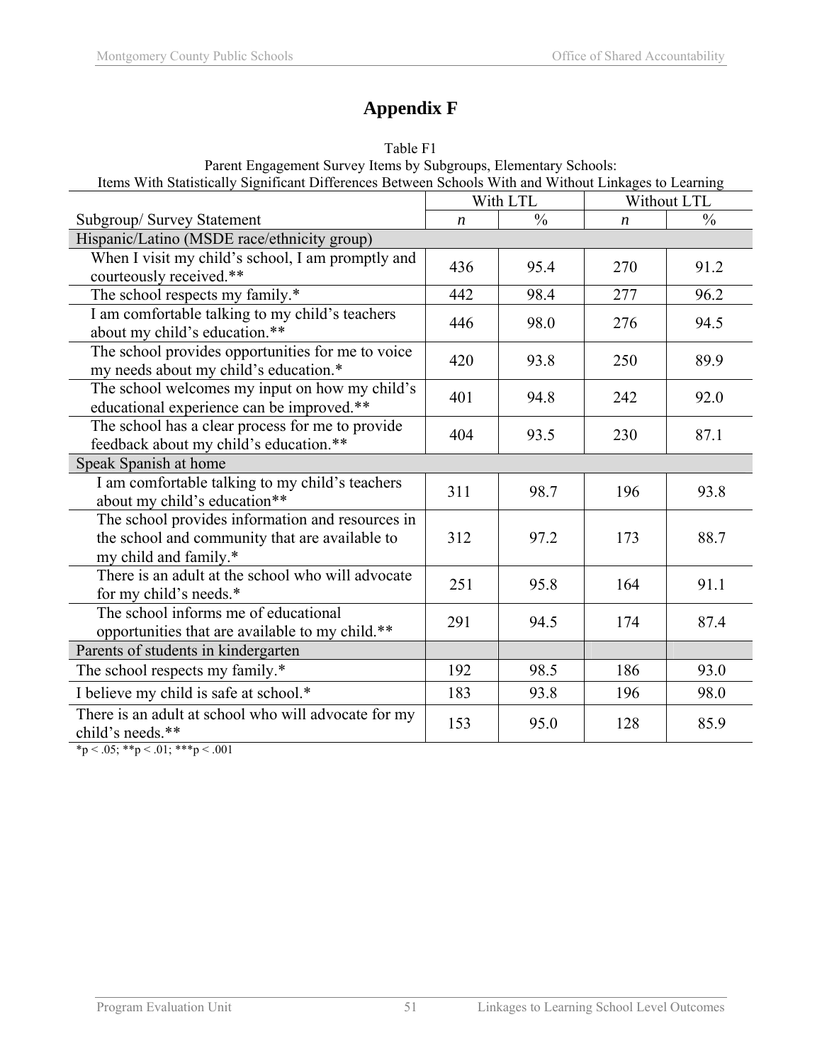# Appendix F

Table F1
Parent Engagement Survey Items by Subgroups, Elementary Schools:
Items With Statistically Significant Differences Between Schools With and Without Linkages to Learning

| Subgroup/ Survey Statement | With LTL | | Without LTL | |
|---|---|---|---|---|
| | *n* | % | *n* | % |
| **Hispanic/Latino (MSDE race/ethnicity group)** | | | | |
| When I visit my child's school, I am promptly and courteously received.** | 436 | 95.4 | 270 | 91.2 |
| The school respects my family.* | 442 | 98.4 | 277 | 96.2 |
| I am comfortable talking to my child's teachers about my child's education.** | 446 | 98.0 | 276 | 94.5 |
| The school provides opportunities for me to voice my needs about my child's education.* | 420 | 93.8 | 250 | 89.9 |
| The school welcomes my input on how my child's educational experience can be improved.** | 401 | 94.8 | 242 | 92.0 |
| The school has a clear process for me to provide feedback about my child's education.** | 404 | 93.5 | 230 | 87.1 |
| **Speak Spanish at home** | | | | |
| I am comfortable talking to my child's teachers about my child's education** | 311 | 98.7 | 196 | 93.8 |
| The school provides information and resources in the school and community that are available to my child and family.* | 312 | 97.2 | 173 | 88.7 |
| There is an adult at the school who will advocate for my child's needs.* | 251 | 95.8 | 164 | 91.1 |
| The school informs me of educational opportunities that are available to my child.** | 291 | 94.5 | 174 | 87.4 |
| **Parents of students in kindergarten** | | | | |
| The school respects my family.* | 192 | 98.5 | 186 | 93.0 |
| I believe my child is safe at school.* | 183 | 93.8 | 196 | 98.0 |
| There is an adult at school who will advocate for my child's needs.** | 153 | 95.0 | 128 | 85.9 |

*$p < .05$; **$p < .01$; ***$p < .001$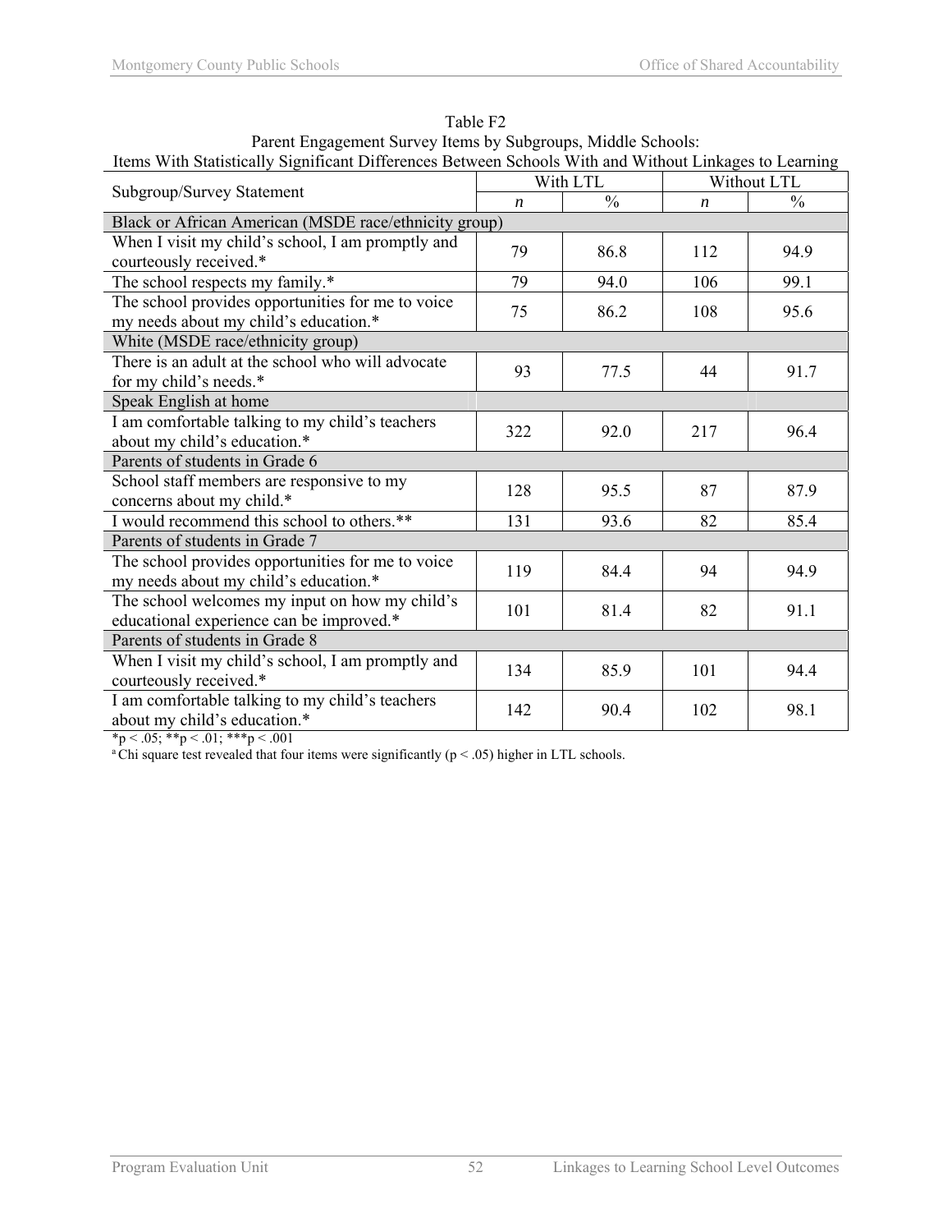Table F2

Parent Engagement Survey Items by Subgroups, Middle Schools:

Items With Statistically Significant Differences Between Schools With and Without Linkages to Learning

| Subgroup/Survey Statement | With LTL | | Without LTL | |
|---|---|---|---|---|
| | *n* | % | *n* | % |
| Black or African American (MSDE race/ethnicity group) | | | | |
| When I visit my child's school, I am promptly and courteously received.* | 79 | 86.8 | 112 | 94.9 |
| The school respects my family.* | 79 | 94.0 | 106 | 99.1 |
| The school provides opportunities for me to voice my needs about my child's education.* | 75 | 86.2 | 108 | 95.6 |
| White (MSDE race/ethnicity group) | | | | |
| There is an adult at the school who will advocate for my child's needs.* | 93 | 77.5 | 44 | 91.7 |
| Speak English at home | | | | |
| I am comfortable talking to my child's teachers about my child's education.* | 322 | 92.0 | 217 | 96.4 |
| Parents of students in Grade 6 | | | | |
| School staff members are responsive to my concerns about my child.* | 128 | 95.5 | 87 | 87.9 |
| I would recommend this school to others.** | 131 | 93.6 | 82 | 85.4 |
| Parents of students in Grade 7 | | | | |
| The school provides opportunities for me to voice my needs about my child's education.* | 119 | 84.4 | 94 | 94.9 |
| The school welcomes my input on how my child's educational experience can be improved.* | 101 | 81.4 | 82 | 91.1 |
| Parents of students in Grade 8 | | | | |
| When I visit my child's school, I am promptly and courteously received.* | 134 | 85.9 | 101 | 94.4 |
| I am comfortable talking to my child's teachers about my child's education.* | 142 | 90.4 | 102 | 98.1 |

*$p < .05$; **$p < .01$; ***$p < .001$

[a] Chi square test revealed that four items were significantly ($p < .05$) higher in LTL schools.